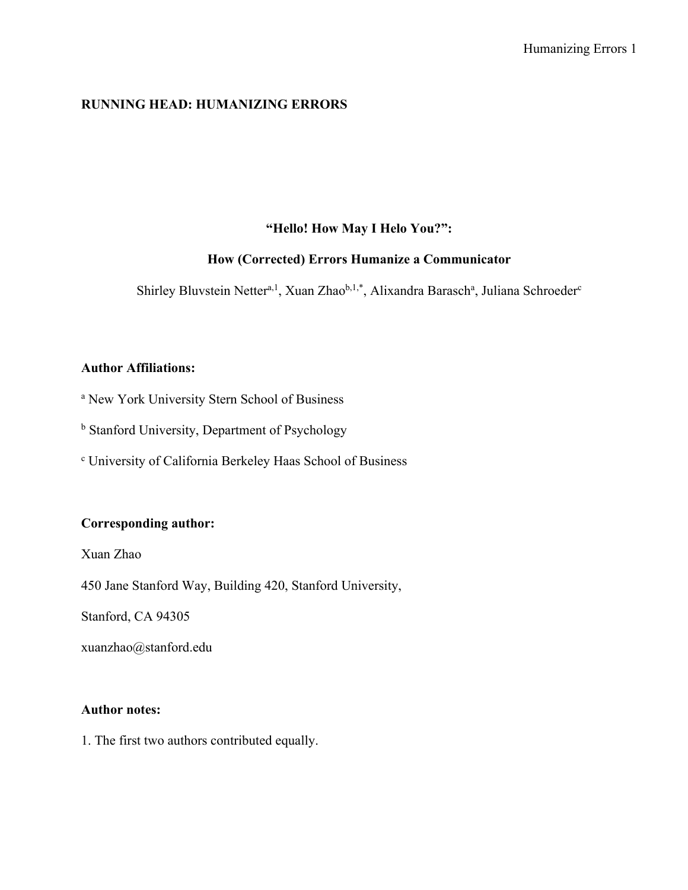**RUNNING HEAD: HUMANIZING ERRORS**

# "Hello! How May I Helo You?":

# How (Corrected) Errors Humanize a Communicator

Shirley Bluvstein Netter[a,1], Xuan Zhao[b,1,*], Alixandra Barasch[a], Juliana Schroeder[c]

**Author Affiliations:**

[a] New York University Stern School of Business

[b] Stanford University, Department of Psychology

[c] University of California Berkeley Haas School of Business

**Corresponding author:**

Xuan Zhao

450 Jane Stanford Way, Building 420, Stanford University,

Stanford, CA 94305

xuanzhao@stanford.edu

**Author notes:**

1. The first two authors contributed equally.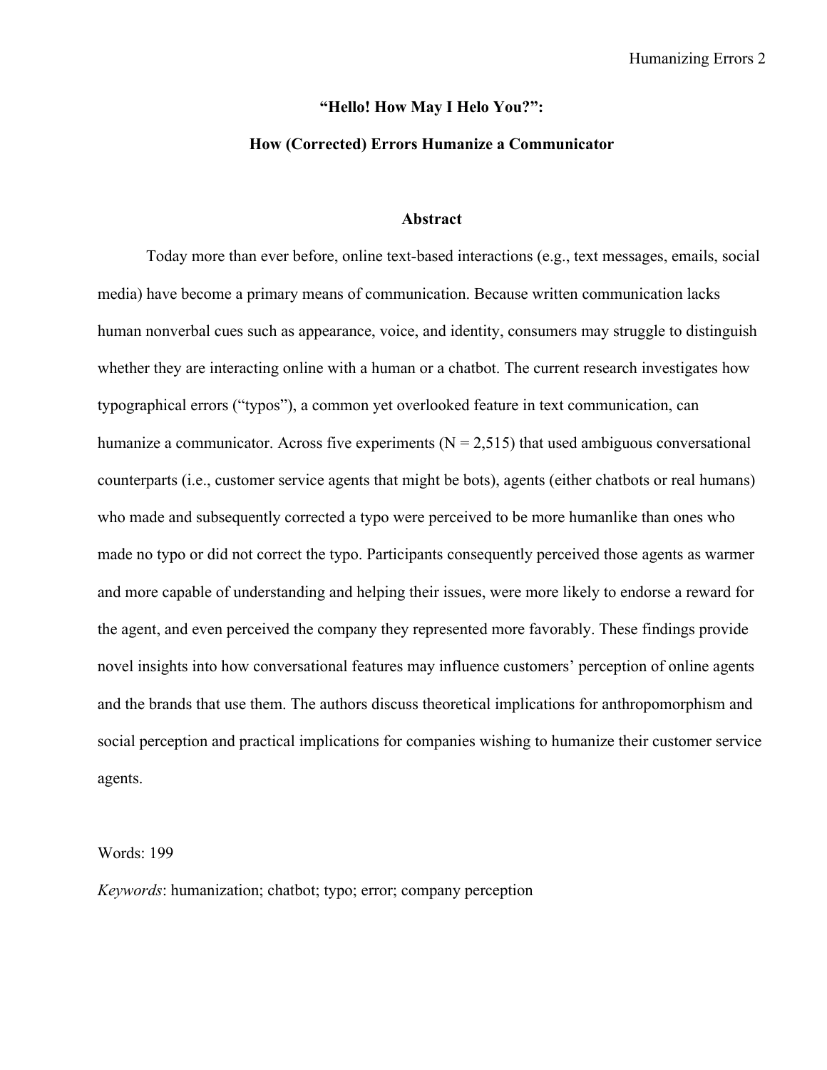# "Hello! How May I Helo You?": How (Corrected) Errors Humanize a Communicator

## Abstract

Today more than ever before, online text-based interactions (e.g., text messages, emails, social media) have become a primary means of communication. Because written communication lacks human nonverbal cues such as appearance, voice, and identity, consumers may struggle to distinguish whether they are interacting online with a human or a chatbot. The current research investigates how typographical errors ("typos"), a common yet overlooked feature in text communication, can humanize a communicator. Across five experiments (N = 2,515) that used ambiguous conversational counterparts (i.e., customer service agents that might be bots), agents (either chatbots or real humans) who made and subsequently corrected a typo were perceived to be more humanlike than ones who made no typo or did not correct the typo. Participants consequently perceived those agents as warmer and more capable of understanding and helping their issues, were more likely to endorse a reward for the agent, and even perceived the company they represented more favorably. These findings provide novel insights into how conversational features may influence customers' perception of online agents and the brands that use them. The authors discuss theoretical implications for anthropomorphism and social perception and practical implications for companies wishing to humanize their customer service agents.

Words: 199

*Keywords*: humanization; chatbot; typo; error; company perception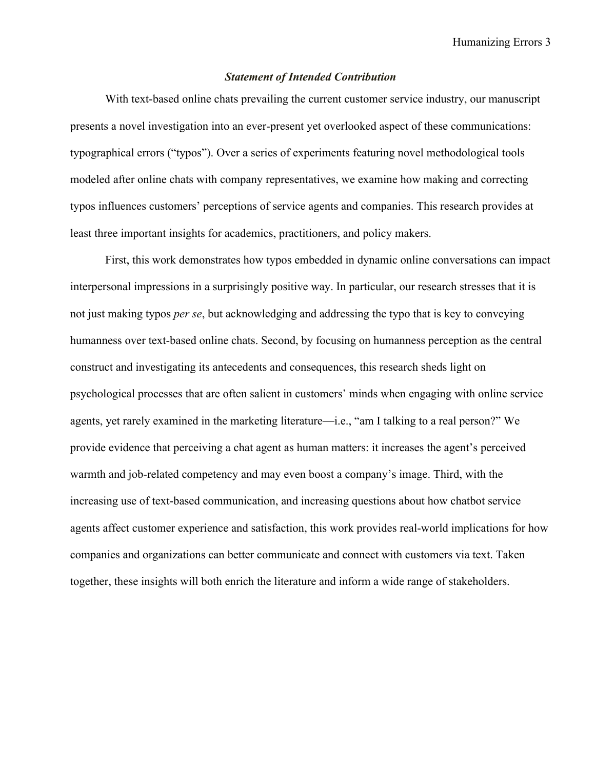### ***Statement of Intended Contribution***

With text-based online chats prevailing the current customer service industry, our manuscript presents a novel investigation into an ever-present yet overlooked aspect of these communications: typographical errors ("typos"). Over a series of experiments featuring novel methodological tools modeled after online chats with company representatives, we examine how making and correcting typos influences customers' perceptions of service agents and companies. This research provides at least three important insights for academics, practitioners, and policy makers.

First, this work demonstrates how typos embedded in dynamic online conversations can impact interpersonal impressions in a surprisingly positive way. In particular, our research stresses that it is not just making typos *per se*, but acknowledging and addressing the typo that is key to conveying humanness over text-based online chats. Second, by focusing on humanness perception as the central construct and investigating its antecedents and consequences, this research sheds light on psychological processes that are often salient in customers' minds when engaging with online service agents, yet rarely examined in the marketing literature—i.e., "am I talking to a real person?" We provide evidence that perceiving a chat agent as human matters: it increases the agent's perceived warmth and job-related competency and may even boost a company's image. Third, with the increasing use of text-based communication, and increasing questions about how chatbot service agents affect customer experience and satisfaction, this work provides real-world implications for how companies and organizations can better communicate and connect with customers via text. Taken together, these insights will both enrich the literature and inform a wide range of stakeholders.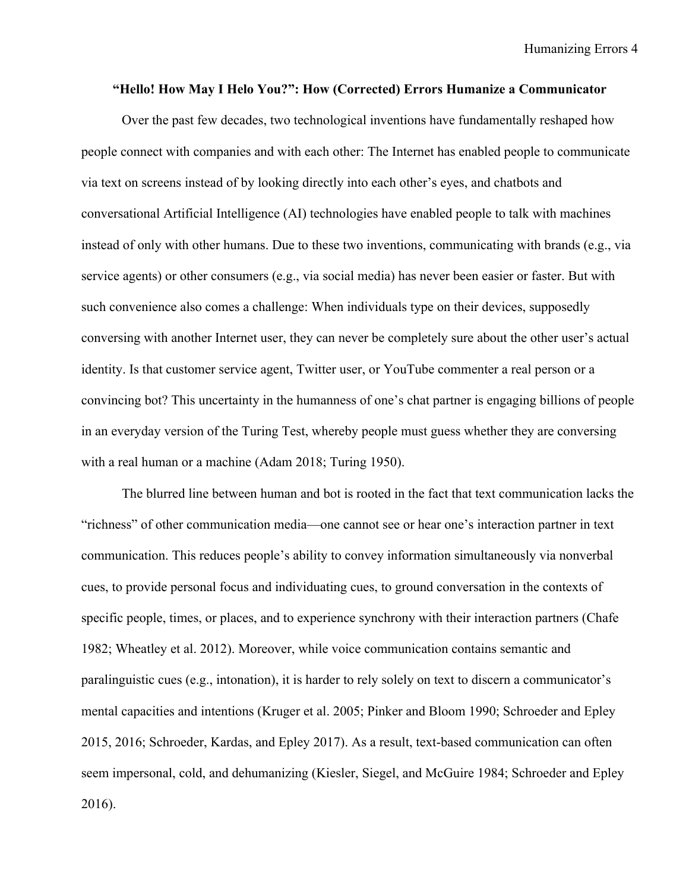# "Hello! How May I Helo You?": How (Corrected) Errors Humanize a Communicator

Over the past few decades, two technological inventions have fundamentally reshaped how people connect with companies and with each other: The Internet has enabled people to communicate via text on screens instead of by looking directly into each other's eyes, and chatbots and conversational Artificial Intelligence (AI) technologies have enabled people to talk with machines instead of only with other humans. Due to these two inventions, communicating with brands (e.g., via service agents) or other consumers (e.g., via social media) has never been easier or faster. But with such convenience also comes a challenge: When individuals type on their devices, supposedly conversing with another Internet user, they can never be completely sure about the other user's actual identity. Is that customer service agent, Twitter user, or YouTube commenter a real person or a convincing bot? This uncertainty in the humanness of one's chat partner is engaging billions of people in an everyday version of the Turing Test, whereby people must guess whether they are conversing with a real human or a machine (Adam 2018; Turing 1950).

The blurred line between human and bot is rooted in the fact that text communication lacks the "richness" of other communication media—one cannot see or hear one's interaction partner in text communication. This reduces people's ability to convey information simultaneously via nonverbal cues, to provide personal focus and individuating cues, to ground conversation in the contexts of specific people, times, or places, and to experience synchrony with their interaction partners (Chafe 1982; Wheatley et al. 2012). Moreover, while voice communication contains semantic and paralinguistic cues (e.g., intonation), it is harder to rely solely on text to discern a communicator's mental capacities and intentions (Kruger et al. 2005; Pinker and Bloom 1990; Schroeder and Epley 2015, 2016; Schroeder, Kardas, and Epley 2017). As a result, text-based communication can often seem impersonal, cold, and dehumanizing (Kiesler, Siegel, and McGuire 1984; Schroeder and Epley 2016).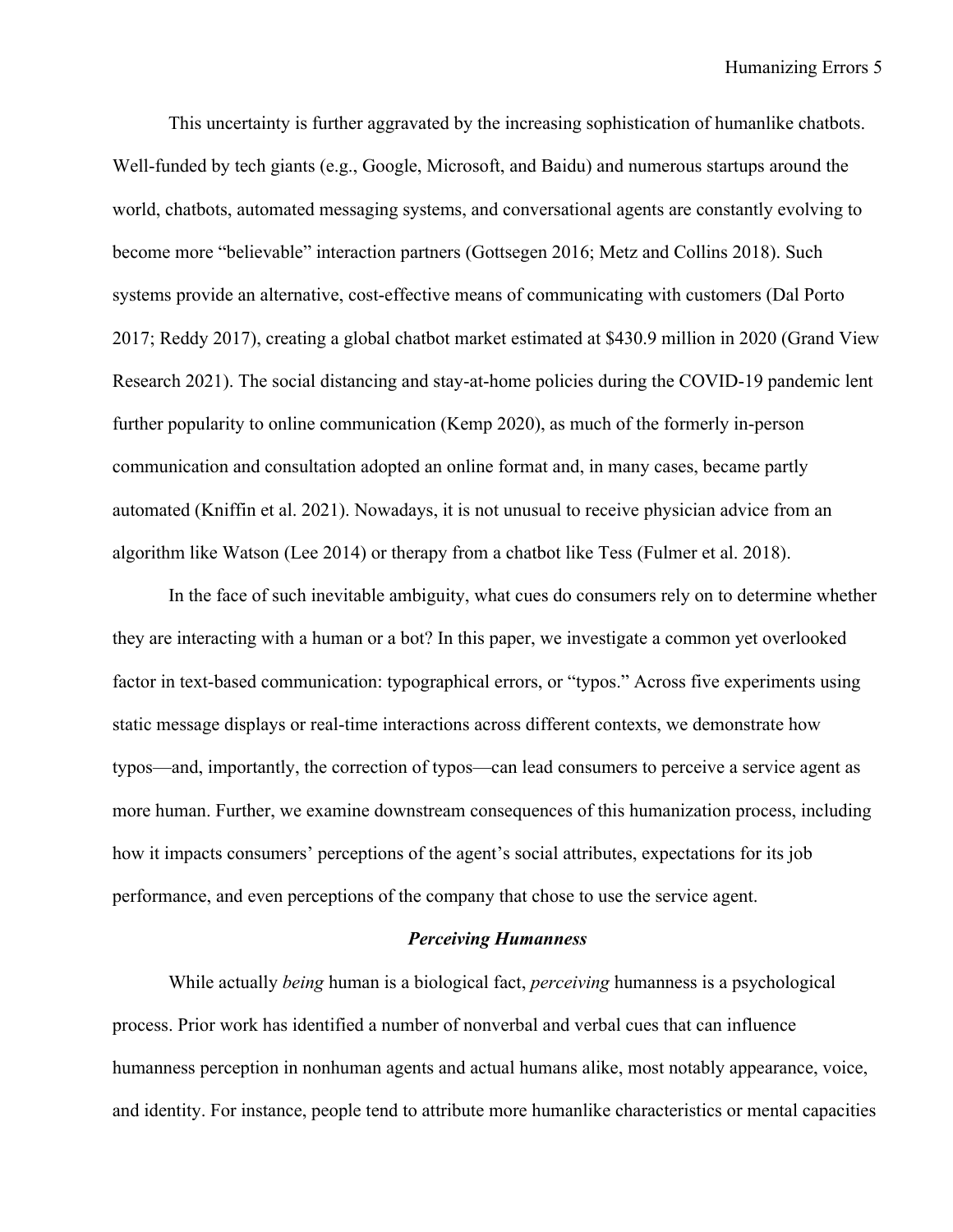This uncertainty is further aggravated by the increasing sophistication of humanlike chatbots. Well-funded by tech giants (e.g., Google, Microsoft, and Baidu) and numerous startups around the world, chatbots, automated messaging systems, and conversational agents are constantly evolving to become more "believable" interaction partners (Gottsegen 2016; Metz and Collins 2018). Such systems provide an alternative, cost-effective means of communicating with customers (Dal Porto 2017; Reddy 2017), creating a global chatbot market estimated at $430.9 million in 2020 (Grand View Research 2021). The social distancing and stay-at-home policies during the COVID-19 pandemic lent further popularity to online communication (Kemp 2020), as much of the formerly in-person communication and consultation adopted an online format and, in many cases, became partly automated (Kniffin et al. 2021). Nowadays, it is not unusual to receive physician advice from an algorithm like Watson (Lee 2014) or therapy from a chatbot like Tess (Fulmer et al. 2018).

In the face of such inevitable ambiguity, what cues do consumers rely on to determine whether they are interacting with a human or a bot? In this paper, we investigate a common yet overlooked factor in text-based communication: typographical errors, or "typos." Across five experiments using static message displays or real-time interactions across different contexts, we demonstrate how typos—and, importantly, the correction of typos—can lead consumers to perceive a service agent as more human. Further, we examine downstream consequences of this humanization process, including how it impacts consumers' perceptions of the agent's social attributes, expectations for its job performance, and even perceptions of the company that chose to use the service agent.

### *Perceiving Humanness*

While actually *being* human is a biological fact, *perceiving* humanness is a psychological process. Prior work has identified a number of nonverbal and verbal cues that can influence humanness perception in nonhuman agents and actual humans alike, most notably appearance, voice, and identity. For instance, people tend to attribute more humanlike characteristics or mental capacities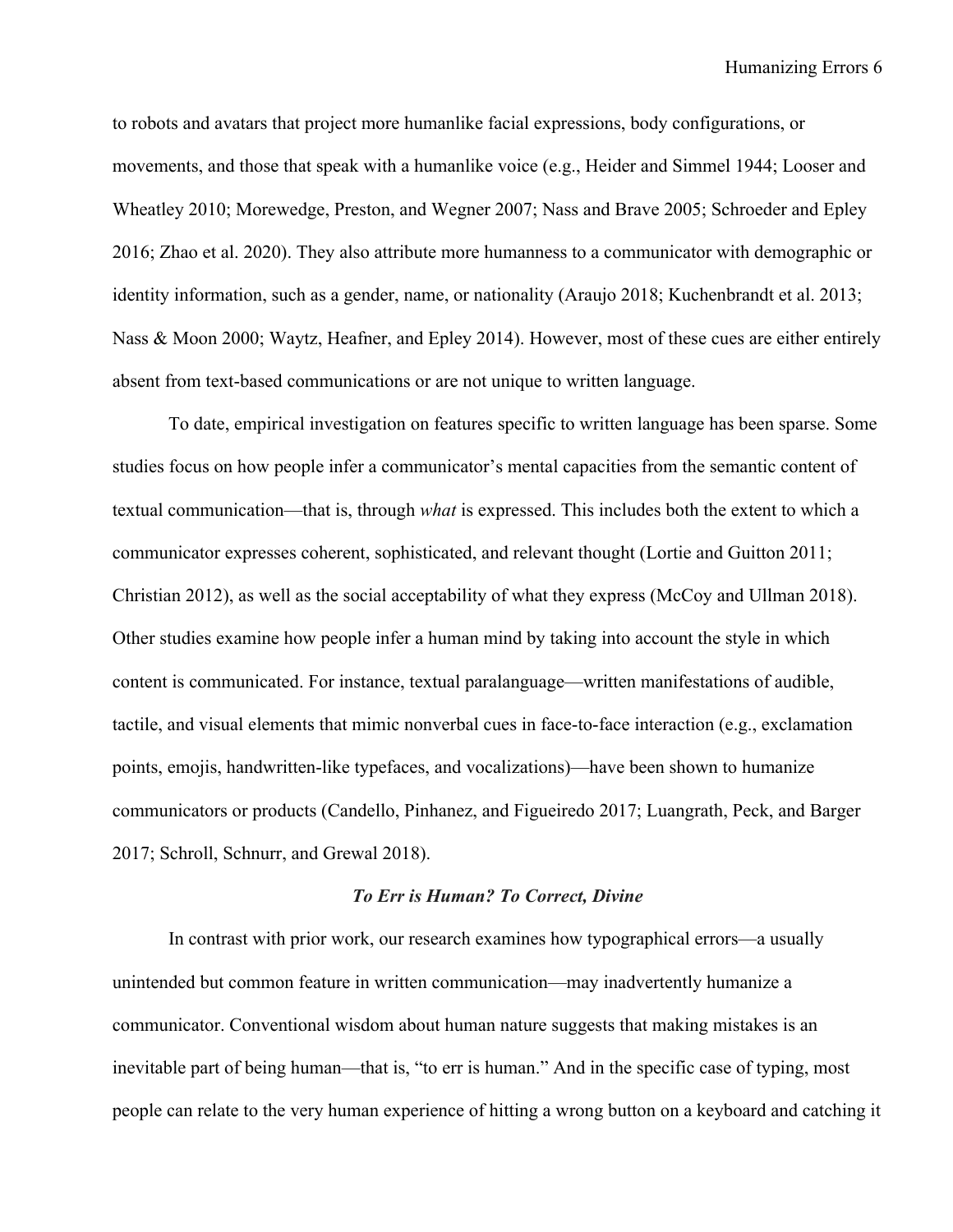to robots and avatars that project more humanlike facial expressions, body configurations, or movements, and those that speak with a humanlike voice (e.g., Heider and Simmel 1944; Looser and Wheatley 2010; Morewedge, Preston, and Wegner 2007; Nass and Brave 2005; Schroeder and Epley 2016; Zhao et al. 2020). They also attribute more humanness to a communicator with demographic or identity information, such as a gender, name, or nationality (Araujo 2018; Kuchenbrandt et al. 2013; Nass & Moon 2000; Waytz, Heafner, and Epley 2014). However, most of these cues are either entirely absent from text-based communications or are not unique to written language.

To date, empirical investigation on features specific to written language has been sparse. Some studies focus on how people infer a communicator's mental capacities from the semantic content of textual communication—that is, through *what* is expressed. This includes both the extent to which a communicator expresses coherent, sophisticated, and relevant thought (Lortie and Guitton 2011; Christian 2012), as well as the social acceptability of what they express (McCoy and Ullman 2018). Other studies examine how people infer a human mind by taking into account the style in which content is communicated. For instance, textual paralanguage—written manifestations of audible, tactile, and visual elements that mimic nonverbal cues in face-to-face interaction (e.g., exclamation points, emojis, handwritten-like typefaces, and vocalizations)—have been shown to humanize communicators or products (Candello, Pinhanez, and Figueiredo 2017; Luangrath, Peck, and Barger 2017; Schroll, Schnurr, and Grewal 2018).

### *To Err is Human? To Correct, Divine*

In contrast with prior work, our research examines how typographical errors—a usually unintended but common feature in written communication—may inadvertently humanize a communicator. Conventional wisdom about human nature suggests that making mistakes is an inevitable part of being human—that is, "to err is human." And in the specific case of typing, most people can relate to the very human experience of hitting a wrong button on a keyboard and catching it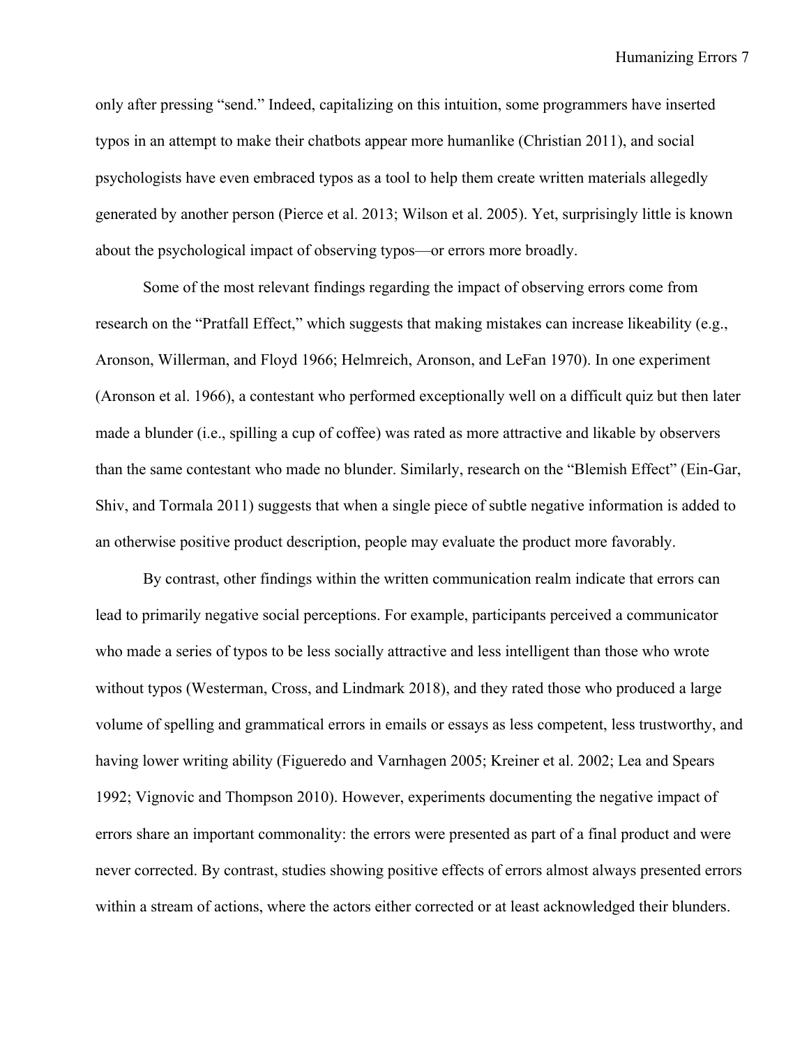only after pressing "send." Indeed, capitalizing on this intuition, some programmers have inserted typos in an attempt to make their chatbots appear more humanlike (Christian 2011), and social psychologists have even embraced typos as a tool to help them create written materials allegedly generated by another person (Pierce et al. 2013; Wilson et al. 2005). Yet, surprisingly little is known about the psychological impact of observing typos—or errors more broadly.

Some of the most relevant findings regarding the impact of observing errors come from research on the "Pratfall Effect," which suggests that making mistakes can increase likeability (e.g., Aronson, Willerman, and Floyd 1966; Helmreich, Aronson, and LeFan 1970). In one experiment (Aronson et al. 1966), a contestant who performed exceptionally well on a difficult quiz but then later made a blunder (i.e., spilling a cup of coffee) was rated as more attractive and likable by observers than the same contestant who made no blunder. Similarly, research on the "Blemish Effect" (Ein-Gar, Shiv, and Tormala 2011) suggests that when a single piece of subtle negative information is added to an otherwise positive product description, people may evaluate the product more favorably.

By contrast, other findings within the written communication realm indicate that errors can lead to primarily negative social perceptions. For example, participants perceived a communicator who made a series of typos to be less socially attractive and less intelligent than those who wrote without typos (Westerman, Cross, and Lindmark 2018), and they rated those who produced a large volume of spelling and grammatical errors in emails or essays as less competent, less trustworthy, and having lower writing ability (Figueredo and Varnhagen 2005; Kreiner et al. 2002; Lea and Spears 1992; Vignovic and Thompson 2010). However, experiments documenting the negative impact of errors share an important commonality: the errors were presented as part of a final product and were never corrected. By contrast, studies showing positive effects of errors almost always presented errors within a stream of actions, where the actors either corrected or at least acknowledged their blunders.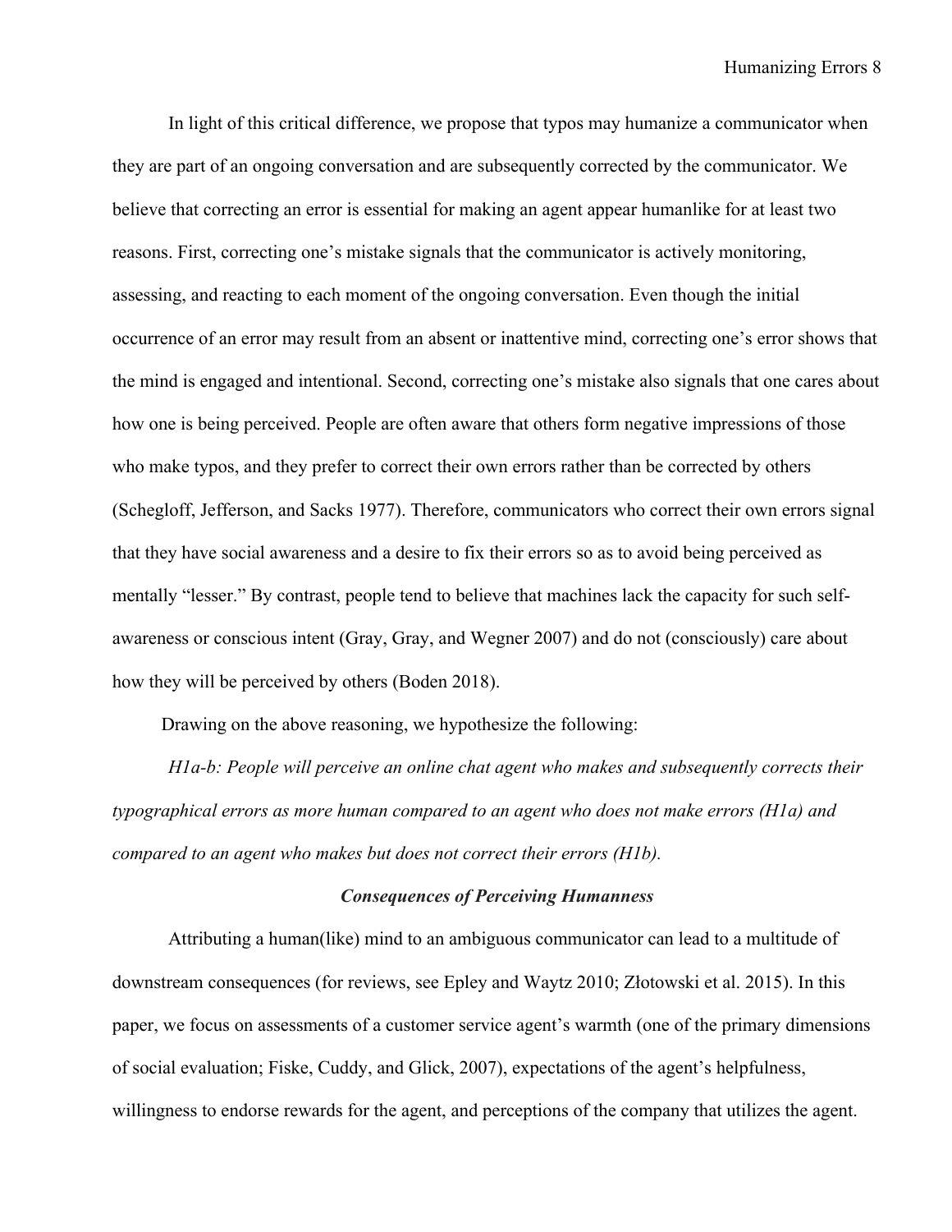In light of this critical difference, we propose that typos may humanize a communicator when they are part of an ongoing conversation and are subsequently corrected by the communicator. We believe that correcting an error is essential for making an agent appear humanlike for at least two reasons. First, correcting one's mistake signals that the communicator is actively monitoring, assessing, and reacting to each moment of the ongoing conversation. Even though the initial occurrence of an error may result from an absent or inattentive mind, correcting one's error shows that the mind is engaged and intentional. Second, correcting one's mistake also signals that one cares about how one is being perceived. People are often aware that others form negative impressions of those who make typos, and they prefer to correct their own errors rather than be corrected by others (Schegloff, Jefferson, and Sacks 1977). Therefore, communicators who correct their own errors signal that they have social awareness and a desire to fix their errors so as to avoid being perceived as mentally "lesser." By contrast, people tend to believe that machines lack the capacity for such self-awareness or conscious intent (Gray, Gray, and Wegner 2007) and do not (consciously) care about how they will be perceived by others (Boden 2018).

Drawing on the above reasoning, we hypothesize the following:

*H1a-b: People will perceive an online chat agent who makes and subsequently corrects their typographical errors as more human compared to an agent who does not make errors (H1a) and compared to an agent who makes but does not correct their errors (H1b).*

### *Consequences of Perceiving Humanness*

Attributing a human(like) mind to an ambiguous communicator can lead to a multitude of downstream consequences (for reviews, see Epley and Waytz 2010; Złotowski et al. 2015). In this paper, we focus on assessments of a customer service agent's warmth (one of the primary dimensions of social evaluation; Fiske, Cuddy, and Glick, 2007), expectations of the agent's helpfulness, willingness to endorse rewards for the agent, and perceptions of the company that utilizes the agent.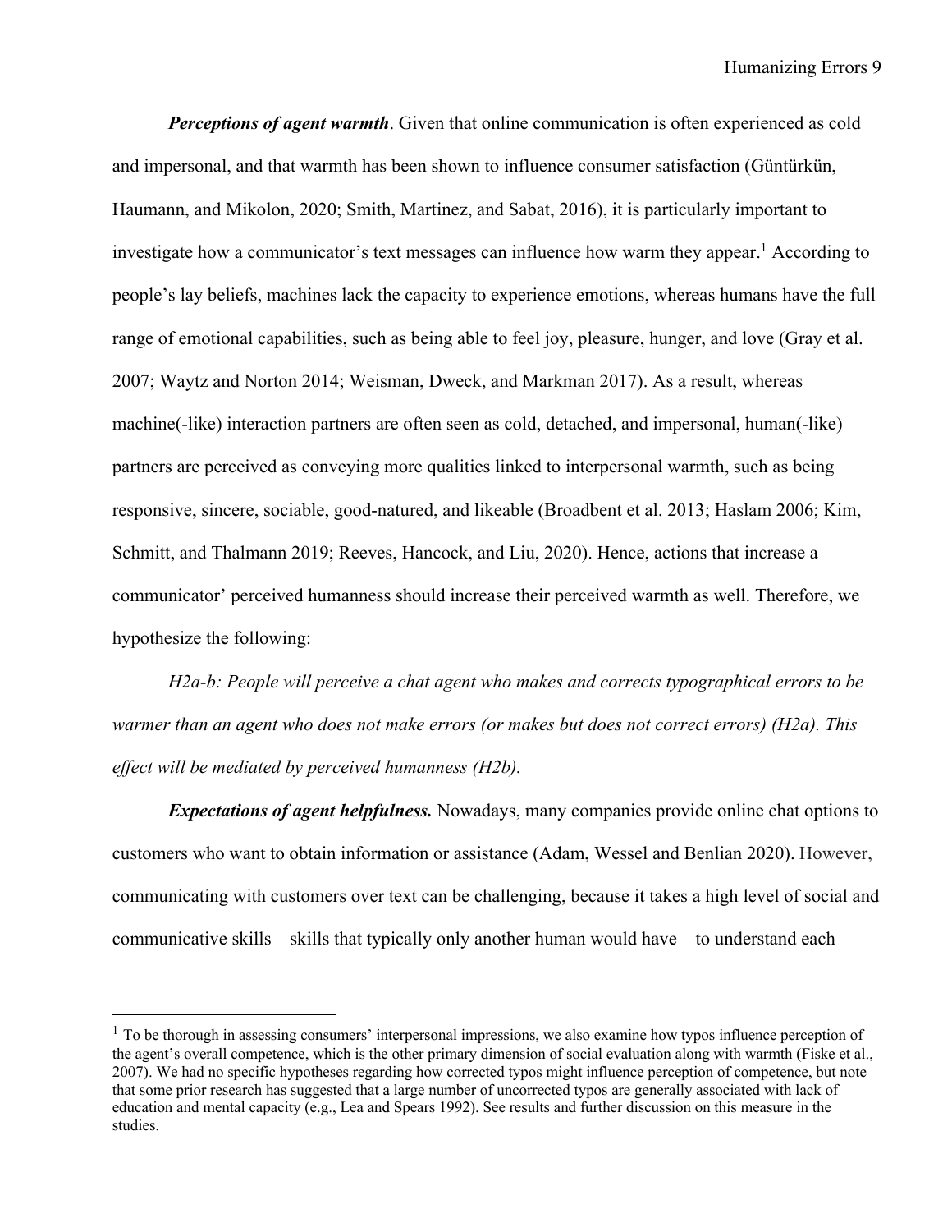***Perceptions of agent warmth***. Given that online communication is often experienced as cold and impersonal, and that warmth has been shown to influence consumer satisfaction (Güntürkün, Haumann, and Mikolon, 2020; Smith, Martinez, and Sabat, 2016), it is particularly important to investigate how a communicator's text messages can influence how warm they appear.[1] According to people's lay beliefs, machines lack the capacity to experience emotions, whereas humans have the full range of emotional capabilities, such as being able to feel joy, pleasure, hunger, and love (Gray et al. 2007; Waytz and Norton 2014; Weisman, Dweck, and Markman 2017). As a result, whereas machine(-like) interaction partners are often seen as cold, detached, and impersonal, human(-like) partners are perceived as conveying more qualities linked to interpersonal warmth, such as being responsive, sincere, sociable, good-natured, and likeable (Broadbent et al. 2013; Haslam 2006; Kim, Schmitt, and Thalmann 2019; Reeves, Hancock, and Liu, 2020). Hence, actions that increase a communicator' perceived humanness should increase their perceived warmth as well. Therefore, we hypothesize the following:

*H2a-b: People will perceive a chat agent who makes and corrects typographical errors to be warmer than an agent who does not make errors (or makes but does not correct errors) (H2a). This effect will be mediated by perceived humanness (H2b).*

***Expectations of agent helpfulness.*** Nowadays, many companies provide online chat options to customers who want to obtain information or assistance (Adam, Wessel and Benlian 2020). However, communicating with customers over text can be challenging, because it takes a high level of social and communicative skills—skills that typically only another human would have—to understand each

[1] To be thorough in assessing consumers' interpersonal impressions, we also examine how typos influence perception of the agent's overall competence, which is the other primary dimension of social evaluation along with warmth (Fiske et al., 2007). We had no specific hypotheses regarding how corrected typos might influence perception of competence, but note that some prior research has suggested that a large number of uncorrected typos are generally associated with lack of education and mental capacity (e.g., Lea and Spears 1992). See results and further discussion on this measure in the studies.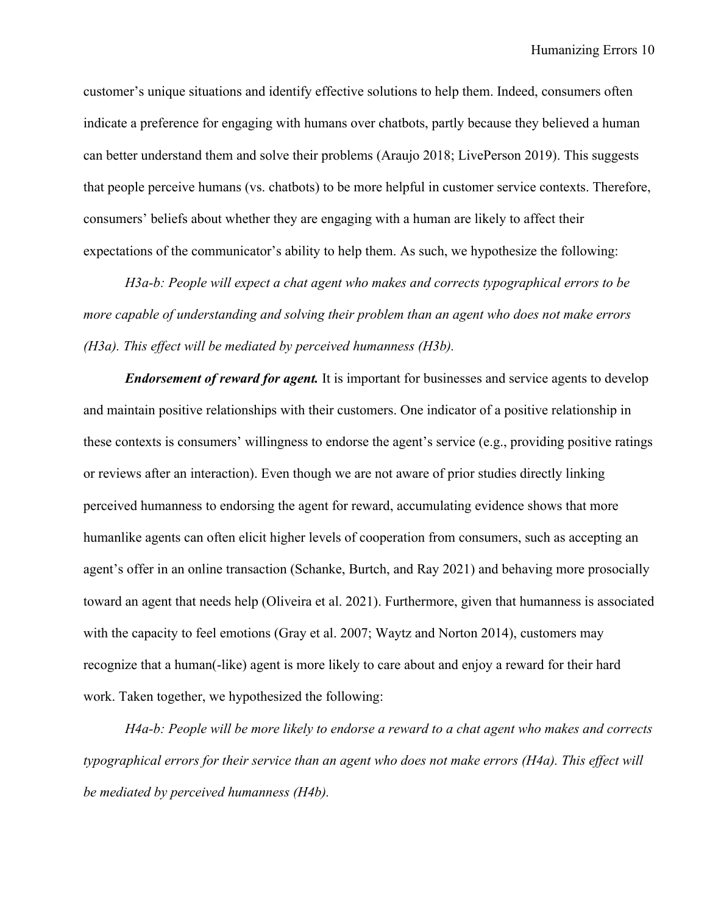customer's unique situations and identify effective solutions to help them. Indeed, consumers often indicate a preference for engaging with humans over chatbots, partly because they believed a human can better understand them and solve their problems (Araujo 2018; LivePerson 2019). This suggests that people perceive humans (vs. chatbots) to be more helpful in customer service contexts. Therefore, consumers' beliefs about whether they are engaging with a human are likely to affect their expectations of the communicator's ability to help them. As such, we hypothesize the following:

*H3a-b: People will expect a chat agent who makes and corrects typographical errors to be more capable of understanding and solving their problem than an agent who does not make errors (H3a). This effect will be mediated by perceived humanness (H3b).*

***Endorsement of reward for agent.*** It is important for businesses and service agents to develop and maintain positive relationships with their customers. One indicator of a positive relationship in these contexts is consumers' willingness to endorse the agent's service (e.g., providing positive ratings or reviews after an interaction). Even though we are not aware of prior studies directly linking perceived humanness to endorsing the agent for reward, accumulating evidence shows that more humanlike agents can often elicit higher levels of cooperation from consumers, such as accepting an agent's offer in an online transaction (Schanke, Burtch, and Ray 2021) and behaving more prosocially toward an agent that needs help (Oliveira et al. 2021). Furthermore, given that humanness is associated with the capacity to feel emotions (Gray et al. 2007; Waytz and Norton 2014), customers may recognize that a human(-like) agent is more likely to care about and enjoy a reward for their hard work. Taken together, we hypothesized the following:

*H4a-b: People will be more likely to endorse a reward to a chat agent who makes and corrects typographical errors for their service than an agent who does not make errors (H4a). This effect will be mediated by perceived humanness (H4b).*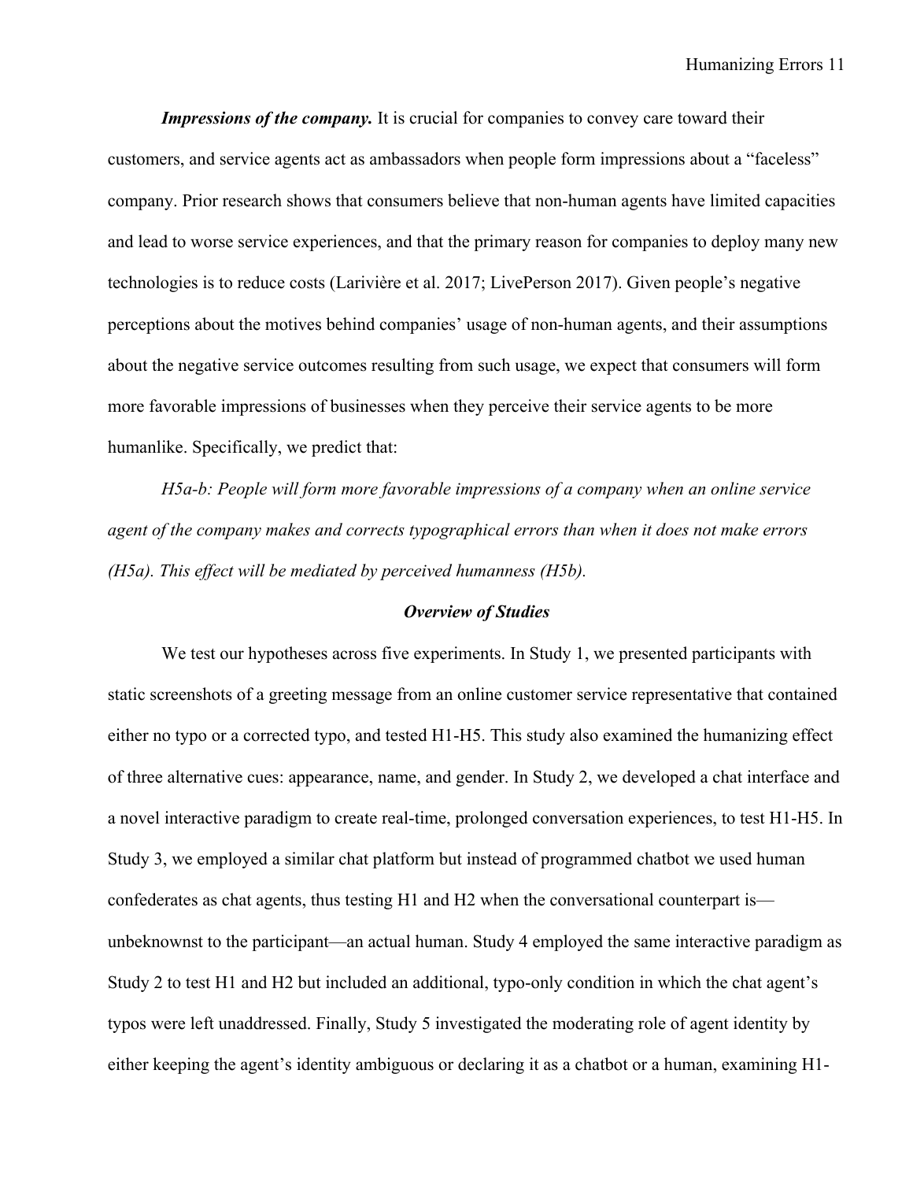***Impressions of the company.*** It is crucial for companies to convey care toward their customers, and service agents act as ambassadors when people form impressions about a "faceless" company. Prior research shows that consumers believe that non-human agents have limited capacities and lead to worse service experiences, and that the primary reason for companies to deploy many new technologies is to reduce costs (Larivière et al. 2017; LivePerson 2017). Given people's negative perceptions about the motives behind companies' usage of non-human agents, and their assumptions about the negative service outcomes resulting from such usage, we expect that consumers will form more favorable impressions of businesses when they perceive their service agents to be more humanlike. Specifically, we predict that:

*H5a-b: People will form more favorable impressions of a company when an online service agent of the company makes and corrects typographical errors than when it does not make errors (H5a). This effect will be mediated by perceived humanness (H5b).*

## *Overview of Studies*

We test our hypotheses across five experiments. In Study 1, we presented participants with static screenshots of a greeting message from an online customer service representative that contained either no typo or a corrected typo, and tested H1-H5. This study also examined the humanizing effect of three alternative cues: appearance, name, and gender. In Study 2, we developed a chat interface and a novel interactive paradigm to create real-time, prolonged conversation experiences, to test H1-H5. In Study 3, we employed a similar chat platform but instead of programmed chatbot we used human confederates as chat agents, thus testing H1 and H2 when the conversational counterpart is—unbeknownst to the participant—an actual human. Study 4 employed the same interactive paradigm as Study 2 to test H1 and H2 but included an additional, typo-only condition in which the chat agent's typos were left unaddressed. Finally, Study 5 investigated the moderating role of agent identity by either keeping the agent's identity ambiguous or declaring it as a chatbot or a human, examining H1-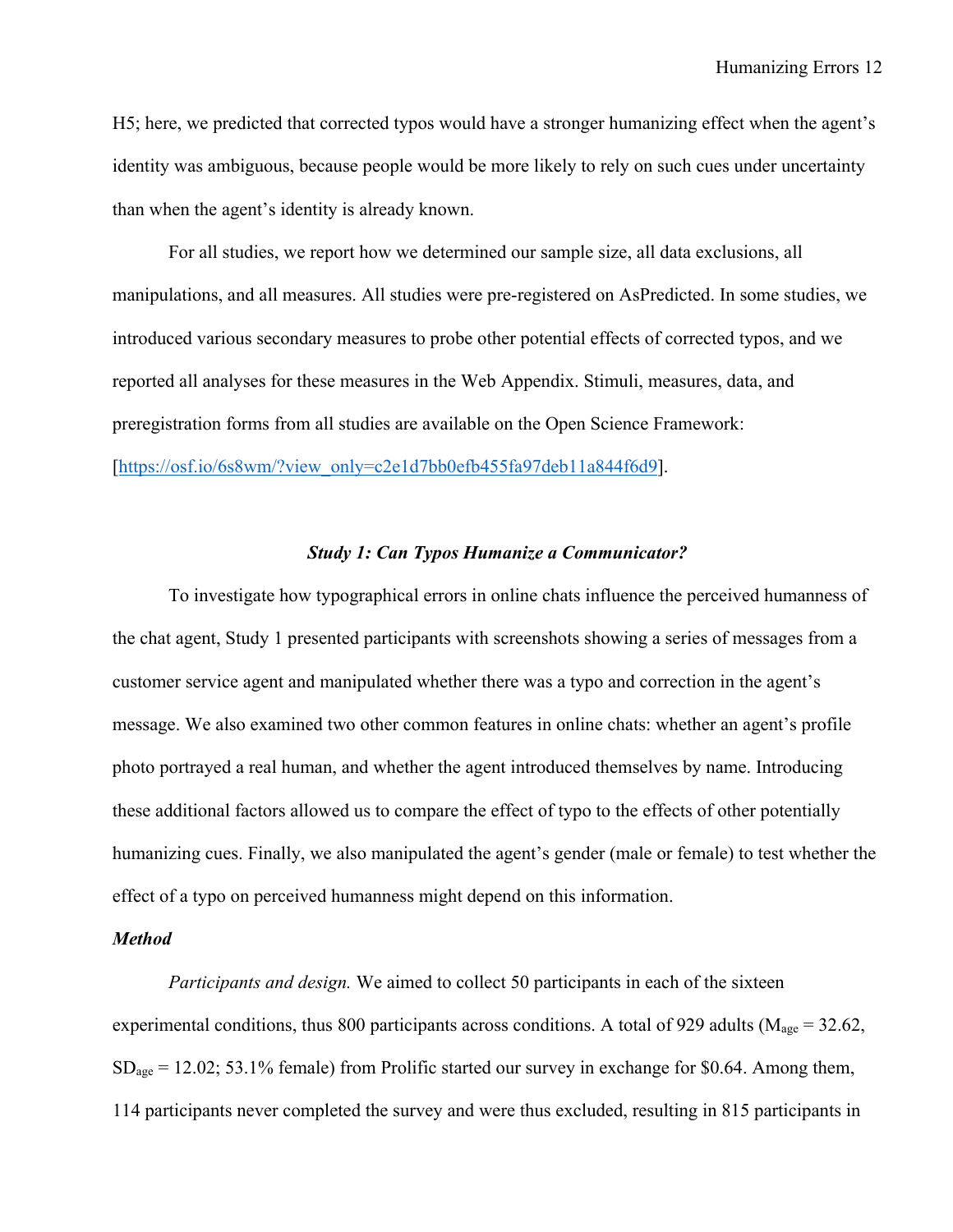H5; here, we predicted that corrected typos would have a stronger humanizing effect when the agent's identity was ambiguous, because people would be more likely to rely on such cues under uncertainty than when the agent's identity is already known.

For all studies, we report how we determined our sample size, all data exclusions, all manipulations, and all measures. All studies were pre-registered on AsPredicted. In some studies, we introduced various secondary measures to probe other potential effects of corrected typos, and we reported all analyses for these measures in the Web Appendix. Stimuli, measures, data, and preregistration forms from all studies are available on the Open Science Framework: [https://osf.io/6s8wm/?view_only=c2e1d7bb0efb455fa97deb11a844f6d9].

### *Study 1: Can Typos Humanize a Communicator?*

To investigate how typographical errors in online chats influence the perceived humanness of the chat agent, Study 1 presented participants with screenshots showing a series of messages from a customer service agent and manipulated whether there was a typo and correction in the agent's message. We also examined two other common features in online chats: whether an agent's profile photo portrayed a real human, and whether the agent introduced themselves by name. Introducing these additional factors allowed us to compare the effect of typo to the effects of other potentially humanizing cues. Finally, we also manipulated the agent's gender (male or female) to test whether the effect of a typo on perceived humanness might depend on this information.

#### *Method*

*Participants and design.* We aimed to collect 50 participants in each of the sixteen experimental conditions, thus 800 participants across conditions. A total of 929 adults ($M_{age}$ = 32.62, $SD_{age}$ = 12.02; 53.1% female) from Prolific started our survey in exchange for $0.64. Among them, 114 participants never completed the survey and were thus excluded, resulting in 815 participants in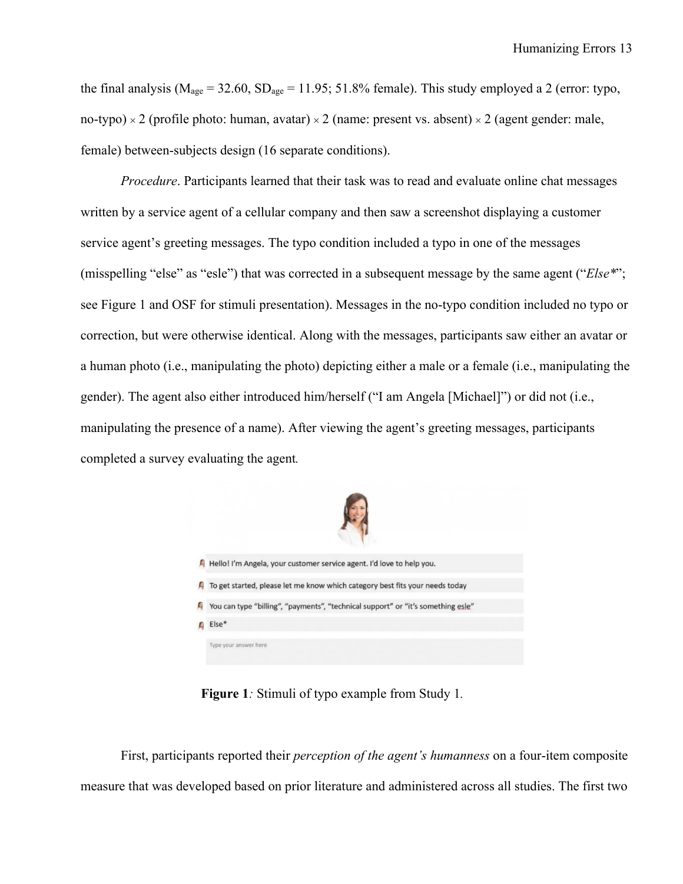the final analysis ($M_{age}$ = 32.60, $SD_{age}$ = 11.95; 51.8% female). This study employed a 2 (error: typo, no-typo) × 2 (profile photo: human, avatar) × 2 (name: present vs. absent) × 2 (agent gender: male, female) between-subjects design (16 separate conditions).

*Procedure*. Participants learned that their task was to read and evaluate online chat messages written by a service agent of a cellular company and then saw a screenshot displaying a customer service agent's greeting messages. The typo condition included a typo in one of the messages (misspelling "else" as "esle") that was corrected in a subsequent message by the same agent ("*Else**"; see Figure 1 and OSF for stimuli presentation). Messages in the no-typo condition included no typo or correction, but were otherwise identical. Along with the messages, participants saw either an avatar or a human photo (i.e., manipulating the photo) depicting either a male or a female (i.e., manipulating the gender). The agent also either introduced him/herself ("I am Angela [Michael]") or did not (i.e., manipulating the presence of a name). After viewing the agent's greeting messages, participants completed a survey evaluating the agent.

**Figure 1***:* Stimuli of typo example from Study 1.

First, participants reported their *perception of the agent's humanness* on a four-item composite measure that was developed based on prior literature and administered across all studies. The first two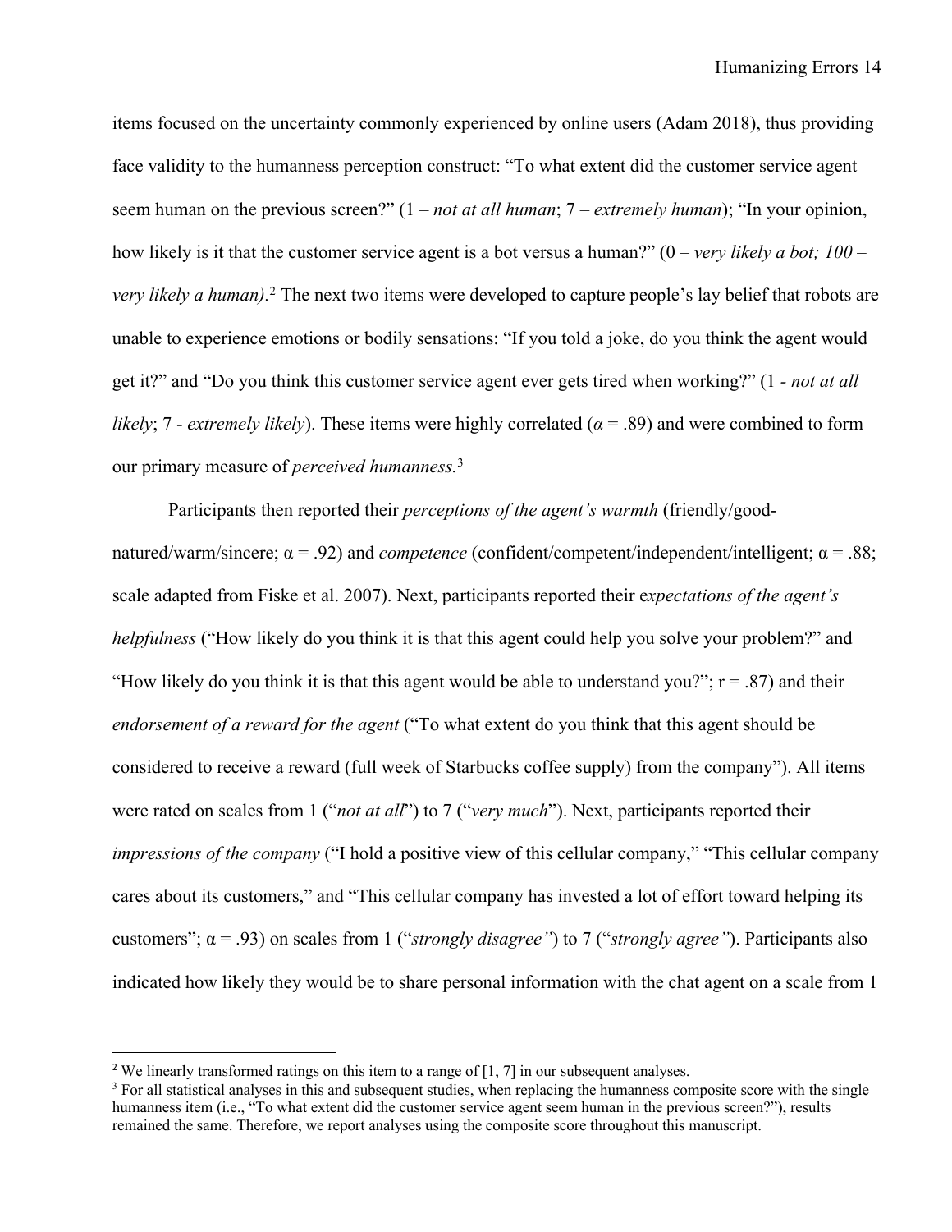items focused on the uncertainty commonly experienced by online users (Adam 2018), thus providing face validity to the humanness perception construct: "To what extent did the customer service agent seem human on the previous screen?" (1 – *not at all human*; 7 – *extremely human*); "In your opinion, how likely is it that the customer service agent is a bot versus a human?" (0 – *very likely a bot; 100 – very likely a human)*.[2] The next two items were developed to capture people's lay belief that robots are unable to experience emotions or bodily sensations: "If you told a joke, do you think the agent would get it?" and "Do you think this customer service agent ever gets tired when working?" (1 - *not at all likely*; 7 - *extremely likely*). These items were highly correlated ($\alpha = .89$) and were combined to form our primary measure of *perceived humanness.*[3]

Participants then reported their *perceptions of the agent's warmth* (friendly/good-natured/warm/sincere; $\alpha = .92$) and *competence* (confident/competent/independent/intelligent; $\alpha = .88$; scale adapted from Fiske et al. 2007). Next, participants reported their *expectations of the agent's helpfulness* ("How likely do you think it is that this agent could help you solve your problem?" and "How likely do you think it is that this agent would be able to understand you?"; $r = .87$) and their *endorsement of a reward for the agent* ("To what extent do you think that this agent should be considered to receive a reward (full week of Starbucks coffee supply) from the company"). All items were rated on scales from 1 ("*not at all*") to 7 ("*very much*"). Next, participants reported their *impressions of the company* ("I hold a positive view of this cellular company," "This cellular company cares about its customers," and "This cellular company has invested a lot of effort toward helping its customers"; $\alpha = .93$) on scales from 1 ("*strongly disagree"*) to 7 ("*strongly agree"*). Participants also indicated how likely they would be to share personal information with the chat agent on a scale from 1

---

[2] We linearly transformed ratings on this item to a range of [1, 7] in our subsequent analyses.

[3] For all statistical analyses in this and subsequent studies, when replacing the humanness composite score with the single humanness item (i.e., "To what extent did the customer service agent seem human in the previous screen?"), results remained the same. Therefore, we report analyses using the composite score throughout this manuscript.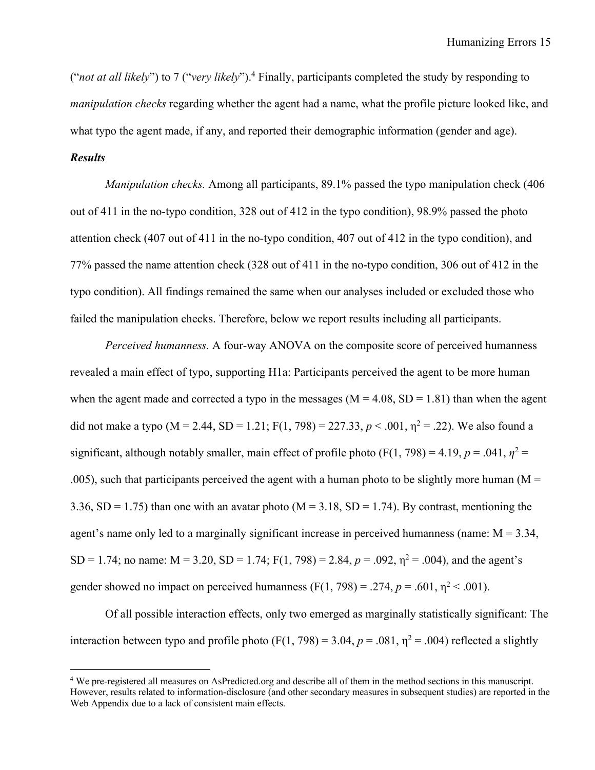("*not at all likely*") to 7 ("*very likely*").[4] Finally, participants completed the study by responding to *manipulation checks* regarding whether the agent had a name, what the profile picture looked like, and what typo the agent made, if any, and reported their demographic information (gender and age).

***Results***

*Manipulation checks.* Among all participants, 89.1% passed the typo manipulation check (406 out of 411 in the no-typo condition, 328 out of 412 in the typo condition), 98.9% passed the photo attention check (407 out of 411 in the no-typo condition, 407 out of 412 in the typo condition), and 77% passed the name attention check (328 out of 411 in the no-typo condition, 306 out of 412 in the typo condition). All findings remained the same when our analyses included or excluded those who failed the manipulation checks. Therefore, below we report results including all participants.

*Perceived humanness.* A four-way ANOVA on the composite score of perceived humanness revealed a main effect of typo, supporting H1a: Participants perceived the agent to be more human when the agent made and corrected a typo in the messages ($M = 4.08$, $SD = 1.81$) than when the agent did not make a typo ($M = 2.44$, $SD = 1.21$; $F(1, 798) = 227.33$, $p < .001$, $\eta^2 = .22$). We also found a significant, although notably smaller, main effect of profile photo ($F(1, 798) = 4.19$, $p = .041$, $\eta^2 = .005$), such that participants perceived the agent with a human photo to be slightly more human ($M = 3.36$, $SD = 1.75$) than one with an avatar photo ($M = 3.18$, $SD = 1.74$). By contrast, mentioning the agent's name only led to a marginally significant increase in perceived humanness (name: $M = 3.34$, $SD = 1.74$; no name: $M = 3.20$, $SD = 1.74$; $F(1, 798) = 2.84$, $p = .092$, $\eta^2 = .004$), and the agent's gender showed no impact on perceived humanness ($F(1, 798) = .274$, $p = .601$, $\eta^2 < .001$).

Of all possible interaction effects, only two emerged as marginally statistically significant: The interaction between typo and profile photo ($F(1, 798) = 3.04$, $p = .081$, $\eta^2 = .004$) reflected a slightly

[4] We pre-registered all measures on AsPredicted.org and describe all of them in the method sections in this manuscript. However, results related to information-disclosure (and other secondary measures in subsequent studies) are reported in the Web Appendix due to a lack of consistent main effects.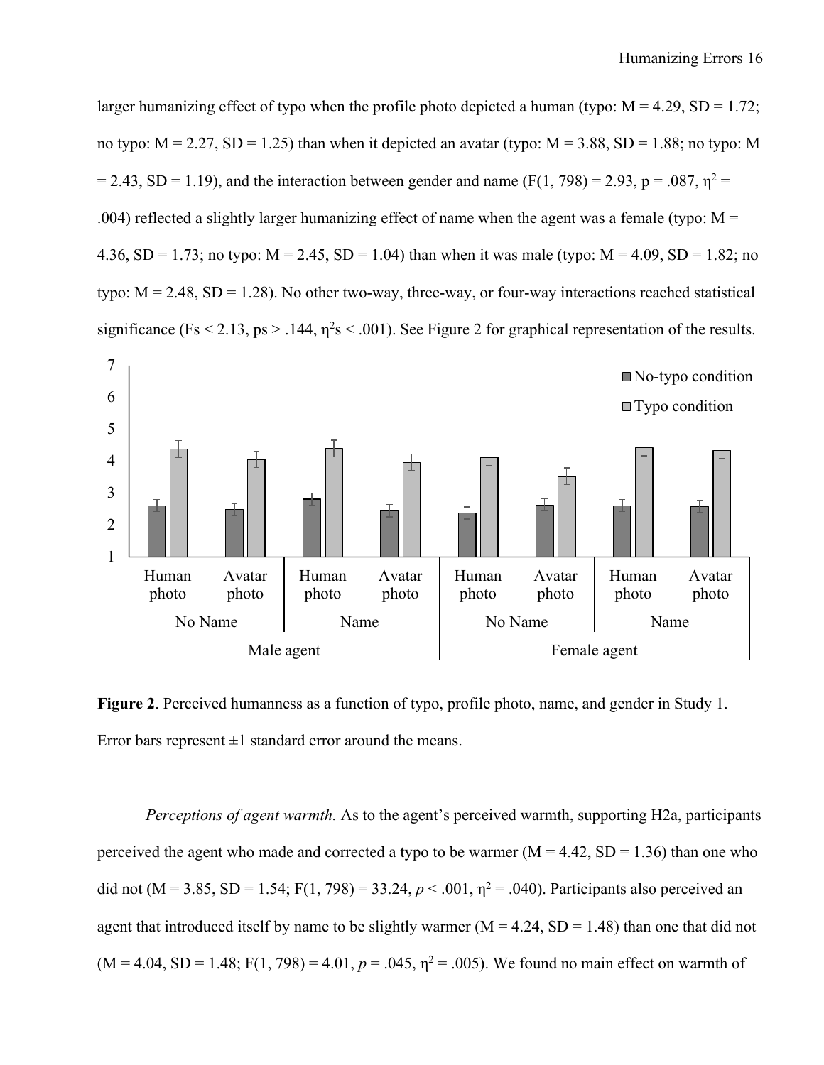larger humanizing effect of typo when the profile photo depicted a human (typo: M = 4.29, SD = 1.72; no typo: M = 2.27, SD = 1.25) than when it depicted an avatar (typo: M = 3.88, SD = 1.88; no typo: M = 2.43, SD = 1.19), and the interaction between gender and name ($F(1, 798) = 2.93$, $p = .087$, $\eta^2 = .004$) reflected a slightly larger humanizing effect of name when the agent was a female (typo: M = 4.36, SD = 1.73; no typo: M = 2.45, SD = 1.04) than when it was male (typo: M = 4.09, SD = 1.82; no typo: M = 2.48, SD = 1.28). No other two-way, three-way, or four-way interactions reached statistical significance ($F$s < 2.13, $p$s > .144, $\eta^2$s < .001). See Figure 2 for graphical representation of the results.

**Figure 2**. Perceived humanness as a function of typo, profile photo, name, and gender in Study 1. Error bars represent ±1 standard error around the means.

*Perceptions of agent warmth.* As to the agent's perceived warmth, supporting H2a, participants perceived the agent who made and corrected a typo to be warmer (M = 4.42, SD = 1.36) than one who did not (M = 3.85, SD = 1.54; $F(1, 798) = 33.24$, $p < .001$, $\eta^2 = .040$). Participants also perceived an agent that introduced itself by name to be slightly warmer (M = 4.24, SD = 1.48) than one that did not (M = 4.04, SD = 1.48; $F(1, 798) = 4.01$, $p = .045$, $\eta^2 = .005$). We found no main effect on warmth of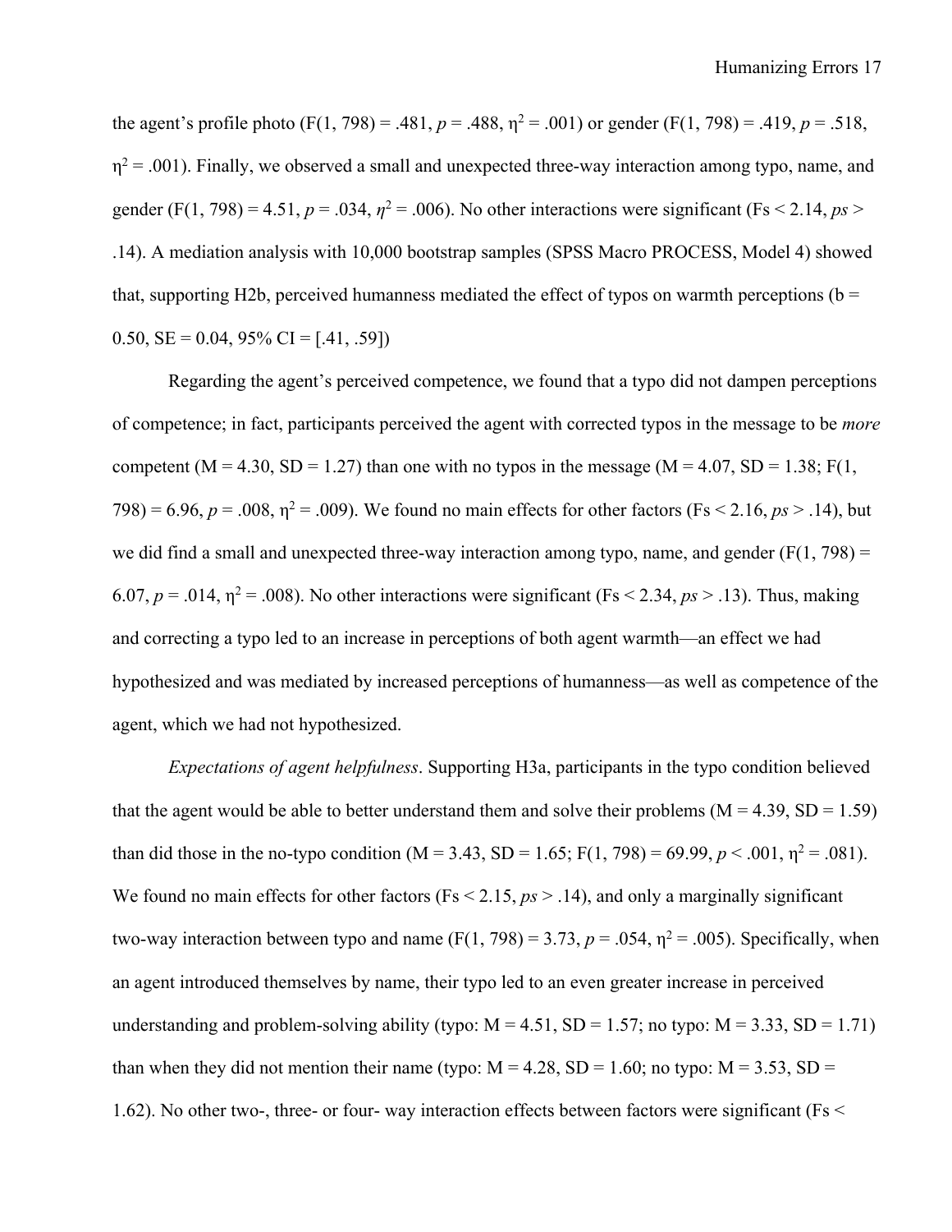the agent's profile photo ($F(1, 798) = .481$, $p = .488$, $\eta^2 = .001$) or gender ($F(1, 798) = .419$, $p = .518$, $\eta^2 = .001$). Finally, we observed a small and unexpected three-way interaction among typo, name, and gender ($F(1, 798) = 4.51$, $p = .034$, $\eta^2 = .006$). No other interactions were significant (Fs < 2.14, *ps* > .14). A mediation analysis with 10,000 bootstrap samples (SPSS Macro PROCESS, Model 4) showed that, supporting H2b, perceived humanness mediated the effect of typos on warmth perceptions (b = 0.50, SE = 0.04, 95% CI = [.41, .59])

Regarding the agent's perceived competence, we found that a typo did not dampen perceptions of competence; in fact, participants perceived the agent with corrected typos in the message to be *more* competent (M = 4.30, SD = 1.27) than one with no typos in the message (M = 4.07, SD = 1.38; $F(1, 798) = 6.96$, $p = .008$, $\eta^2 = .009$). We found no main effects for other factors (Fs < 2.16, *ps* > .14), but we did find a small and unexpected three-way interaction among typo, name, and gender ($F(1, 798) = 6.07$, $p = .014$, $\eta^2 = .008$). No other interactions were significant (Fs < 2.34, *ps* > .13). Thus, making and correcting a typo led to an increase in perceptions of both agent warmth—an effect we had hypothesized and was mediated by increased perceptions of humanness—as well as competence of the agent, which we had not hypothesized.

*Expectations of agent helpfulness*. Supporting H3a, participants in the typo condition believed that the agent would be able to better understand them and solve their problems (M = 4.39, SD = 1.59) than did those in the no-typo condition (M = 3.43, SD = 1.65; $F(1, 798) = 69.99$, $p < .001$, $\eta^2 = .081$). We found no main effects for other factors (Fs < 2.15, *ps* > .14), and only a marginally significant two-way interaction between typo and name ($F(1, 798) = 3.73$, $p = .054$, $\eta^2 = .005$). Specifically, when an agent introduced themselves by name, their typo led to an even greater increase in perceived understanding and problem-solving ability (typo: M = 4.51, SD = 1.57; no typo: M = 3.33, SD = 1.71) than when they did not mention their name (typo: M = 4.28, SD = 1.60; no typo: M = 3.53, SD = 1.62). No other two-, three- or four- way interaction effects between factors were significant (Fs <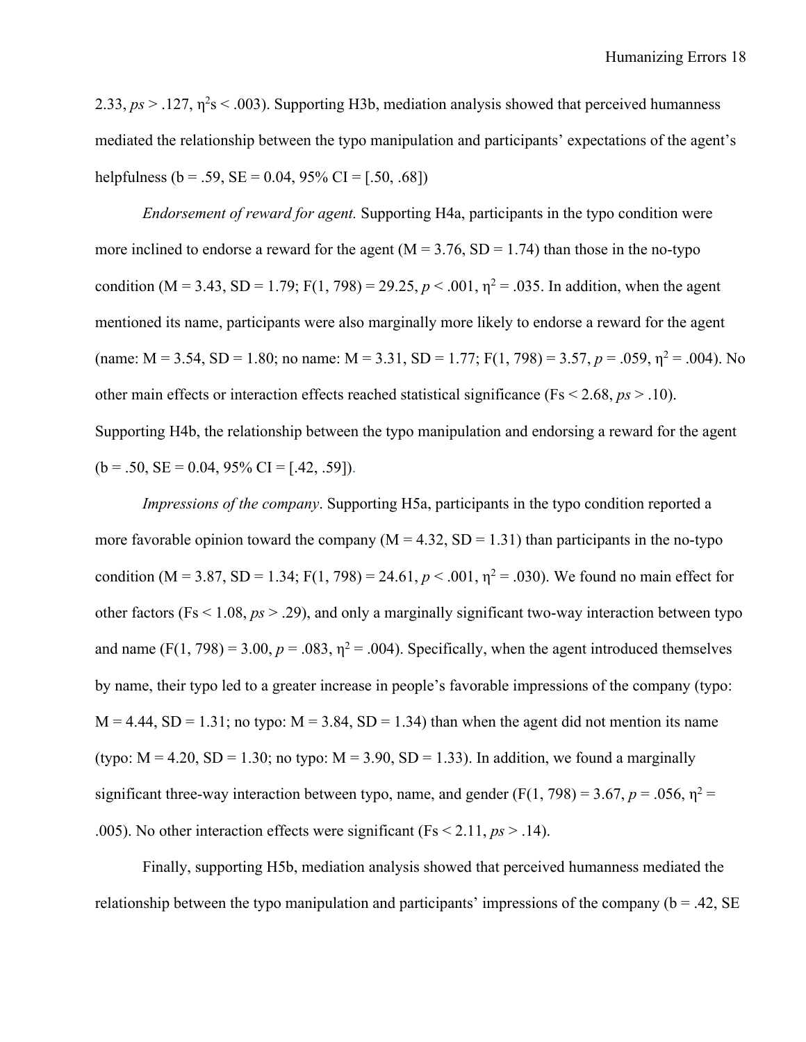2.33, *ps* > .127, $\eta^2$s < .003). Supporting H3b, mediation analysis showed that perceived humanness mediated the relationship between the typo manipulation and participants' expectations of the agent's helpfulness (b = .59, SE = 0.04, 95% CI = [.50, .68])

*Endorsement of reward for agent.* Supporting H4a, participants in the typo condition were more inclined to endorse a reward for the agent (M = 3.76, SD = 1.74) than those in the no-typo condition (M = 3.43, SD = 1.79; F(1, 798) = 29.25, $p < .001$, $\eta^2 = .035$. In addition, when the agent mentioned its name, participants were also marginally more likely to endorse a reward for the agent (name: M = 3.54, SD = 1.80; no name: M = 3.31, SD = 1.77; F(1, 798) = 3.57, $p = .059$, $\eta^2 = .004$). No other main effects or interaction effects reached statistical significance (Fs < 2.68, *ps* > .10). Supporting H4b, the relationship between the typo manipulation and endorsing a reward for the agent (b = .50, SE = 0.04, 95% CI = [.42, .59]).

*Impressions of the company*. Supporting H5a, participants in the typo condition reported a more favorable opinion toward the company (M = 4.32, SD = 1.31) than participants in the no-typo condition (M = 3.87, SD = 1.34; F(1, 798) = 24.61, $p < .001$, $\eta^2 = .030$). We found no main effect for other factors (Fs < 1.08, *ps* > .29), and only a marginally significant two-way interaction between typo and name (F(1, 798) = 3.00, $p = .083$, $\eta^2 = .004$). Specifically, when the agent introduced themselves by name, their typo led to a greater increase in people's favorable impressions of the company (typo: M = 4.44, SD = 1.31; no typo: M = 3.84, SD = 1.34) than when the agent did not mention its name (typo: M = 4.20, SD = 1.30; no typo: M = 3.90, SD = 1.33). In addition, we found a marginally significant three-way interaction between typo, name, and gender (F(1, 798) = 3.67, $p = .056$, $\eta^2 = .005$). No other interaction effects were significant (Fs < 2.11, *ps* > .14).

Finally, supporting H5b, mediation analysis showed that perceived humanness mediated the relationship between the typo manipulation and participants' impressions of the company (b = .42, SE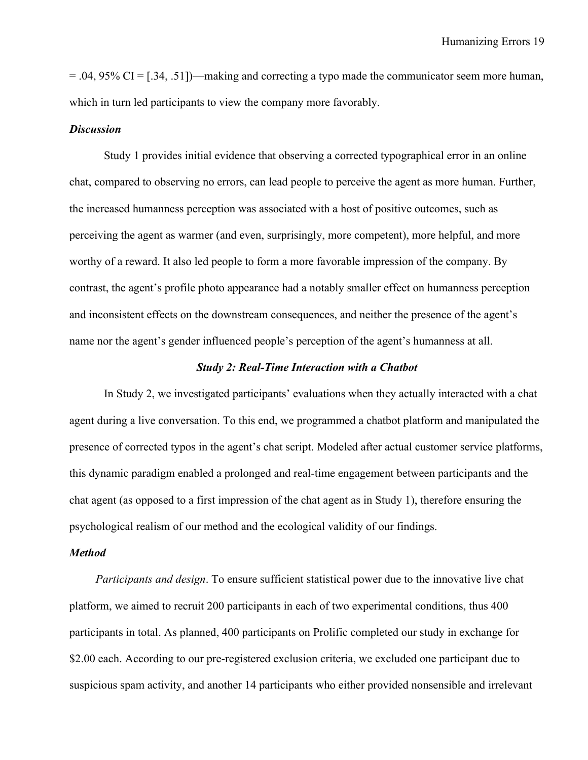= .04, 95% CI = [.34, .51])—making and correcting a typo made the communicator seem more human, which in turn led participants to view the company more favorably.

### *Discussion*

Study 1 provides initial evidence that observing a corrected typographical error in an online chat, compared to observing no errors, can lead people to perceive the agent as more human. Further, the increased humanness perception was associated with a host of positive outcomes, such as perceiving the agent as warmer (and even, surprisingly, more competent), more helpful, and more worthy of a reward. It also led people to form a more favorable impression of the company. By contrast, the agent's profile photo appearance had a notably smaller effect on humanness perception and inconsistent effects on the downstream consequences, and neither the presence of the agent's name nor the agent's gender influenced people's perception of the agent's humanness at all.

## *Study 2: Real-Time Interaction with a Chatbot*

In Study 2, we investigated participants' evaluations when they actually interacted with a chat agent during a live conversation. To this end, we programmed a chatbot platform and manipulated the presence of corrected typos in the agent's chat script. Modeled after actual customer service platforms, this dynamic paradigm enabled a prolonged and real-time engagement between participants and the chat agent (as opposed to a first impression of the chat agent as in Study 1), therefore ensuring the psychological realism of our method and the ecological validity of our findings.

### *Method*

*Participants and design*. To ensure sufficient statistical power due to the innovative live chat platform, we aimed to recruit 200 participants in each of two experimental conditions, thus 400 participants in total. As planned, 400 participants on Prolific completed our study in exchange for $2.00 each. According to our pre-registered exclusion criteria, we excluded one participant due to suspicious spam activity, and another 14 participants who either provided nonsensible and irrelevant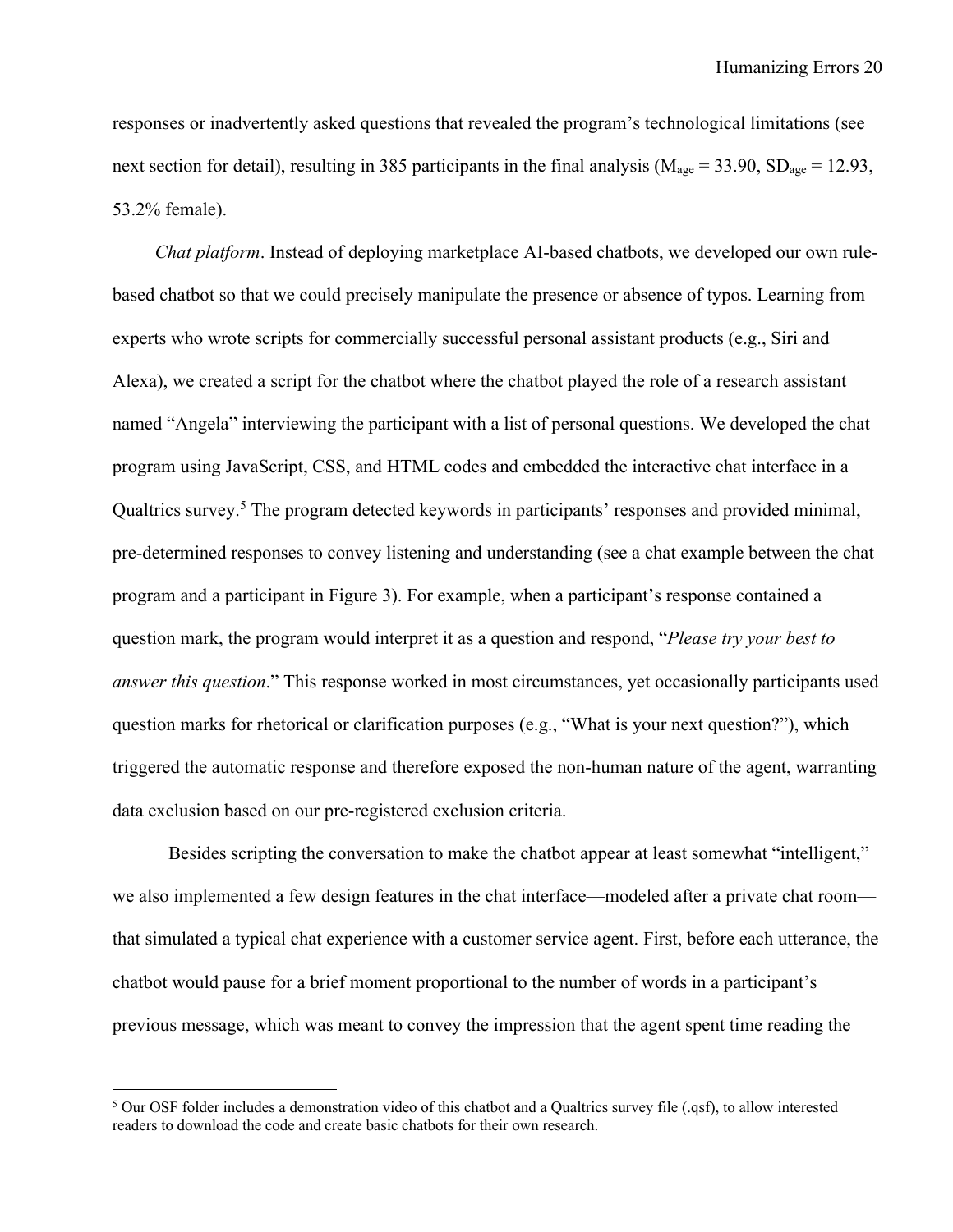responses or inadvertently asked questions that revealed the program's technological limitations (see next section for detail), resulting in 385 participants in the final analysis ($M_{age}$ = 33.90, $SD_{age}$ = 12.93, 53.2% female).

*Chat platform*. Instead of deploying marketplace AI-based chatbots, we developed our own rule-based chatbot so that we could precisely manipulate the presence or absence of typos. Learning from experts who wrote scripts for commercially successful personal assistant products (e.g., Siri and Alexa), we created a script for the chatbot where the chatbot played the role of a research assistant named "Angela" interviewing the participant with a list of personal questions. We developed the chat program using JavaScript, CSS, and HTML codes and embedded the interactive chat interface in a Qualtrics survey.[5] The program detected keywords in participants' responses and provided minimal, pre-determined responses to convey listening and understanding (see a chat example between the chat program and a participant in Figure 3). For example, when a participant's response contained a question mark, the program would interpret it as a question and respond, "*Please try your best to answer this question*." This response worked in most circumstances, yet occasionally participants used question marks for rhetorical or clarification purposes (e.g., "What is your next question?"), which triggered the automatic response and therefore exposed the non-human nature of the agent, warranting data exclusion based on our pre-registered exclusion criteria.

Besides scripting the conversation to make the chatbot appear at least somewhat "intelligent," we also implemented a few design features in the chat interface—modeled after a private chat room—that simulated a typical chat experience with a customer service agent. First, before each utterance, the chatbot would pause for a brief moment proportional to the number of words in a participant's previous message, which was meant to convey the impression that the agent spent time reading the

[5] Our OSF folder includes a demonstration video of this chatbot and a Qualtrics survey file (.qsf), to allow interested readers to download the code and create basic chatbots for their own research.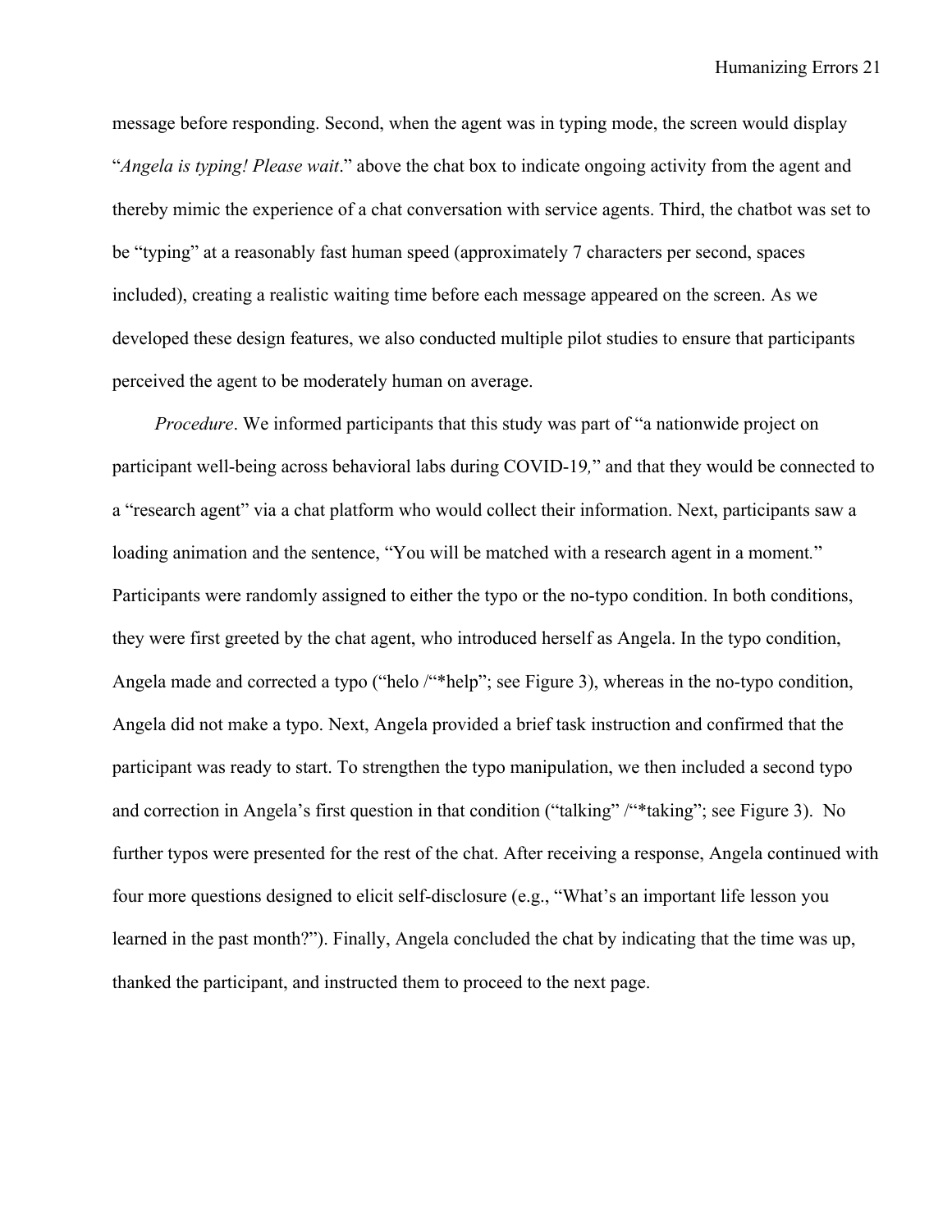message before responding. Second, when the agent was in typing mode, the screen would display "*Angela is typing! Please wait*." above the chat box to indicate ongoing activity from the agent and thereby mimic the experience of a chat conversation with service agents. Third, the chatbot was set to be "typing" at a reasonably fast human speed (approximately 7 characters per second, spaces included), creating a realistic waiting time before each message appeared on the screen. As we developed these design features, we also conducted multiple pilot studies to ensure that participants perceived the agent to be moderately human on average.

*Procedure*. We informed participants that this study was part of "a nationwide project on participant well-being across behavioral labs during COVID-19," and that they would be connected to a "research agent" via a chat platform who would collect their information. Next, participants saw a loading animation and the sentence, "You will be matched with a research agent in a moment." Participants were randomly assigned to either the typo or the no-typo condition. In both conditions, they were first greeted by the chat agent, who introduced herself as Angela. In the typo condition, Angela made and corrected a typo ("helo /"*help"; see Figure 3), whereas in the no-typo condition, Angela did not make a typo. Next, Angela provided a brief task instruction and confirmed that the participant was ready to start. To strengthen the typo manipulation, we then included a second typo and correction in Angela's first question in that condition ("talking" /"*taking"; see Figure 3). No further typos were presented for the rest of the chat. After receiving a response, Angela continued with four more questions designed to elicit self-disclosure (e.g., "What's an important life lesson you learned in the past month?"). Finally, Angela concluded the chat by indicating that the time was up, thanked the participant, and instructed them to proceed to the next page.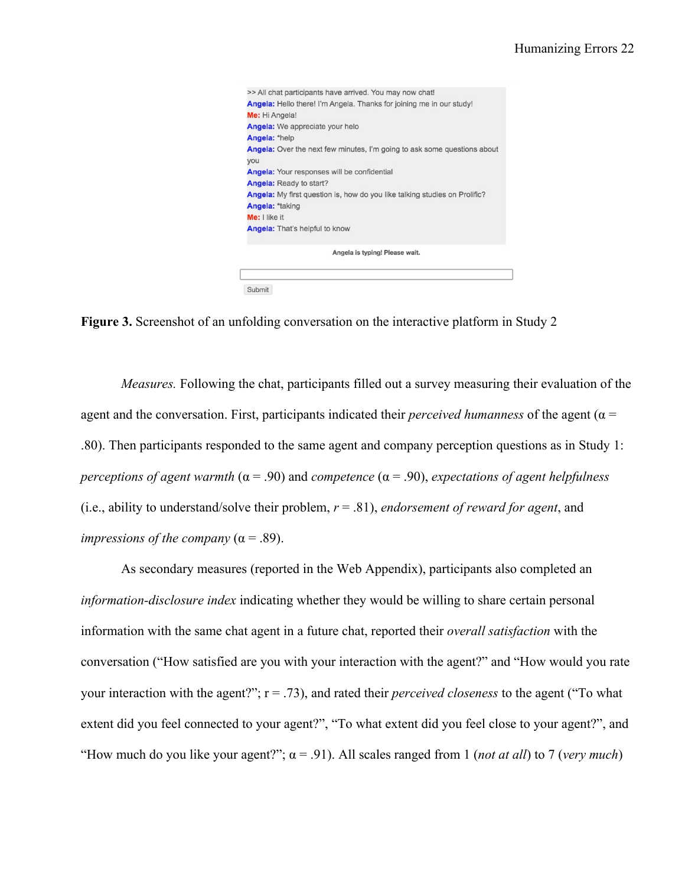```
>> All chat participants have arrived. You may now chat!
Angela: Hello there! I'm Angela. Thanks for joining me in our study!
Me: Hi Angela!
Angela: We appreciate your helo
Angela: *help
Angela: Over the next few minutes, I'm going to ask some questions about you
Angela: Your responses will be confidential
Angela: Ready to start?
Angela: My first question is, how do you like talking studies on Prolific?
Angela: *taking
Me: I like it
Angela: That's helpful to know

Angela is typing! Please wait.

Submit
```

**Figure 3.** Screenshot of an unfolding conversation on the interactive platform in Study 2

*Measures.* Following the chat, participants filled out a survey measuring their evaluation of the agent and the conversation. First, participants indicated their *perceived humanness* of the agent ($\alpha$ = .80). Then participants responded to the same agent and company perception questions as in Study 1: *perceptions of agent warmth* ($\alpha$ = .90) and *competence* ($\alpha$ = .90), *expectations of agent helpfulness* (i.e., ability to understand/solve their problem, $r$ = .81), *endorsement of reward for agent*, and *impressions of the company* ($\alpha$ = .89).

As secondary measures (reported in the Web Appendix), participants also completed an *information-disclosure index* indicating whether they would be willing to share certain personal information with the same chat agent in a future chat, reported their *overall satisfaction* with the conversation ("How satisfied are you with your interaction with the agent?" and "How would you rate your interaction with the agent?"; r = .73), and rated their *perceived closeness* to the agent ("To what extent did you feel connected to your agent?", "To what extent did you feel close to your agent?", and "How much do you like your agent?"; $\alpha$ = .91). All scales ranged from 1 (*not at all*) to 7 (*very much*)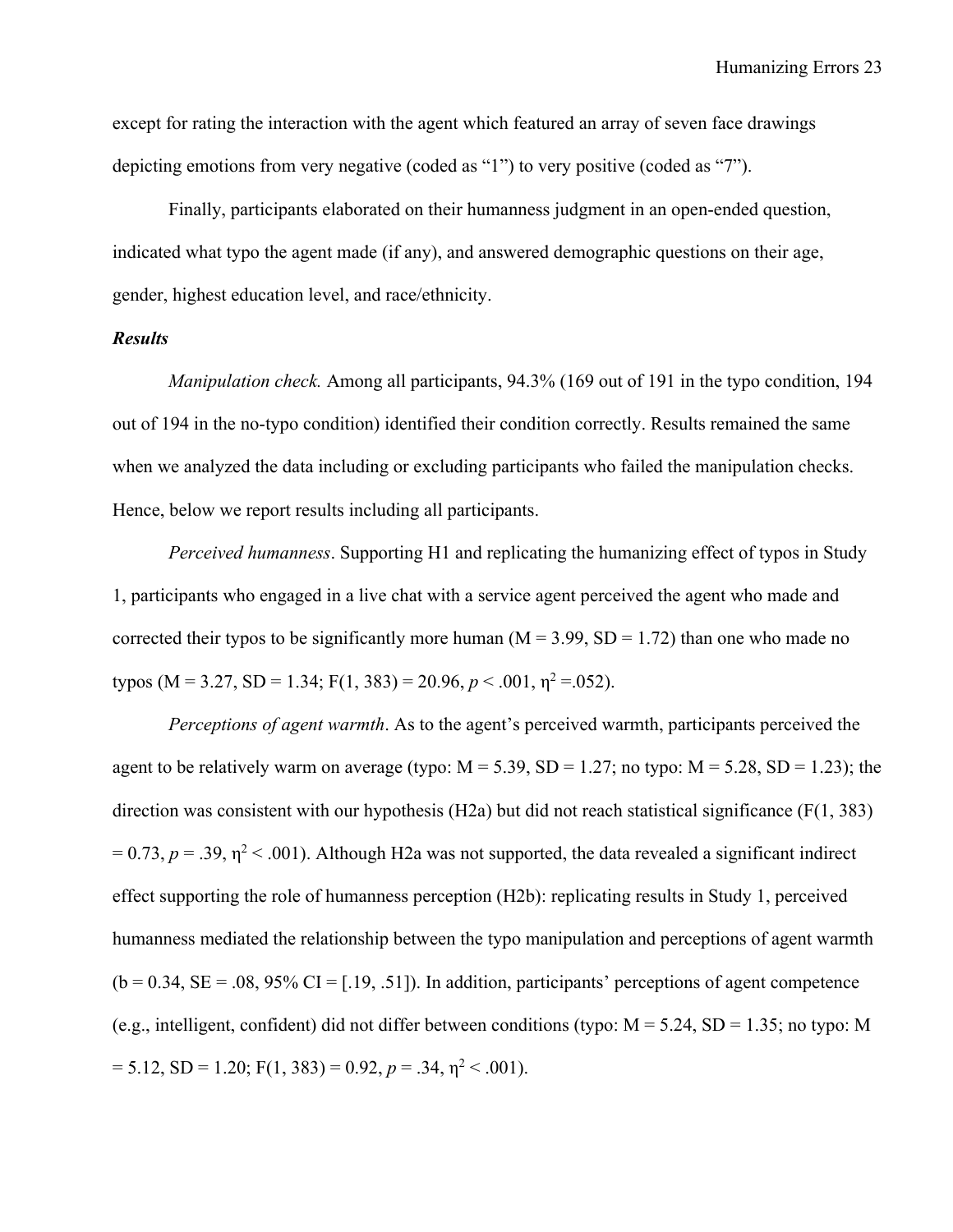except for rating the interaction with the agent which featured an array of seven face drawings depicting emotions from very negative (coded as "1") to very positive (coded as "7").

Finally, participants elaborated on their humanness judgment in an open-ended question, indicated what typo the agent made (if any), and answered demographic questions on their age, gender, highest education level, and race/ethnicity.

***Results***

*Manipulation check.* Among all participants, 94.3% (169 out of 191 in the typo condition, 194 out of 194 in the no-typo condition) identified their condition correctly. Results remained the same when we analyzed the data including or excluding participants who failed the manipulation checks. Hence, below we report results including all participants.

*Perceived humanness*. Supporting H1 and replicating the humanizing effect of typos in Study 1, participants who engaged in a live chat with a service agent perceived the agent who made and corrected their typos to be significantly more human (M = 3.99, SD = 1.72) than one who made no typos (M = 3.27, SD = 1.34; $F(1, 383) = 20.96$, $p < .001$, $\eta^2 = .052$).

*Perceptions of agent warmth*. As to the agent's perceived warmth, participants perceived the agent to be relatively warm on average (typo: M = 5.39, SD = 1.27; no typo: M = 5.28, SD = 1.23); the direction was consistent with our hypothesis (H2a) but did not reach statistical significance ($F(1, 383) = 0.73$, $p = .39$, $\eta^2 < .001$). Although H2a was not supported, the data revealed a significant indirect effect supporting the role of humanness perception (H2b): replicating results in Study 1, perceived humanness mediated the relationship between the typo manipulation and perceptions of agent warmth (b = 0.34, SE = .08, 95% CI = [.19, .51]). In addition, participants' perceptions of agent competence (e.g., intelligent, confident) did not differ between conditions (typo: M = 5.24, SD = 1.35; no typo: M = 5.12, SD = 1.20; $F(1, 383) = 0.92$, $p = .34$, $\eta^2 < .001$).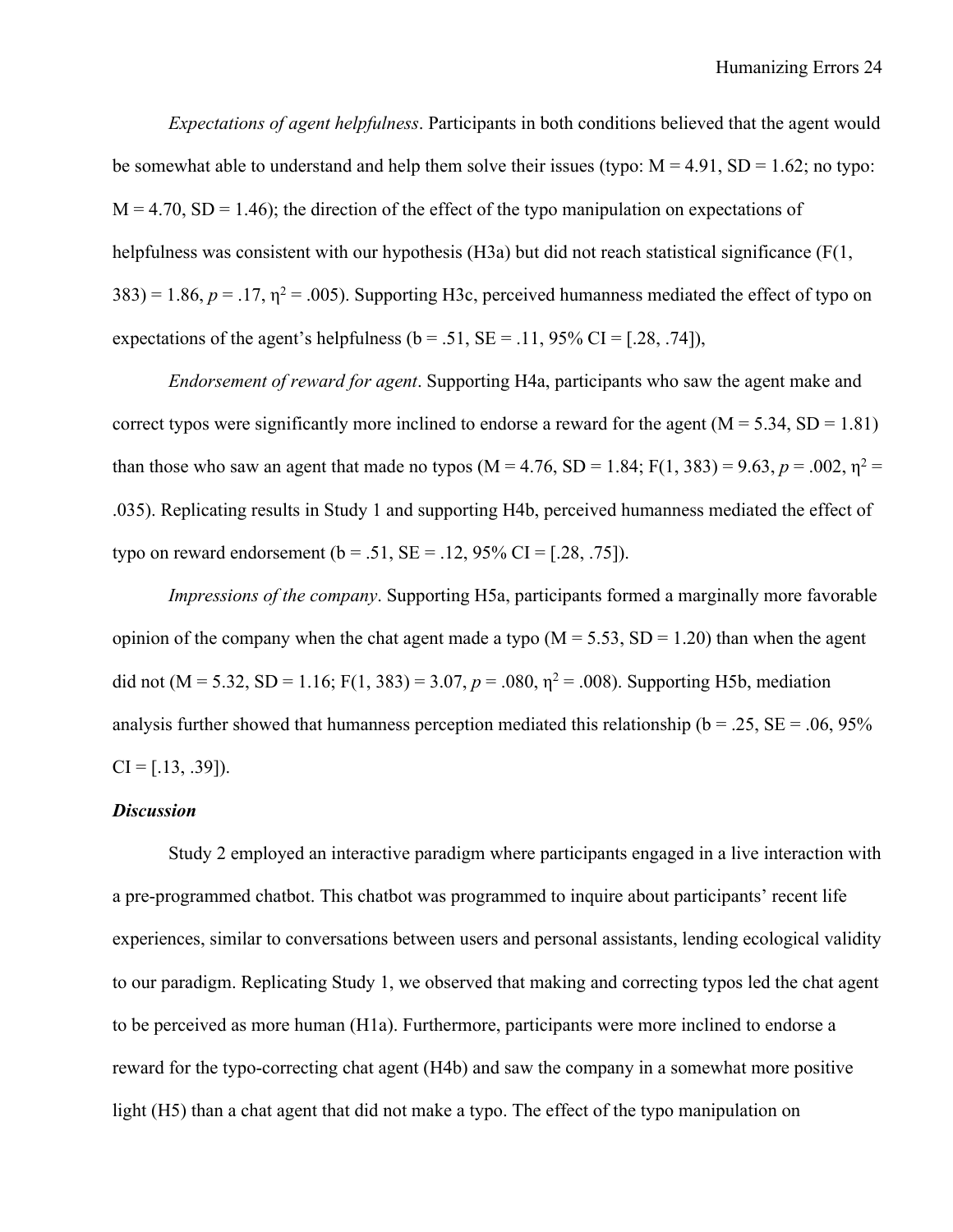*Expectations of agent helpfulness*. Participants in both conditions believed that the agent would be somewhat able to understand and help them solve their issues (typo: M = 4.91, SD = 1.62; no typo: M = 4.70, SD = 1.46); the direction of the effect of the typo manipulation on expectations of helpfulness was consistent with our hypothesis (H3a) but did not reach statistical significance ($F(1, 383) = 1.86$, $p = .17$, $\eta^2 = .005$). Supporting H3c, perceived humanness mediated the effect of typo on expectations of the agent's helpfulness (b = .51, SE = .11, 95% CI = [.28, .74]),

*Endorsement of reward for agent*. Supporting H4a, participants who saw the agent make and correct typos were significantly more inclined to endorse a reward for the agent (M = 5.34, SD = 1.81) than those who saw an agent that made no typos (M = 4.76, SD = 1.84; $F(1, 383) = 9.63$, $p = .002$, $\eta^2 = .035$). Replicating results in Study 1 and supporting H4b, perceived humanness mediated the effect of typo on reward endorsement (b = .51, SE = .12, 95% CI = [.28, .75]).

*Impressions of the company*. Supporting H5a, participants formed a marginally more favorable opinion of the company when the chat agent made a typo (M = 5.53, SD = 1.20) than when the agent did not (M = 5.32, SD = 1.16; $F(1, 383) = 3.07$, $p = .080$, $\eta^2 = .008$). Supporting H5b, mediation analysis further showed that humanness perception mediated this relationship (b = .25, SE = .06, 95% CI = [.13, .39]).

### ***Discussion***

Study 2 employed an interactive paradigm where participants engaged in a live interaction with a pre-programmed chatbot. This chatbot was programmed to inquire about participants' recent life experiences, similar to conversations between users and personal assistants, lending ecological validity to our paradigm. Replicating Study 1, we observed that making and correcting typos led the chat agent to be perceived as more human (H1a). Furthermore, participants were more inclined to endorse a reward for the typo-correcting chat agent (H4b) and saw the company in a somewhat more positive light (H5) than a chat agent that did not make a typo. The effect of the typo manipulation on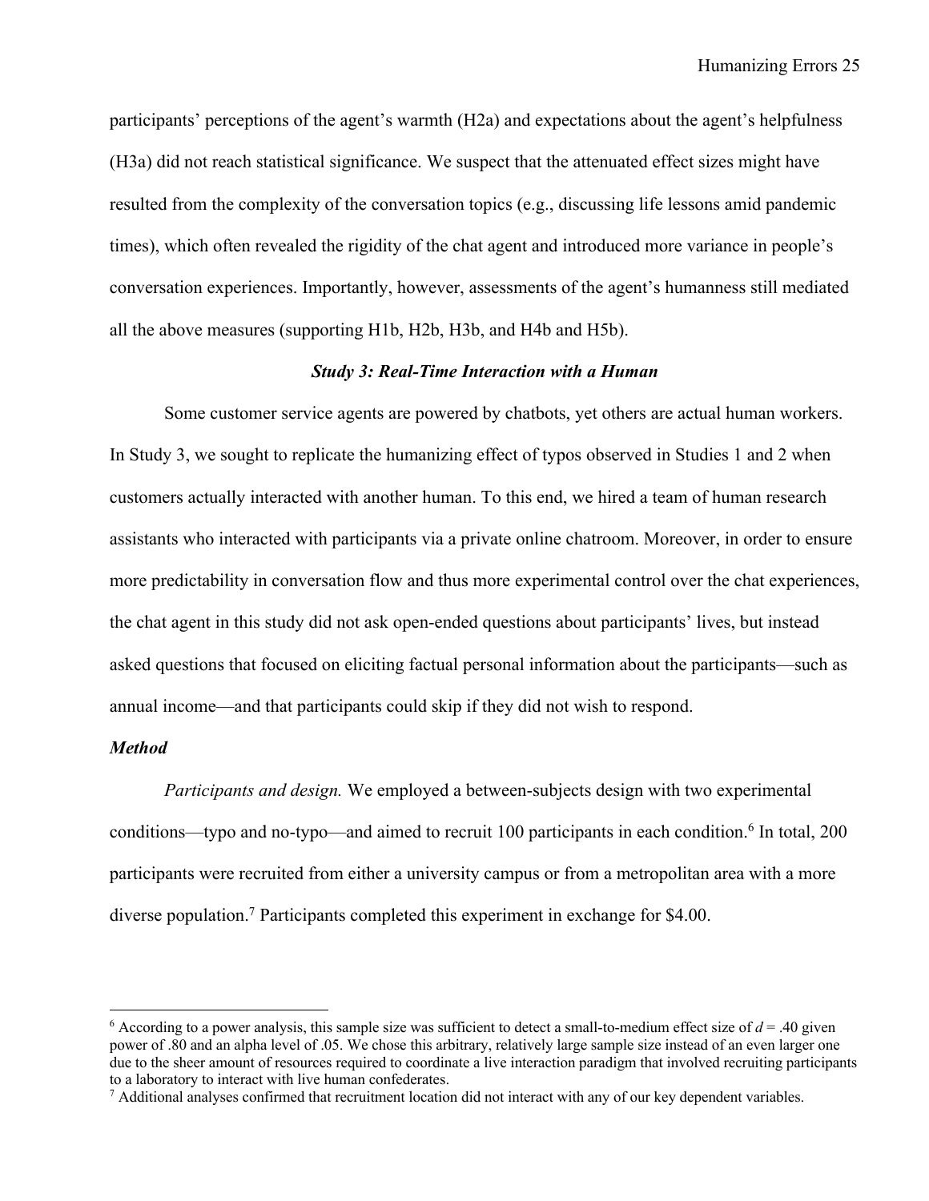participants' perceptions of the agent's warmth (H2a) and expectations about the agent's helpfulness (H3a) did not reach statistical significance. We suspect that the attenuated effect sizes might have resulted from the complexity of the conversation topics (e.g., discussing life lessons amid pandemic times), which often revealed the rigidity of the chat agent and introduced more variance in people's conversation experiences. Importantly, however, assessments of the agent's humanness still mediated all the above measures (supporting H1b, H2b, H3b, and H4b and H5b).

### *Study 3: Real-Time Interaction with a Human*

Some customer service agents are powered by chatbots, yet others are actual human workers. In Study 3, we sought to replicate the humanizing effect of typos observed in Studies 1 and 2 when customers actually interacted with another human. To this end, we hired a team of human research assistants who interacted with participants via a private online chatroom. Moreover, in order to ensure more predictability in conversation flow and thus more experimental control over the chat experiences, the chat agent in this study did not ask open-ended questions about participants' lives, but instead asked questions that focused on eliciting factual personal information about the participants—such as annual income—and that participants could skip if they did not wish to respond.

#### *Method*

*Participants and design.* We employed a between-subjects design with two experimental conditions—typo and no-typo—and aimed to recruit 100 participants in each condition.[6] In total, 200 participants were recruited from either a university campus or from a metropolitan area with a more diverse population.[7] Participants completed this experiment in exchange for $4.00.

---

[6] According to a power analysis, this sample size was sufficient to detect a small-to-medium effect size of $d = .40$ given power of .80 and an alpha level of .05. We chose this arbitrary, relatively large sample size instead of an even larger one due to the sheer amount of resources required to coordinate a live interaction paradigm that involved recruiting participants to a laboratory to interact with live human confederates.

[7] Additional analyses confirmed that recruitment location did not interact with any of our key dependent variables.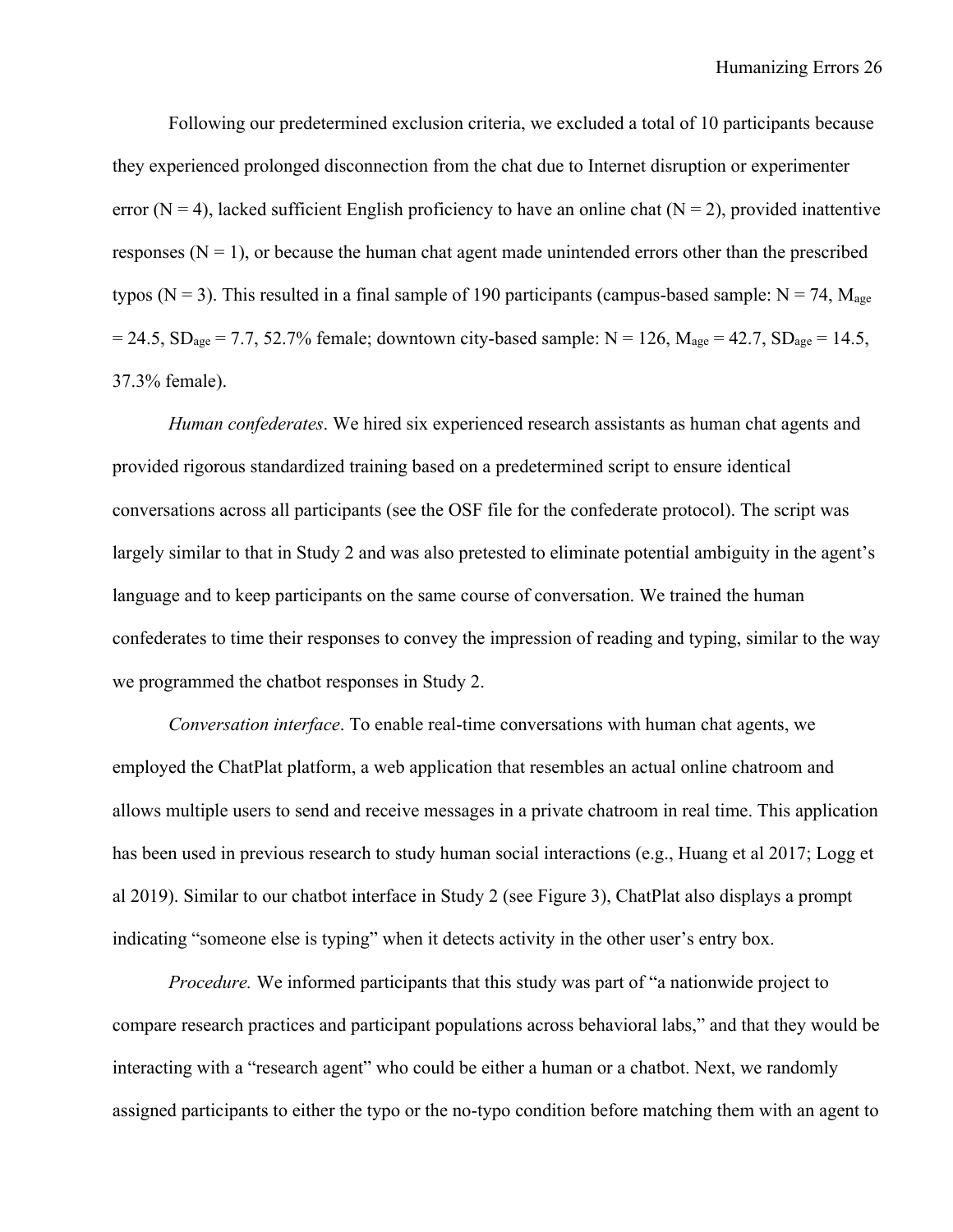Following our predetermined exclusion criteria, we excluded a total of 10 participants because they experienced prolonged disconnection from the chat due to Internet disruption or experimenter error ($N = 4$), lacked sufficient English proficiency to have an online chat ($N = 2$), provided inattentive responses ($N = 1$), or because the human chat agent made unintended errors other than the prescribed typos ($N = 3$). This resulted in a final sample of 190 participants (campus-based sample: $N = 74$, $M_{age} = 24.5$, $SD_{age} = 7.7$, 52.7% female; downtown city-based sample: $N = 126$, $M_{age} = 42.7$, $SD_{age} = 14.5$, 37.3% female).

*Human confederates*. We hired six experienced research assistants as human chat agents and provided rigorous standardized training based on a predetermined script to ensure identical conversations across all participants (see the OSF file for the confederate protocol). The script was largely similar to that in Study 2 and was also pretested to eliminate potential ambiguity in the agent's language and to keep participants on the same course of conversation. We trained the human confederates to time their responses to convey the impression of reading and typing, similar to the way we programmed the chatbot responses in Study 2.

*Conversation interface*. To enable real-time conversations with human chat agents, we employed the ChatPlat platform, a web application that resembles an actual online chatroom and allows multiple users to send and receive messages in a private chatroom in real time. This application has been used in previous research to study human social interactions (e.g., Huang et al 2017; Logg et al 2019). Similar to our chatbot interface in Study 2 (see Figure 3), ChatPlat also displays a prompt indicating "someone else is typing" when it detects activity in the other user's entry box.

*Procedure.* We informed participants that this study was part of "a nationwide project to compare research practices and participant populations across behavioral labs," and that they would be interacting with a "research agent" who could be either a human or a chatbot. Next, we randomly assigned participants to either the typo or the no-typo condition before matching them with an agent to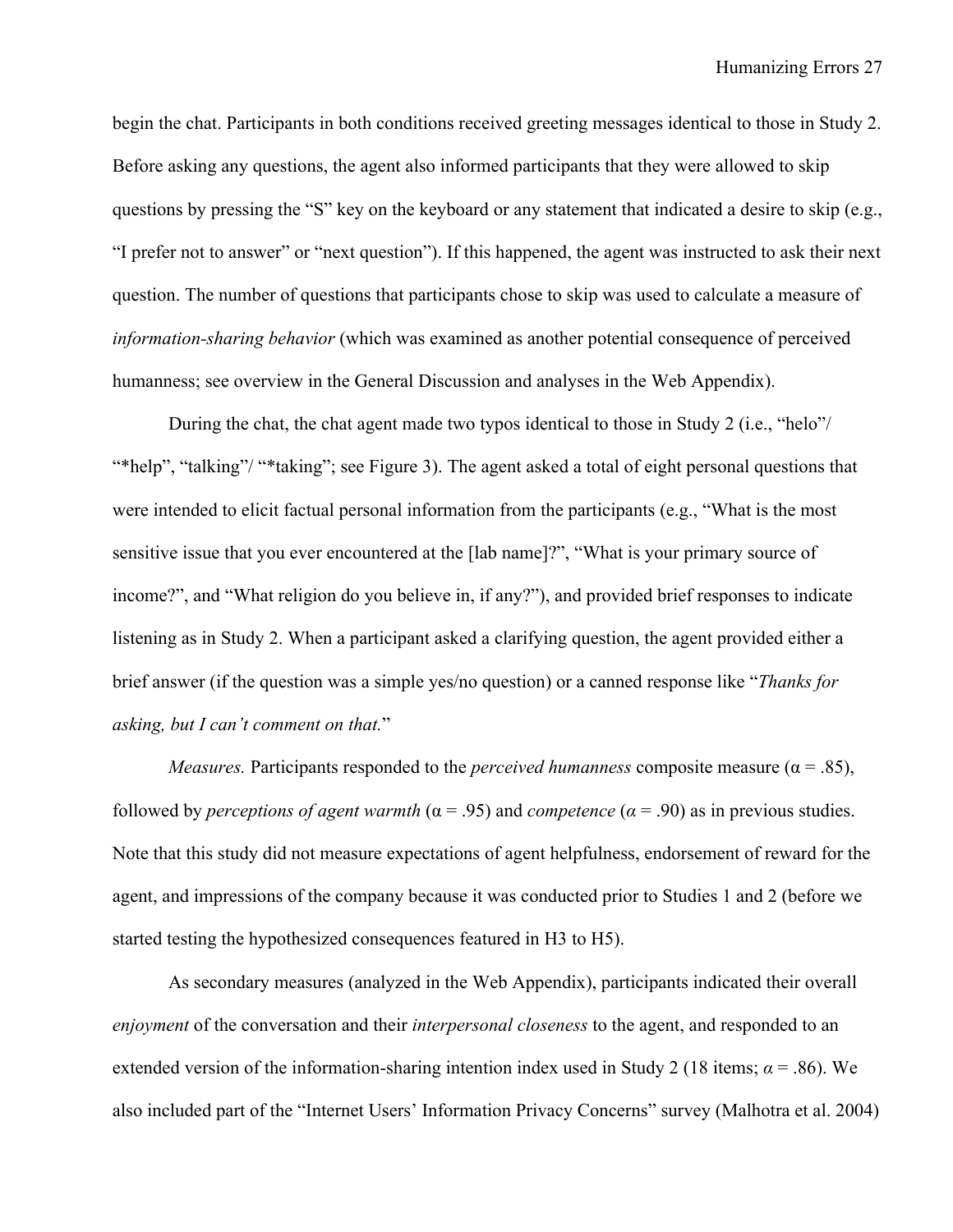begin the chat. Participants in both conditions received greeting messages identical to those in Study 2. Before asking any questions, the agent also informed participants that they were allowed to skip questions by pressing the "S" key on the keyboard or any statement that indicated a desire to skip (e.g., "I prefer not to answer" or "next question"). If this happened, the agent was instructed to ask their next question. The number of questions that participants chose to skip was used to calculate a measure of *information-sharing behavior* (which was examined as another potential consequence of perceived humanness; see overview in the General Discussion and analyses in the Web Appendix).

During the chat, the chat agent made two typos identical to those in Study 2 (i.e., "helo"/ "*help", "talking"/ "*taking"; see Figure 3). The agent asked a total of eight personal questions that were intended to elicit factual personal information from the participants (e.g., "What is the most sensitive issue that you ever encountered at the [lab name]?", "What is your primary source of income?", and "What religion do you believe in, if any?"), and provided brief responses to indicate listening as in Study 2. When a participant asked a clarifying question, the agent provided either a brief answer (if the question was a simple yes/no question) or a canned response like "*Thanks for asking, but I can't comment on that.*"

*Measures.* Participants responded to the *perceived humanness* composite measure ($\alpha = .85$), followed by *perceptions of agent warmth* ($\alpha = .95$) and *competence* ($\alpha = .90$) as in previous studies. Note that this study did not measure expectations of agent helpfulness, endorsement of reward for the agent, and impressions of the company because it was conducted prior to Studies 1 and 2 (before we started testing the hypothesized consequences featured in H3 to H5).

As secondary measures (analyzed in the Web Appendix), participants indicated their overall *enjoyment* of the conversation and their *interpersonal closeness* to the agent, and responded to an extended version of the information-sharing intention index used in Study 2 (18 items; $\alpha = .86$). We also included part of the "Internet Users' Information Privacy Concerns" survey (Malhotra et al. 2004)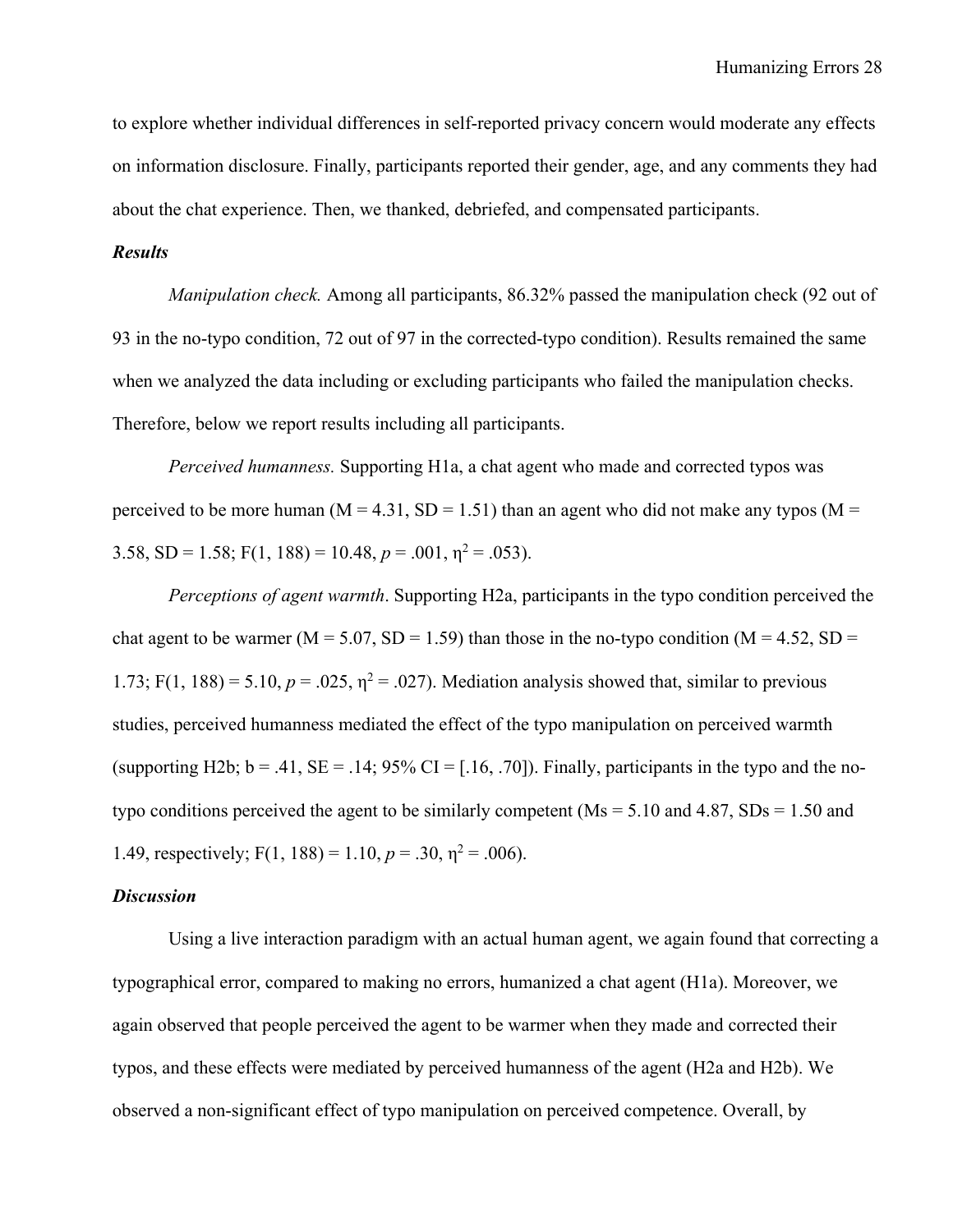to explore whether individual differences in self-reported privacy concern would moderate any effects on information disclosure. Finally, participants reported their gender, age, and any comments they had about the chat experience. Then, we thanked, debriefed, and compensated participants.

### ***Results***

*Manipulation check.* Among all participants, 86.32% passed the manipulation check (92 out of 93 in the no-typo condition, 72 out of 97 in the corrected-typo condition). Results remained the same when we analyzed the data including or excluding participants who failed the manipulation checks. Therefore, below we report results including all participants.

*Perceived humanness.* Supporting H1a, a chat agent who made and corrected typos was perceived to be more human (M = 4.31, SD = 1.51) than an agent who did not make any typos (M = 3.58, SD = 1.58; $F(1, 188) = 10.48$, $p = .001$, $\eta^2 = .053$).

*Perceptions of agent warmth*. Supporting H2a, participants in the typo condition perceived the chat agent to be warmer (M = 5.07, SD = 1.59) than those in the no-typo condition (M = 4.52, SD = 1.73; $F(1, 188) = 5.10$, $p = .025$, $\eta^2 = .027$). Mediation analysis showed that, similar to previous studies, perceived humanness mediated the effect of the typo manipulation on perceived warmth (supporting H2b; b = .41, SE = .14; 95% CI = [.16, .70]). Finally, participants in the typo and the no-typo conditions perceived the agent to be similarly competent (Ms = 5.10 and 4.87, SDs = 1.50 and 1.49, respectively; $F(1, 188) = 1.10$, $p = .30$, $\eta^2 = .006$).

### ***Discussion***

Using a live interaction paradigm with an actual human agent, we again found that correcting a typographical error, compared to making no errors, humanized a chat agent (H1a). Moreover, we again observed that people perceived the agent to be warmer when they made and corrected their typos, and these effects were mediated by perceived humanness of the agent (H2a and H2b). We observed a non-significant effect of typo manipulation on perceived competence. Overall, by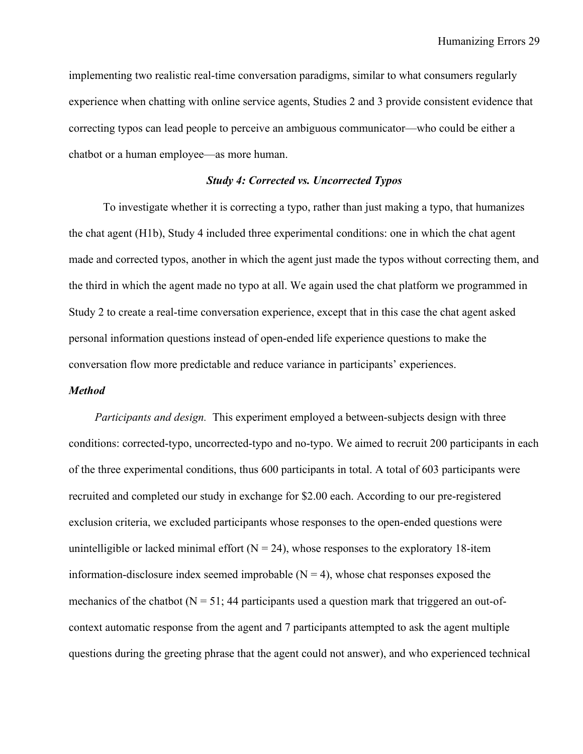implementing two realistic real-time conversation paradigms, similar to what consumers regularly experience when chatting with online service agents, Studies 2 and 3 provide consistent evidence that correcting typos can lead people to perceive an ambiguous communicator—who could be either a chatbot or a human employee—as more human.

### *Study 4: Corrected vs. Uncorrected Typos*

To investigate whether it is correcting a typo, rather than just making a typo, that humanizes the chat agent (H1b), Study 4 included three experimental conditions: one in which the chat agent made and corrected typos, another in which the agent just made the typos without correcting them, and the third in which the agent made no typo at all. We again used the chat platform we programmed in Study 2 to create a real-time conversation experience, except that in this case the chat agent asked personal information questions instead of open-ended life experience questions to make the conversation flow more predictable and reduce variance in participants' experiences.

#### *Method*

*Participants and design.* This experiment employed a between-subjects design with three conditions: corrected-typo, uncorrected-typo and no-typo. We aimed to recruit 200 participants in each of the three experimental conditions, thus 600 participants in total. A total of 603 participants were recruited and completed our study in exchange for \$2.00 each. According to our pre-registered exclusion criteria, we excluded participants whose responses to the open-ended questions were unintelligible or lacked minimal effort ($N = 24$), whose responses to the exploratory 18-item information-disclosure index seemed improbable ($N = 4$), whose chat responses exposed the mechanics of the chatbot ($N = 51$; 44 participants used a question mark that triggered an out-of-context automatic response from the agent and 7 participants attempted to ask the agent multiple questions during the greeting phrase that the agent could not answer), and who experienced technical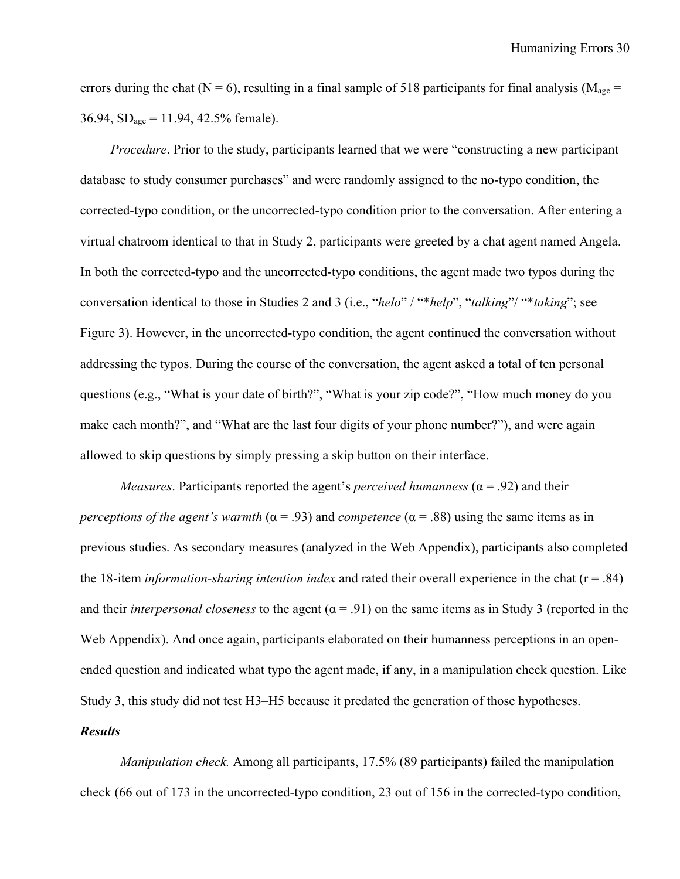errors during the chat (N = 6), resulting in a final sample of 518 participants for final analysis ($M_{age}$ = 36.94, $SD_{age}$ = 11.94, 42.5% female).

*Procedure*. Prior to the study, participants learned that we were "constructing a new participant database to study consumer purchases" and were randomly assigned to the no-typo condition, the corrected-typo condition, or the uncorrected-typo condition prior to the conversation. After entering a virtual chatroom identical to that in Study 2, participants were greeted by a chat agent named Angela. In both the corrected-typo and the uncorrected-typo conditions, the agent made two typos during the conversation identical to those in Studies 2 and 3 (i.e., "*helo*" / "**help*", "*talking*"/ "**taking*"; see Figure 3). However, in the uncorrected-typo condition, the agent continued the conversation without addressing the typos. During the course of the conversation, the agent asked a total of ten personal questions (e.g., "What is your date of birth?", "What is your zip code?", "How much money do you make each month?", and "What are the last four digits of your phone number?"), and were again allowed to skip questions by simply pressing a skip button on their interface.

*Measures*. Participants reported the agent's *perceived humanness* (α = .92) and their *perceptions of the agent's warmth* (α = .93) and *competence* (α = .88) using the same items as in previous studies. As secondary measures (analyzed in the Web Appendix), participants also completed the 18-item *information-sharing intention index* and rated their overall experience in the chat (r = .84) and their *interpersonal closeness* to the agent (α = .91) on the same items as in Study 3 (reported in the Web Appendix). And once again, participants elaborated on their humanness perceptions in an open-ended question and indicated what typo the agent made, if any, in a manipulation check question. Like Study 3, this study did not test H3–H5 because it predated the generation of those hypotheses.

### *Results*

*Manipulation check.* Among all participants, 17.5% (89 participants) failed the manipulation check (66 out of 173 in the uncorrected-typo condition, 23 out of 156 in the corrected-typo condition,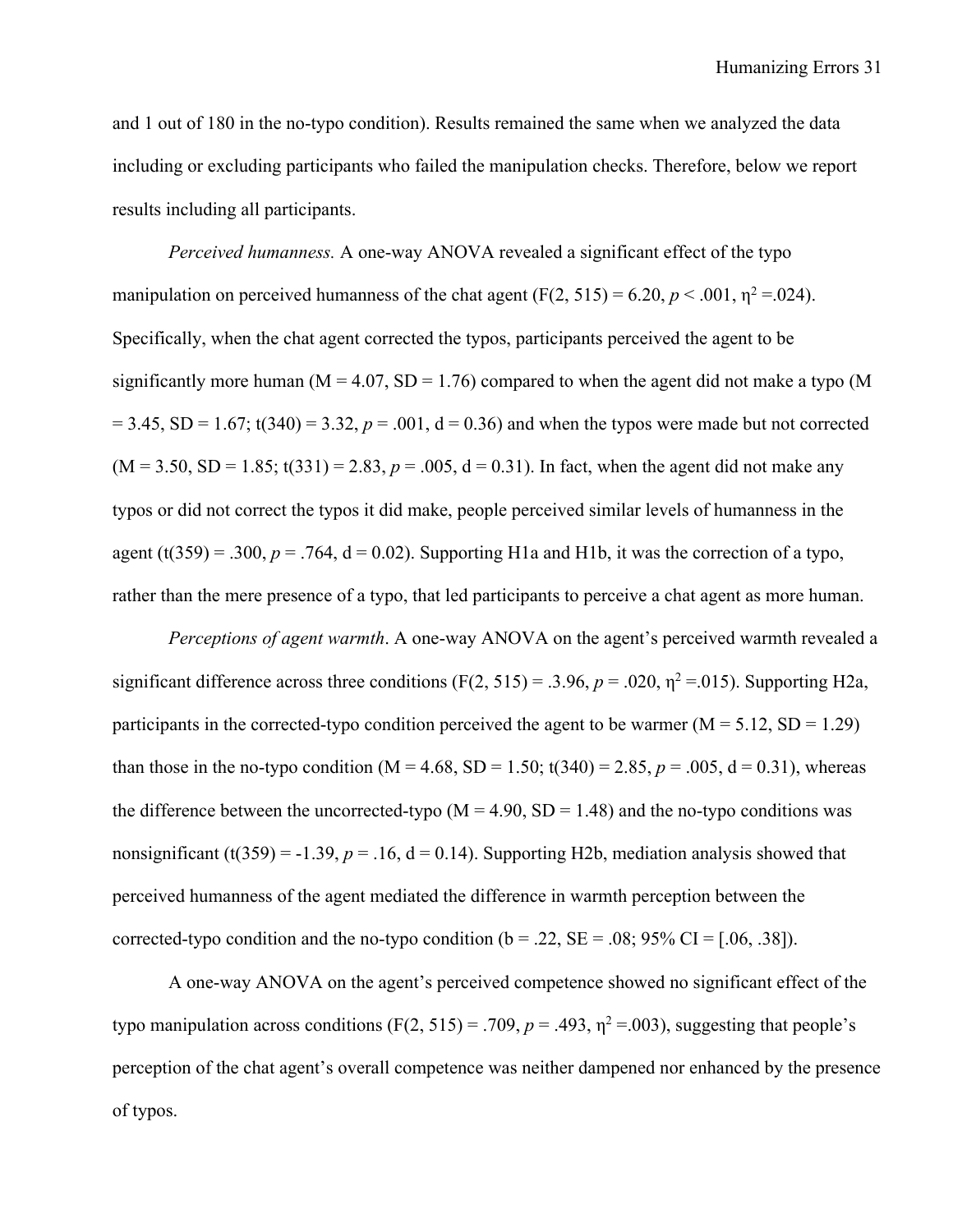and 1 out of 180 in the no-typo condition). Results remained the same when we analyzed the data including or excluding participants who failed the manipulation checks. Therefore, below we report results including all participants.

*Perceived humanness.* A one-way ANOVA revealed a significant effect of the typo manipulation on perceived humanness of the chat agent ($F(2, 515) = 6.20$, $p < .001$, $\eta^2 = .024$). Specifically, when the chat agent corrected the typos, participants perceived the agent to be significantly more human ($M = 4.07$, $SD = 1.76$) compared to when the agent did not make a typo ($M = 3.45$, $SD = 1.67$; $t(340) = 3.32$, $p = .001$, $d = 0.36$) and when the typos were made but not corrected ($M = 3.50$, $SD = 1.85$; $t(331) = 2.83$, $p = .005$, $d = 0.31$). In fact, when the agent did not make any typos or did not correct the typos it did make, people perceived similar levels of humanness in the agent ($t(359) = .300$, $p = .764$, $d = 0.02$). Supporting H1a and H1b, it was the correction of a typo, rather than the mere presence of a typo, that led participants to perceive a chat agent as more human.

*Perceptions of agent warmth*. A one-way ANOVA on the agent's perceived warmth revealed a significant difference across three conditions ($F(2, 515) = .3.96$, $p = .020$, $\eta^2 = .015$). Supporting H2a, participants in the corrected-typo condition perceived the agent to be warmer ($M = 5.12$, $SD = 1.29$) than those in the no-typo condition ($M = 4.68$, $SD = 1.50$; $t(340) = 2.85$, $p = .005$, $d = 0.31$), whereas the difference between the uncorrected-typo ($M = 4.90$, $SD = 1.48$) and the no-typo conditions was nonsignificant ($t(359) = -1.39$, $p = .16$, $d = 0.14$). Supporting H2b, mediation analysis showed that perceived humanness of the agent mediated the difference in warmth perception between the corrected-typo condition and the no-typo condition ($b = .22$, $SE = .08$; 95% CI = [.06, .38]).

A one-way ANOVA on the agent's perceived competence showed no significant effect of the typo manipulation across conditions ($F(2, 515) = .709$, $p = .493$, $\eta^2 = .003$), suggesting that people's perception of the chat agent's overall competence was neither dampened nor enhanced by the presence of typos.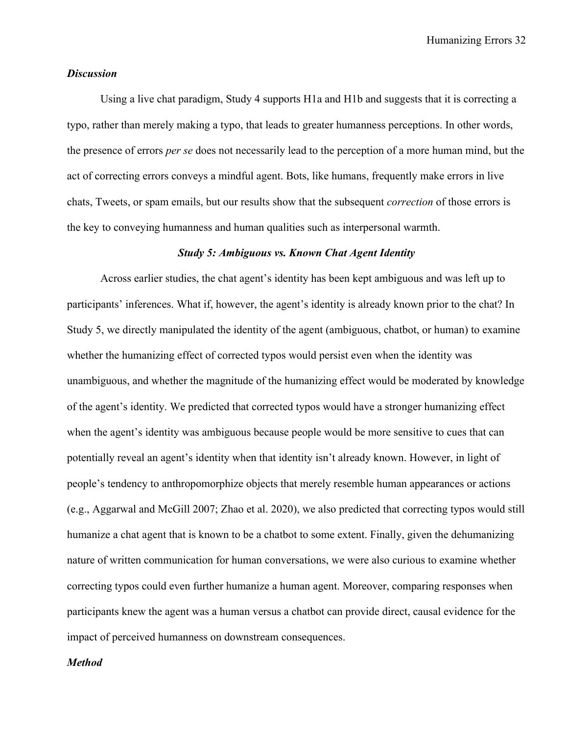### *Discussion*

Using a live chat paradigm, Study 4 supports H1a and H1b and suggests that it is correcting a typo, rather than merely making a typo, that leads to greater humanness perceptions. In other words, the presence of errors *per se* does not necessarily lead to the perception of a more human mind, but the act of correcting errors conveys a mindful agent. Bots, like humans, frequently make errors in live chats, Tweets, or spam emails, but our results show that the subsequent *correction* of those errors is the key to conveying humanness and human qualities such as interpersonal warmth.

## ***Study 5: Ambiguous vs. Known Chat Agent Identity***

Across earlier studies, the chat agent's identity has been kept ambiguous and was left up to participants' inferences. What if, however, the agent's identity is already known prior to the chat? In Study 5, we directly manipulated the identity of the agent (ambiguous, chatbot, or human) to examine whether the humanizing effect of corrected typos would persist even when the identity was unambiguous, and whether the magnitude of the humanizing effect would be moderated by knowledge of the agent's identity. We predicted that corrected typos would have a stronger humanizing effect when the agent's identity was ambiguous because people would be more sensitive to cues that can potentially reveal an agent's identity when that identity isn't already known. However, in light of people's tendency to anthropomorphize objects that merely resemble human appearances or actions (e.g., Aggarwal and McGill 2007; Zhao et al. 2020), we also predicted that correcting typos would still humanize a chat agent that is known to be a chatbot to some extent. Finally, given the dehumanizing nature of written communication for human conversations, we were also curious to examine whether correcting typos could even further humanize a human agent. Moreover, comparing responses when participants knew the agent was a human versus a chatbot can provide direct, causal evidence for the impact of perceived humanness on downstream consequences.

### *Method*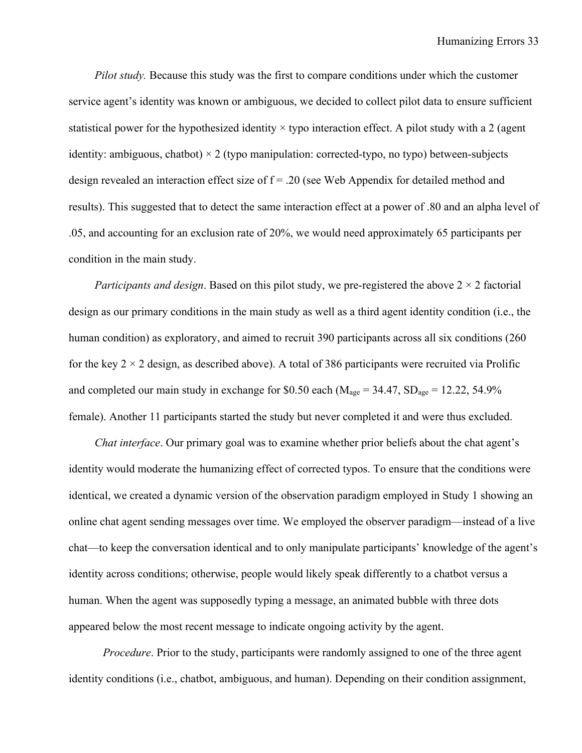*Pilot study.* Because this study was the first to compare conditions under which the customer service agent's identity was known or ambiguous, we decided to collect pilot data to ensure sufficient statistical power for the hypothesized identity × typo interaction effect. A pilot study with a 2 (agent identity: ambiguous, chatbot) × 2 (typo manipulation: corrected-typo, no typo) between-subjects design revealed an interaction effect size of f = .20 (see Web Appendix for detailed method and results). This suggested that to detect the same interaction effect at a power of .80 and an alpha level of .05, and accounting for an exclusion rate of 20%, we would need approximately 65 participants per condition in the main study.

*Participants and design*. Based on this pilot study, we pre-registered the above 2 × 2 factorial design as our primary conditions in the main study as well as a third agent identity condition (i.e., the human condition) as exploratory, and aimed to recruit 390 participants across all six conditions (260 for the key 2 × 2 design, as described above). A total of 386 participants were recruited via Prolific and completed our main study in exchange for \$0.50 each ($M_{age}$ = 34.47, $SD_{age}$ = 12.22, 54.9% female). Another 11 participants started the study but never completed it and were thus excluded.

*Chat interface*. Our primary goal was to examine whether prior beliefs about the chat agent's identity would moderate the humanizing effect of corrected typos. To ensure that the conditions were identical, we created a dynamic version of the observation paradigm employed in Study 1 showing an online chat agent sending messages over time. We employed the observer paradigm—instead of a live chat—to keep the conversation identical and to only manipulate participants' knowledge of the agent's identity across conditions; otherwise, people would likely speak differently to a chatbot versus a human. When the agent was supposedly typing a message, an animated bubble with three dots appeared below the most recent message to indicate ongoing activity by the agent.

*Procedure*. Prior to the study, participants were randomly assigned to one of the three agent identity conditions (i.e., chatbot, ambiguous, and human). Depending on their condition assignment,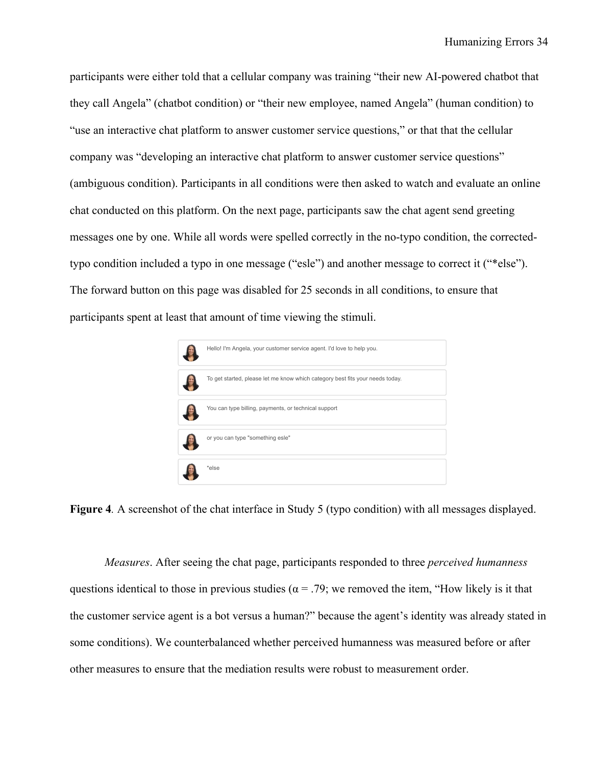participants were either told that a cellular company was training "their new AI-powered chatbot that they call Angela" (chatbot condition) or "their new employee, named Angela" (human condition) to "use an interactive chat platform to answer customer service questions," or that that the cellular company was "developing an interactive chat platform to answer customer service questions" (ambiguous condition). Participants in all conditions were then asked to watch and evaluate an online chat conducted on this platform. On the next page, participants saw the chat agent send greeting messages one by one. While all words were spelled correctly in the no-typo condition, the corrected-typo condition included a typo in one message ("esle") and another message to correct it ("*else"). The forward button on this page was disabled for 25 seconds in all conditions, to ensure that participants spent at least that amount of time viewing the stimuli.

Hello! I'm Angela, your customer service agent. I'd love to help you.

To get started, please let me know which category best fits your needs today.

You can type billing, payments, or technical support

or you can type "something esle"

*else

**Figure 4**. A screenshot of the chat interface in Study 5 (typo condition) with all messages displayed.

*Measures*. After seeing the chat page, participants responded to three *perceived humanness* questions identical to those in previous studies ($\alpha = .79$; we removed the item, "How likely is it that the customer service agent is a bot versus a human?" because the agent's identity was already stated in some conditions). We counterbalanced whether perceived humanness was measured before or after other measures to ensure that the mediation results were robust to measurement order.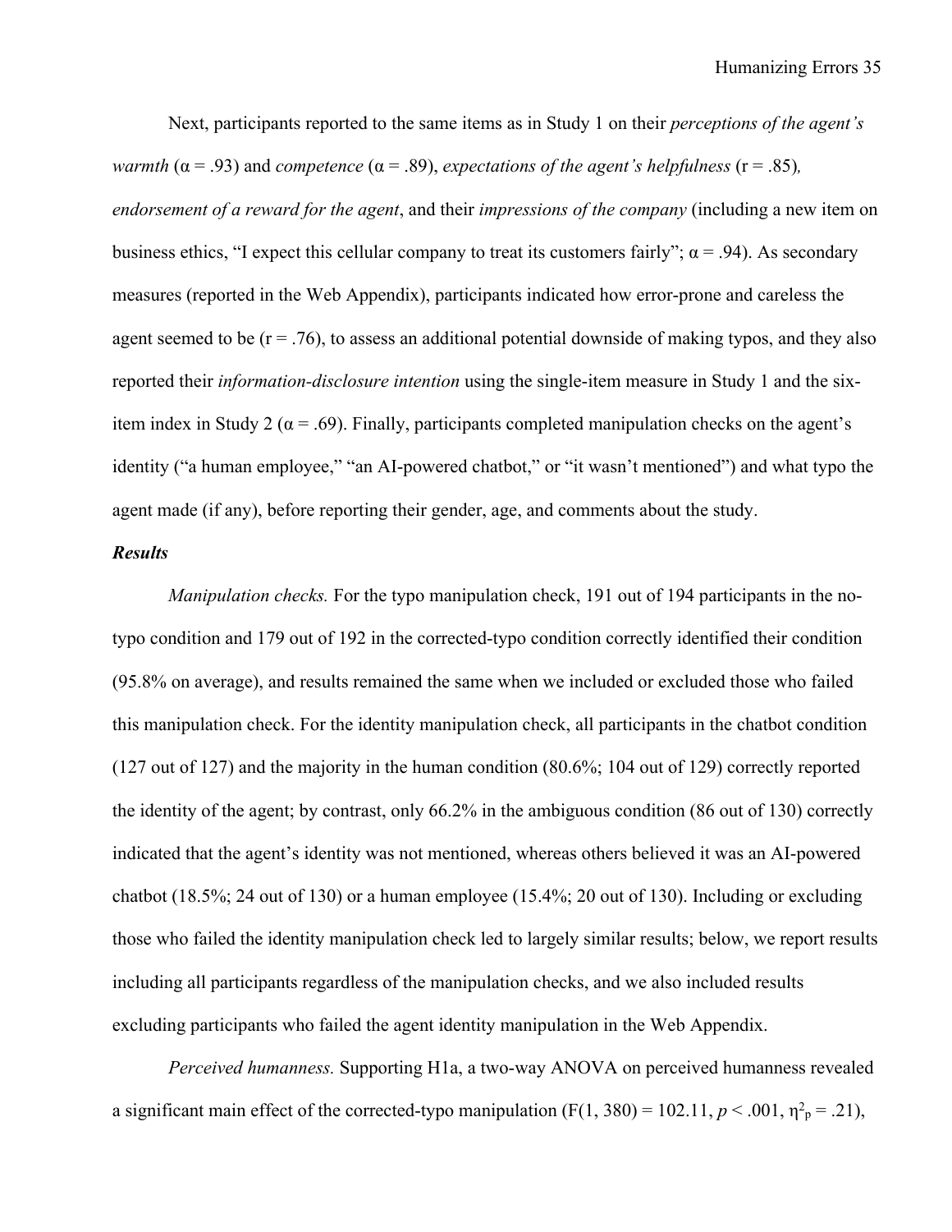Next, participants reported to the same items as in Study 1 on their *perceptions of the agent's warmth* ($\alpha = .93$) and *competence* ($\alpha = .89$), *expectations of the agent's helpfulness* ($r = .85$)*, endorsement of a reward for the agent*, and their *impressions of the company* (including a new item on business ethics, "I expect this cellular company to treat its customers fairly"; $\alpha = .94$). As secondary measures (reported in the Web Appendix), participants indicated how error-prone and careless the agent seemed to be ($r = .76$), to assess an additional potential downside of making typos, and they also reported their *information-disclosure intention* using the single-item measure in Study 1 and the six-item index in Study 2 ($\alpha = .69$). Finally, participants completed manipulation checks on the agent's identity ("a human employee," "an AI-powered chatbot," or "it wasn't mentioned") and what typo the agent made (if any), before reporting their gender, age, and comments about the study.

### *Results*

*Manipulation checks.* For the typo manipulation check, 191 out of 194 participants in the no-typo condition and 179 out of 192 in the corrected-typo condition correctly identified their condition (95.8% on average), and results remained the same when we included or excluded those who failed this manipulation check. For the identity manipulation check, all participants in the chatbot condition (127 out of 127) and the majority in the human condition (80.6%; 104 out of 129) correctly reported the identity of the agent; by contrast, only 66.2% in the ambiguous condition (86 out of 130) correctly indicated that the agent's identity was not mentioned, whereas others believed it was an AI-powered chatbot (18.5%; 24 out of 130) or a human employee (15.4%; 20 out of 130). Including or excluding those who failed the identity manipulation check led to largely similar results; below, we report results including all participants regardless of the manipulation checks, and we also included results excluding participants who failed the agent identity manipulation in the Web Appendix.

*Perceived humanness.* Supporting H1a, a two-way ANOVA on perceived humanness revealed a significant main effect of the corrected-typo manipulation ($F(1, 380) = 102.11$, $p < .001$, $\eta^2_p = .21$),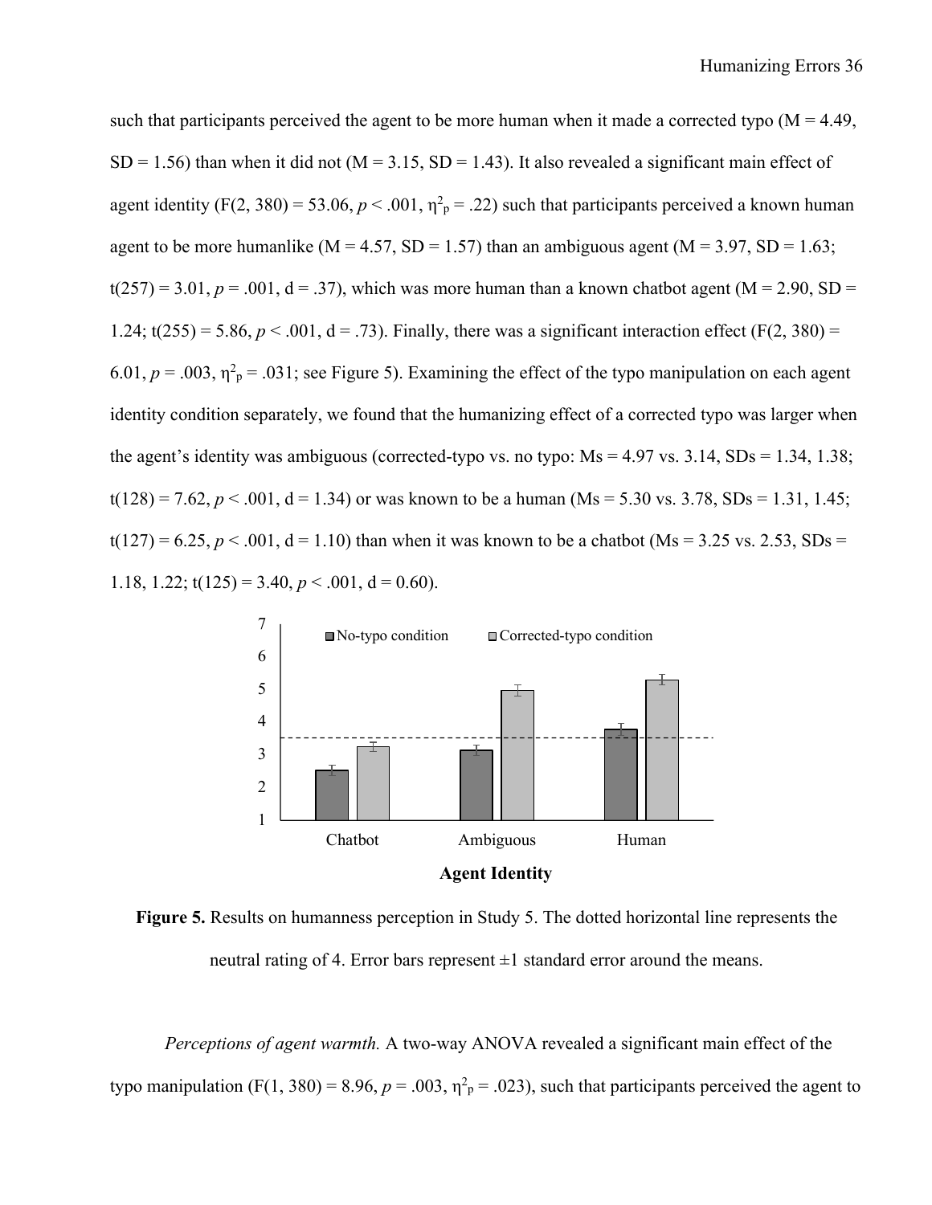such that participants perceived the agent to be more human when it made a corrected typo (M = 4.49, SD = 1.56) than when it did not (M = 3.15, SD = 1.43). It also revealed a significant main effect of agent identity ($F(2, 380) = 53.06$, $p < .001$, $\eta^2_p = .22$) such that participants perceived a known human agent to be more humanlike (M = 4.57, SD = 1.57) than an ambiguous agent (M = 3.97, SD = 1.63; $t(257) = 3.01$, $p = .001$, d = .37), which was more human than a known chatbot agent (M = 2.90, SD = 1.24; $t(255) = 5.86$, $p < .001$, d = .73). Finally, there was a significant interaction effect ($F(2, 380) = 6.01$, $p = .003$, $\eta^2_p = .031$; see Figure 5). Examining the effect of the typo manipulation on each agent identity condition separately, we found that the humanizing effect of a corrected typo was larger when the agent's identity was ambiguous (corrected-typo vs. no typo: Ms = 4.97 vs. 3.14, SDs = 1.34, 1.38; $t(128) = 7.62$, $p < .001$, d = 1.34) or was known to be a human (Ms = 5.30 vs. 3.78, SDs = 1.31, 1.45; $t(127) = 6.25$, $p < .001$, d = 1.10) than when it was known to be a chatbot (Ms = 3.25 vs. 2.53, SDs = 1.18, 1.22; $t(125) = 3.40$, $p < .001$, d = 0.60).

**Figure 5.** Results on humanness perception in Study 5. The dotted horizontal line represents the neutral rating of 4. Error bars represent ±1 standard error around the means.

*Perceptions of agent warmth.* A two-way ANOVA revealed a significant main effect of the typo manipulation ($F(1, 380) = 8.96$, $p = .003$, $\eta^2_p = .023$), such that participants perceived the agent to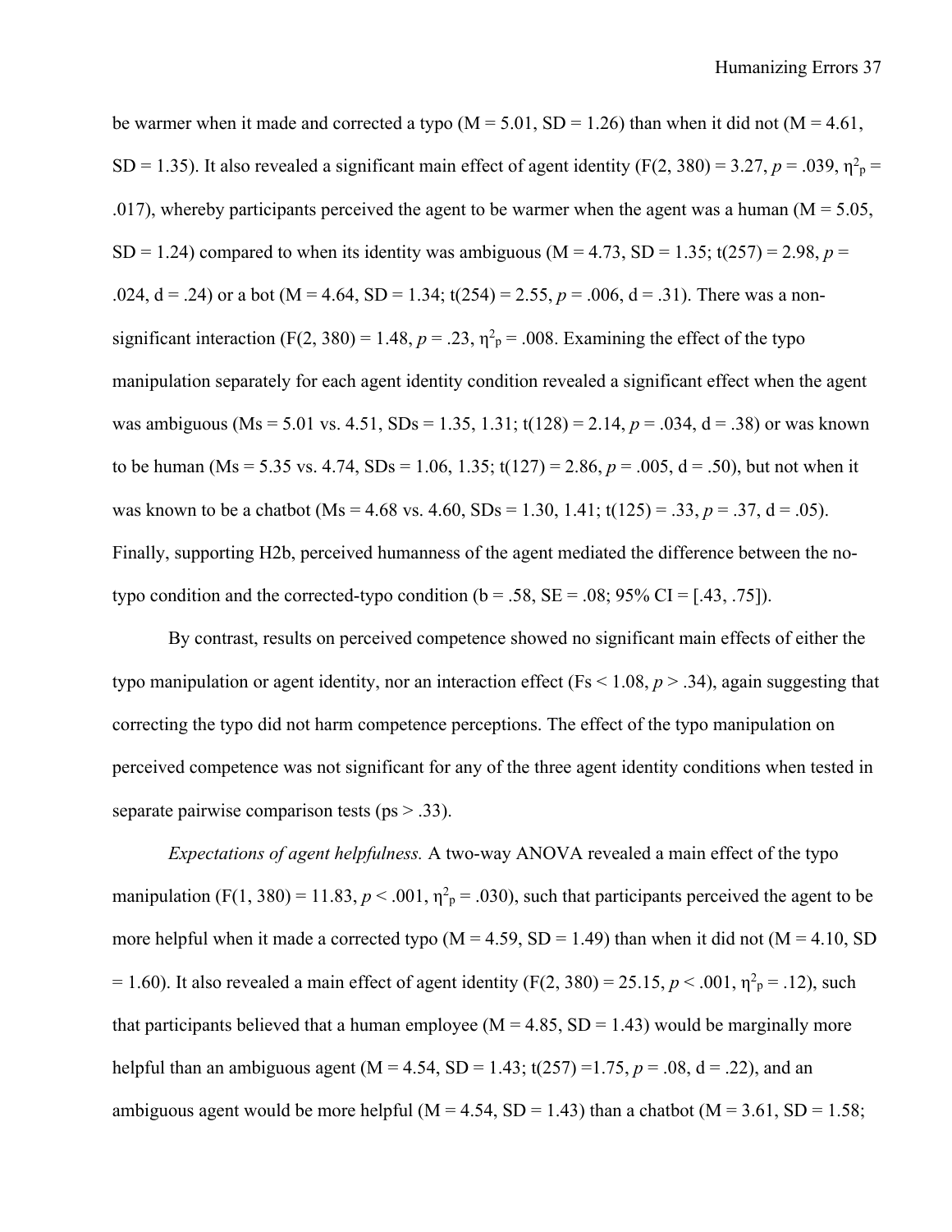be warmer when it made and corrected a typo (M = 5.01, SD = 1.26) than when it did not (M = 4.61, SD = 1.35). It also revealed a significant main effect of agent identity ($F(2, 380) = 3.27$, $p = .039$, $\eta^2_p = .017$), whereby participants perceived the agent to be warmer when the agent was a human (M = 5.05, SD = 1.24) compared to when its identity was ambiguous (M = 4.73, SD = 1.35; $t(257) = 2.98$, $p = .024$, d = .24) or a bot (M = 4.64, SD = 1.34; $t(254) = 2.55$, $p = .006$, d = .31). There was a non-significant interaction ($F(2, 380) = 1.48$, $p = .23$, $\eta^2_p = .008$. Examining the effect of the typo manipulation separately for each agent identity condition revealed a significant effect when the agent was ambiguous (Ms = 5.01 vs. 4.51, SDs = 1.35, 1.31; $t(128) = 2.14$, $p = .034$, d = .38) or was known to be human (Ms = 5.35 vs. 4.74, SDs = 1.06, 1.35; $t(127) = 2.86$, $p = .005$, d = .50), but not when it was known to be a chatbot (Ms = 4.68 vs. 4.60, SDs = 1.30, 1.41; $t(125) = .33$, $p = .37$, d = .05). Finally, supporting H2b, perceived humanness of the agent mediated the difference between the no-typo condition and the corrected-typo condition (b = .58, SE = .08; 95% CI = [.43, .75]).

By contrast, results on perceived competence showed no significant main effects of either the typo manipulation or agent identity, nor an interaction effect (Fs < 1.08, $p > .34$), again suggesting that correcting the typo did not harm competence perceptions. The effect of the typo manipulation on perceived competence was not significant for any of the three agent identity conditions when tested in separate pairwise comparison tests (ps > .33).

*Expectations of agent helpfulness.* A two-way ANOVA revealed a main effect of the typo manipulation ($F(1, 380) = 11.83$, $p < .001$, $\eta^2_p = .030$), such that participants perceived the agent to be more helpful when it made a corrected typo (M = 4.59, SD = 1.49) than when it did not (M = 4.10, SD = 1.60). It also revealed a main effect of agent identity ($F(2, 380) = 25.15$, $p < .001$, $\eta^2_p = .12$), such that participants believed that a human employee (M = 4.85, SD = 1.43) would be marginally more helpful than an ambiguous agent (M = 4.54, SD = 1.43; $t(257) = 1.75$, $p = .08$, d = .22), and an ambiguous agent would be more helpful (M = 4.54, SD = 1.43) than a chatbot (M = 3.61, SD = 1.58;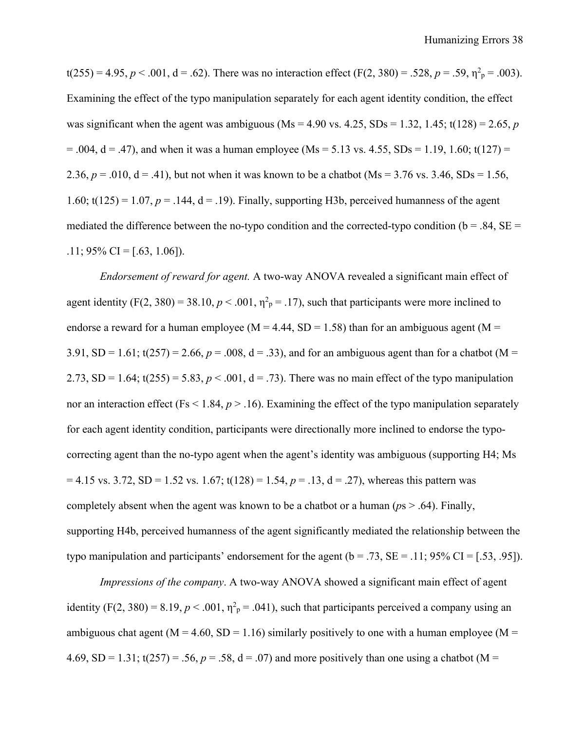$t(255) = 4.95$, $p < .001$, $d = .62$). There was no interaction effect ($F(2, 380) = .528$, $p = .59$, $\eta^2_p = .003$). Examining the effect of the typo manipulation separately for each agent identity condition, the effect was significant when the agent was ambiguous (Ms = 4.90 vs. 4.25, SDs = 1.32, 1.45; $t(128) = 2.65$, $p = .004$, $d = .47$), and when it was a human employee (Ms = 5.13 vs. 4.55, SDs = 1.19, 1.60; $t(127) = 2.36$, $p = .010$, $d = .41$), but not when it was known to be a chatbot (Ms = 3.76 vs. 3.46, SDs = 1.56, 1.60; $t(125) = 1.07$, $p = .144$, $d = .19$). Finally, supporting H3b, perceived humanness of the agent mediated the difference between the no-typo condition and the corrected-typo condition ($b = .84$, $SE = .11$; 95% CI = [.63, 1.06]).

*Endorsement of reward for agent.* A two-way ANOVA revealed a significant main effect of agent identity ($F(2, 380) = 38.10$, $p < .001$, $\eta^2_p = .17$), such that participants were more inclined to endorse a reward for a human employee (M = 4.44, SD = 1.58) than for an ambiguous agent (M = 3.91, SD = 1.61; $t(257) = 2.66$, $p = .008$, $d = .33$), and for an ambiguous agent than for a chatbot (M = 2.73, SD = 1.64; $t(255) = 5.83$, $p < .001$, $d = .73$). There was no main effect of the typo manipulation nor an interaction effect (Fs < 1.84, $p > .16$). Examining the effect of the typo manipulation separately for each agent identity condition, participants were directionally more inclined to endorse the typo-correcting agent than the no-typo agent when the agent's identity was ambiguous (supporting H4; Ms = 4.15 vs. 3.72, SD = 1.52 vs. 1.67; $t(128) = 1.54$, $p = .13$, $d = .27$), whereas this pattern was completely absent when the agent was known to be a chatbot or a human (*p*s > .64). Finally, supporting H4b, perceived humanness of the agent significantly mediated the relationship between the typo manipulation and participants' endorsement for the agent ($b = .73$, $SE = .11$; 95% CI = [.53, .95]).

*Impressions of the company*. A two-way ANOVA showed a significant main effect of agent identity ($F(2, 380) = 8.19$, $p < .001$, $\eta^2_p = .041$), such that participants perceived a company using an ambiguous chat agent (M = 4.60, SD = 1.16) similarly positively to one with a human employee (M = 4.69, SD = 1.31; $t(257) = .56$, $p = .58$, $d = .07$) and more positively than one using a chatbot (M =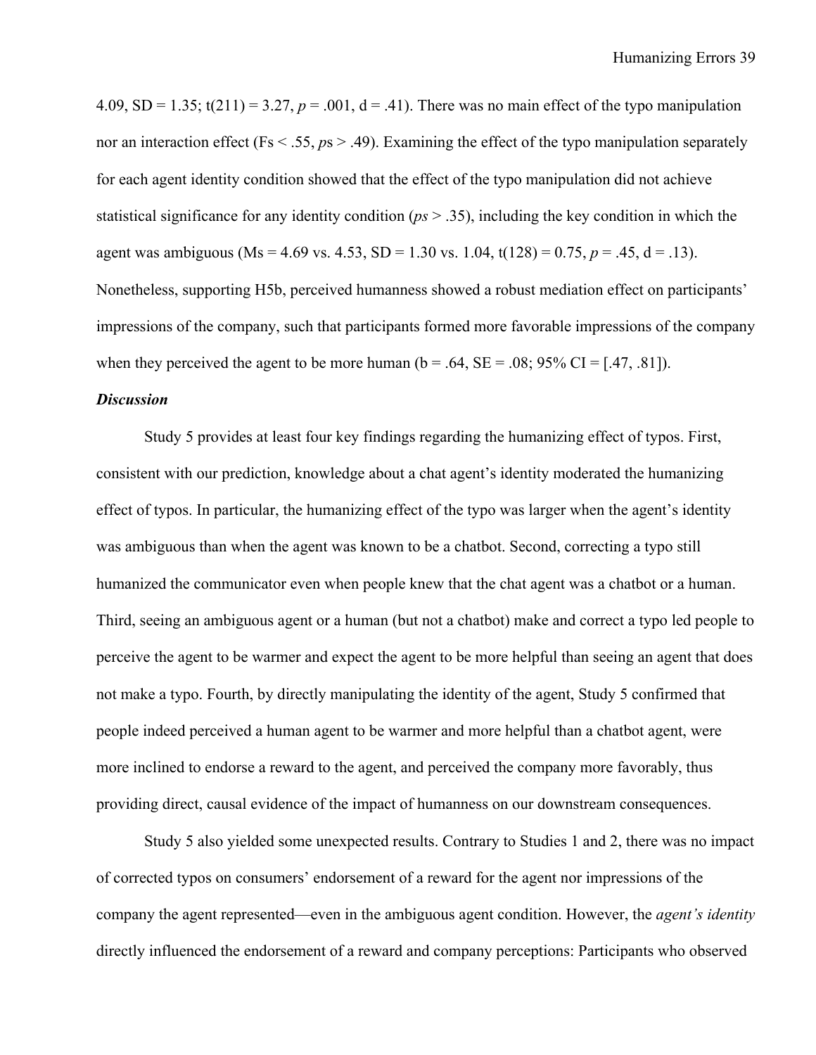4.09, SD = 1.35; $t(211) = 3.27$, $p = .001$, d = .41). There was no main effect of the typo manipulation nor an interaction effect (Fs < .55, *p*s > .49). Examining the effect of the typo manipulation separately for each agent identity condition showed that the effect of the typo manipulation did not achieve statistical significance for any identity condition (*ps* > .35), including the key condition in which the agent was ambiguous (Ms = 4.69 vs. 4.53, SD = 1.30 vs. 1.04, $t(128) = 0.75$, $p = .45$, d = .13). Nonetheless, supporting H5b, perceived humanness showed a robust mediation effect on participants' impressions of the company, such that participants formed more favorable impressions of the company when they perceived the agent to be more human (b = .64, SE = .08; 95% CI = [.47, .81]).

***Discussion***

Study 5 provides at least four key findings regarding the humanizing effect of typos. First, consistent with our prediction, knowledge about a chat agent's identity moderated the humanizing effect of typos. In particular, the humanizing effect of the typo was larger when the agent's identity was ambiguous than when the agent was known to be a chatbot. Second, correcting a typo still humanized the communicator even when people knew that the chat agent was a chatbot or a human. Third, seeing an ambiguous agent or a human (but not a chatbot) make and correct a typo led people to perceive the agent to be warmer and expect the agent to be more helpful than seeing an agent that does not make a typo. Fourth, by directly manipulating the identity of the agent, Study 5 confirmed that people indeed perceived a human agent to be warmer and more helpful than a chatbot agent, were more inclined to endorse a reward to the agent, and perceived the company more favorably, thus providing direct, causal evidence of the impact of humanness on our downstream consequences.

Study 5 also yielded some unexpected results. Contrary to Studies 1 and 2, there was no impact of corrected typos on consumers' endorsement of a reward for the agent nor impressions of the company the agent represented—even in the ambiguous agent condition. However, the *agent's identity* directly influenced the endorsement of a reward and company perceptions: Participants who observed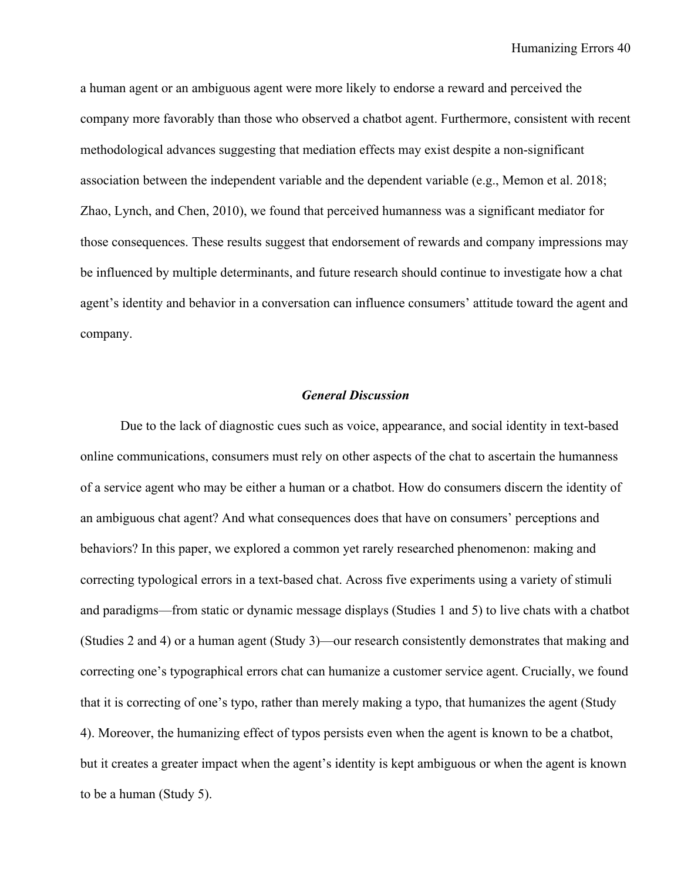a human agent or an ambiguous agent were more likely to endorse a reward and perceived the company more favorably than those who observed a chatbot agent. Furthermore, consistent with recent methodological advances suggesting that mediation effects may exist despite a non-significant association between the independent variable and the dependent variable (e.g., Memon et al. 2018; Zhao, Lynch, and Chen, 2010), we found that perceived humanness was a significant mediator for those consequences. These results suggest that endorsement of rewards and company impressions may be influenced by multiple determinants, and future research should continue to investigate how a chat agent's identity and behavior in a conversation can influence consumers' attitude toward the agent and company.

## *General Discussion*

Due to the lack of diagnostic cues such as voice, appearance, and social identity in text-based online communications, consumers must rely on other aspects of the chat to ascertain the humanness of a service agent who may be either a human or a chatbot. How do consumers discern the identity of an ambiguous chat agent? And what consequences does that have on consumers' perceptions and behaviors? In this paper, we explored a common yet rarely researched phenomenon: making and correcting typological errors in a text-based chat. Across five experiments using a variety of stimuli and paradigms—from static or dynamic message displays (Studies 1 and 5) to live chats with a chatbot (Studies 2 and 4) or a human agent (Study 3)—our research consistently demonstrates that making and correcting one's typographical errors chat can humanize a customer service agent. Crucially, we found that it is correcting of one's typo, rather than merely making a typo, that humanizes the agent (Study 4). Moreover, the humanizing effect of typos persists even when the agent is known to be a chatbot, but it creates a greater impact when the agent's identity is kept ambiguous or when the agent is known to be a human (Study 5).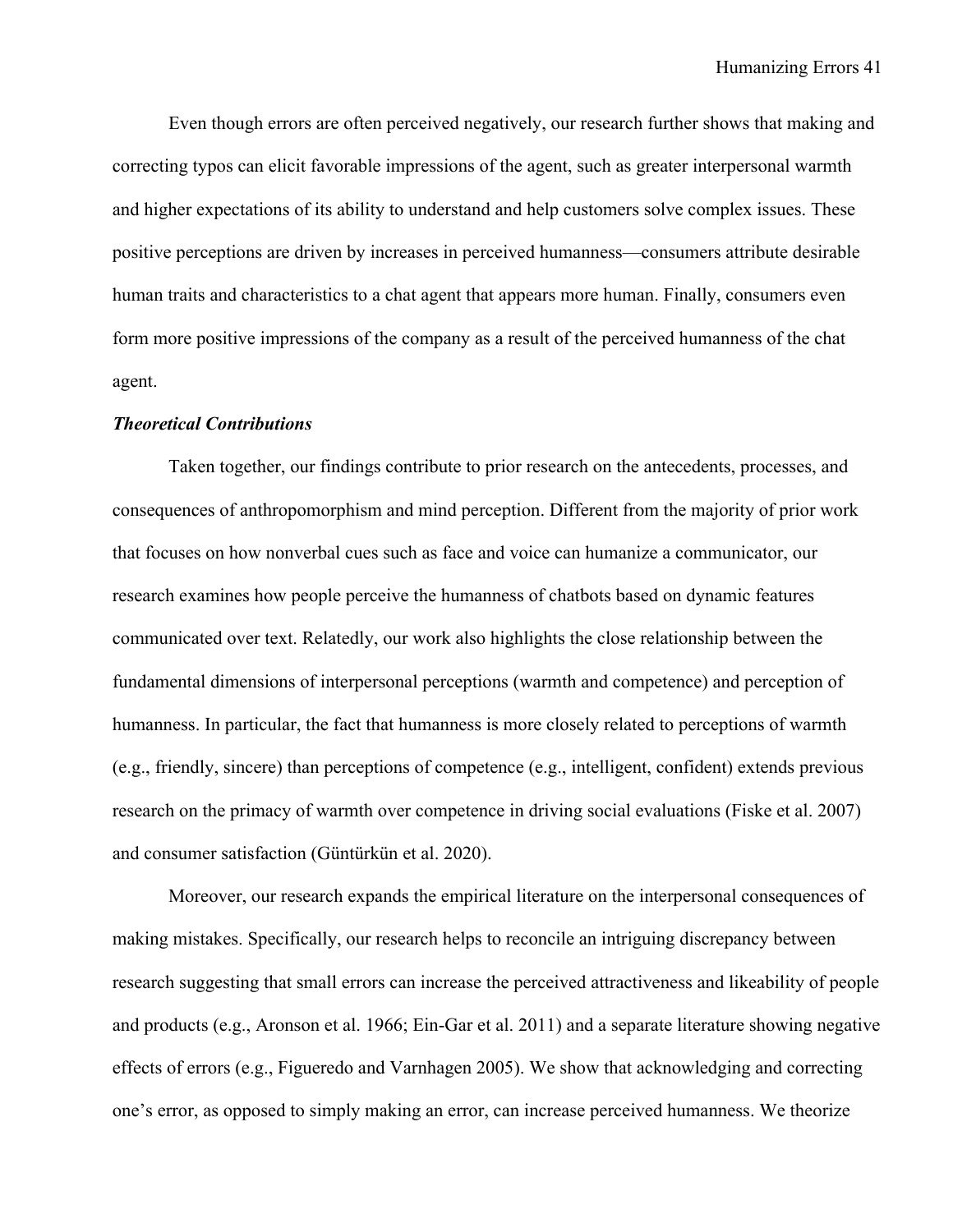Even though errors are often perceived negatively, our research further shows that making and correcting typos can elicit favorable impressions of the agent, such as greater interpersonal warmth and higher expectations of its ability to understand and help customers solve complex issues. These positive perceptions are driven by increases in perceived humanness—consumers attribute desirable human traits and characteristics to a chat agent that appears more human. Finally, consumers even form more positive impressions of the company as a result of the perceived humanness of the chat agent.

***Theoretical Contributions***

Taken together, our findings contribute to prior research on the antecedents, processes, and consequences of anthropomorphism and mind perception. Different from the majority of prior work that focuses on how nonverbal cues such as face and voice can humanize a communicator, our research examines how people perceive the humanness of chatbots based on dynamic features communicated over text. Relatedly, our work also highlights the close relationship between the fundamental dimensions of interpersonal perceptions (warmth and competence) and perception of humanness. In particular, the fact that humanness is more closely related to perceptions of warmth (e.g., friendly, sincere) than perceptions of competence (e.g., intelligent, confident) extends previous research on the primacy of warmth over competence in driving social evaluations (Fiske et al. 2007) and consumer satisfaction (Güntürkün et al. 2020).

Moreover, our research expands the empirical literature on the interpersonal consequences of making mistakes. Specifically, our research helps to reconcile an intriguing discrepancy between research suggesting that small errors can increase the perceived attractiveness and likeability of people and products (e.g., Aronson et al. 1966; Ein-Gar et al. 2011) and a separate literature showing negative effects of errors (e.g., Figueredo and Varnhagen 2005). We show that acknowledging and correcting one's error, as opposed to simply making an error, can increase perceived humanness. We theorize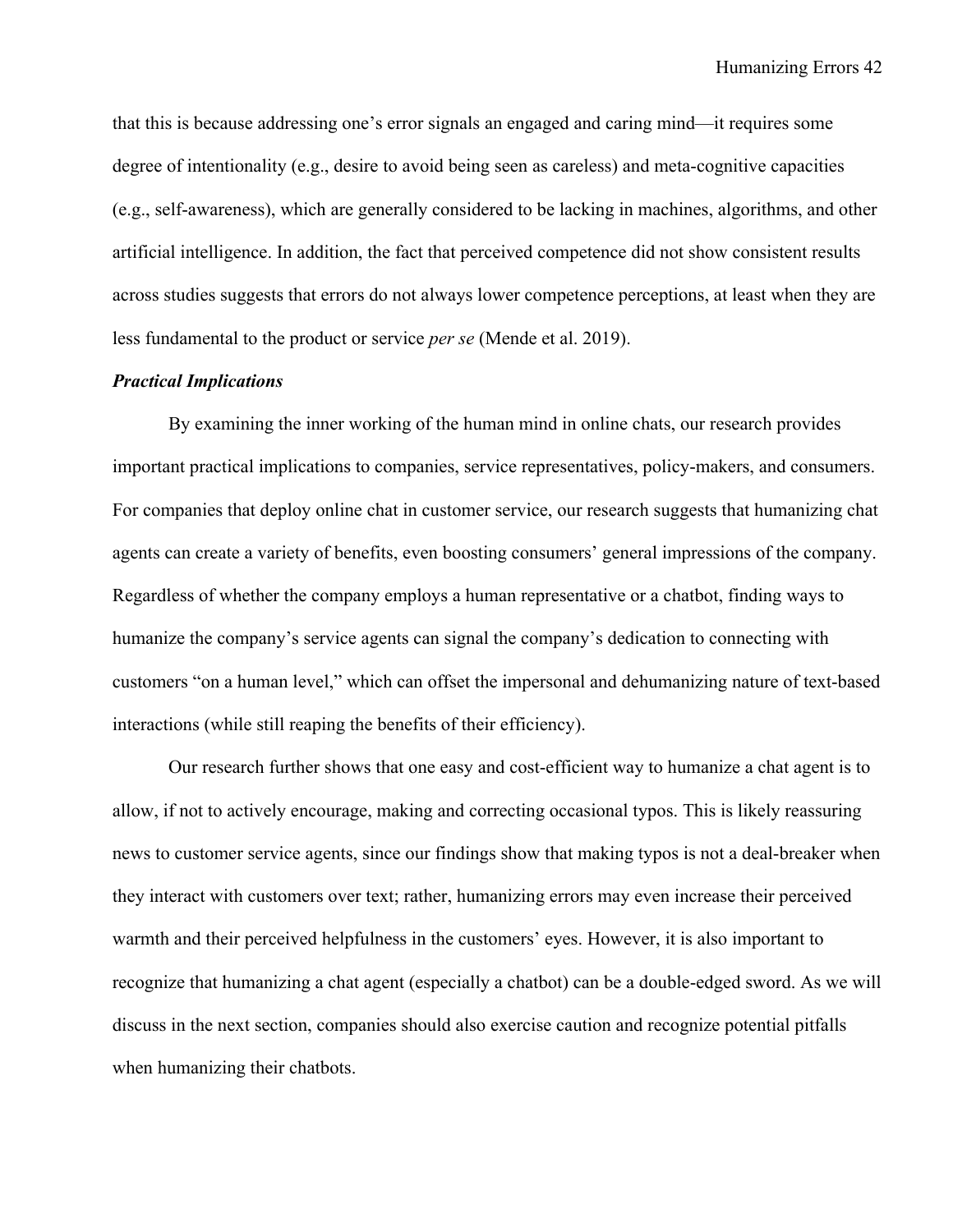that this is because addressing one's error signals an engaged and caring mind—it requires some degree of intentionality (e.g., desire to avoid being seen as careless) and meta-cognitive capacities (e.g., self-awareness), which are generally considered to be lacking in machines, algorithms, and other artificial intelligence. In addition, the fact that perceived competence did not show consistent results across studies suggests that errors do not always lower competence perceptions, at least when they are less fundamental to the product or service *per se* (Mende et al. 2019).

***Practical Implications***

By examining the inner working of the human mind in online chats, our research provides important practical implications to companies, service representatives, policy-makers, and consumers. For companies that deploy online chat in customer service, our research suggests that humanizing chat agents can create a variety of benefits, even boosting consumers' general impressions of the company. Regardless of whether the company employs a human representative or a chatbot, finding ways to humanize the company's service agents can signal the company's dedication to connecting with customers "on a human level," which can offset the impersonal and dehumanizing nature of text-based interactions (while still reaping the benefits of their efficiency).

Our research further shows that one easy and cost-efficient way to humanize a chat agent is to allow, if not to actively encourage, making and correcting occasional typos. This is likely reassuring news to customer service agents, since our findings show that making typos is not a deal-breaker when they interact with customers over text; rather, humanizing errors may even increase their perceived warmth and their perceived helpfulness in the customers' eyes. However, it is also important to recognize that humanizing a chat agent (especially a chatbot) can be a double-edged sword. As we will discuss in the next section, companies should also exercise caution and recognize potential pitfalls when humanizing their chatbots.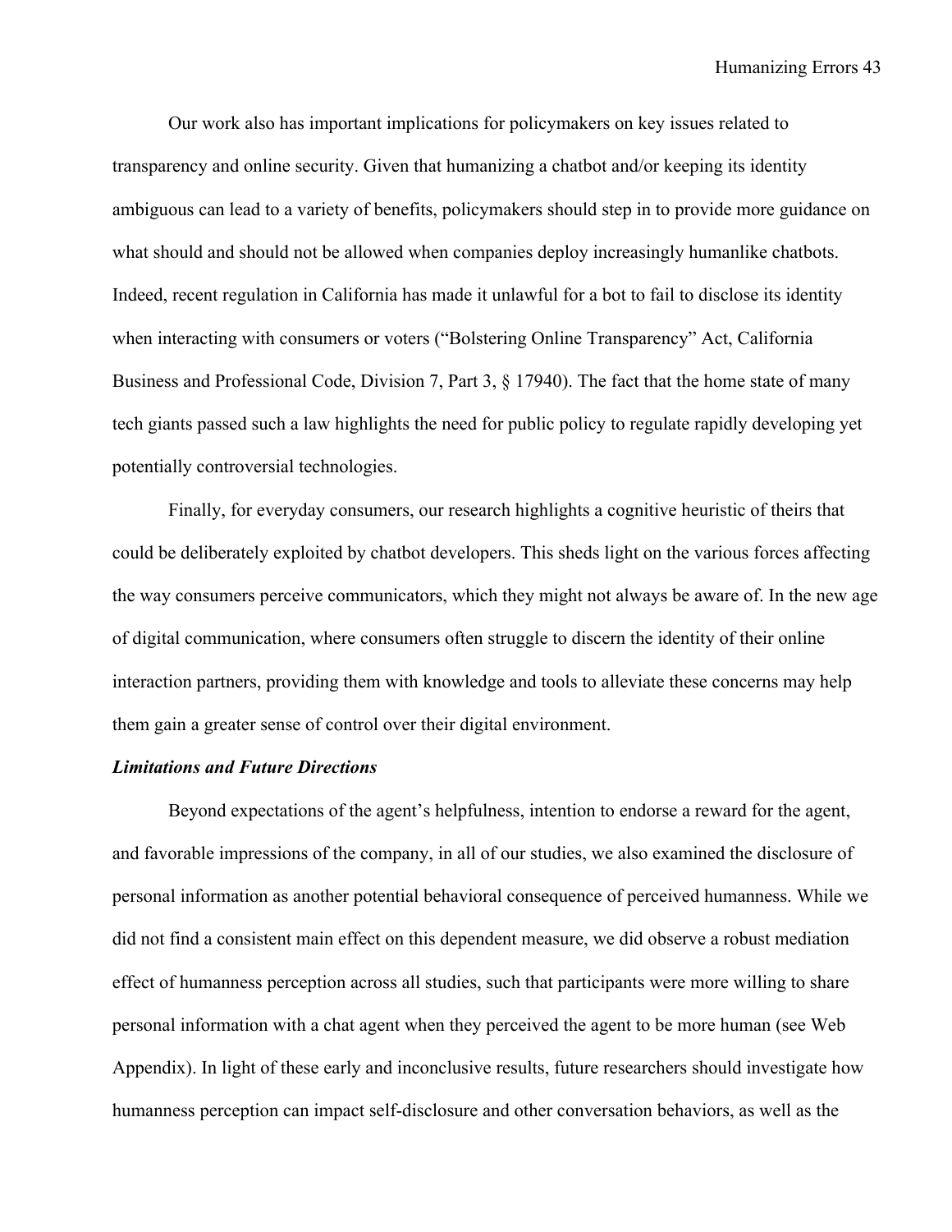Our work also has important implications for policymakers on key issues related to transparency and online security. Given that humanizing a chatbot and/or keeping its identity ambiguous can lead to a variety of benefits, policymakers should step in to provide more guidance on what should and should not be allowed when companies deploy increasingly humanlike chatbots. Indeed, recent regulation in California has made it unlawful for a bot to fail to disclose its identity when interacting with consumers or voters ("Bolstering Online Transparency" Act, California Business and Professional Code, Division 7, Part 3, § 17940). The fact that the home state of many tech giants passed such a law highlights the need for public policy to regulate rapidly developing yet potentially controversial technologies.

Finally, for everyday consumers, our research highlights a cognitive heuristic of theirs that could be deliberately exploited by chatbot developers. This sheds light on the various forces affecting the way consumers perceive communicators, which they might not always be aware of. In the new age of digital communication, where consumers often struggle to discern the identity of their online interaction partners, providing them with knowledge and tools to alleviate these concerns may help them gain a greater sense of control over their digital environment.

### *Limitations and Future Directions*

Beyond expectations of the agent's helpfulness, intention to endorse a reward for the agent, and favorable impressions of the company, in all of our studies, we also examined the disclosure of personal information as another potential behavioral consequence of perceived humanness. While we did not find a consistent main effect on this dependent measure, we did observe a robust mediation effect of humanness perception across all studies, such that participants were more willing to share personal information with a chat agent when they perceived the agent to be more human (see Web Appendix). In light of these early and inconclusive results, future researchers should investigate how humanness perception can impact self-disclosure and other conversation behaviors, as well as the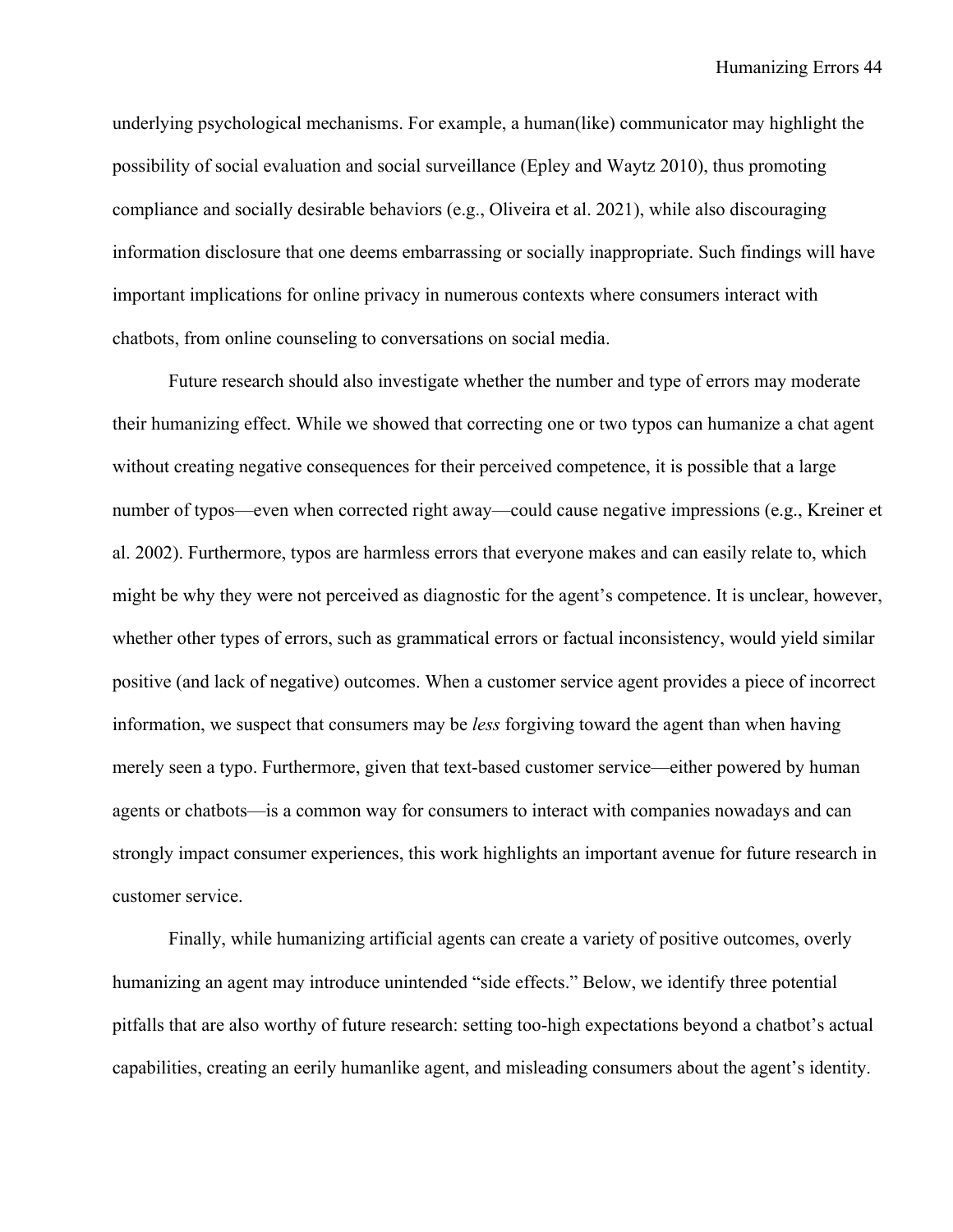underlying psychological mechanisms. For example, a human(like) communicator may highlight the possibility of social evaluation and social surveillance (Epley and Waytz 2010), thus promoting compliance and socially desirable behaviors (e.g., Oliveira et al. 2021), while also discouraging information disclosure that one deems embarrassing or socially inappropriate. Such findings will have important implications for online privacy in numerous contexts where consumers interact with chatbots, from online counseling to conversations on social media.

Future research should also investigate whether the number and type of errors may moderate their humanizing effect. While we showed that correcting one or two typos can humanize a chat agent without creating negative consequences for their perceived competence, it is possible that a large number of typos—even when corrected right away—could cause negative impressions (e.g., Kreiner et al. 2002). Furthermore, typos are harmless errors that everyone makes and can easily relate to, which might be why they were not perceived as diagnostic for the agent's competence. It is unclear, however, whether other types of errors, such as grammatical errors or factual inconsistency, would yield similar positive (and lack of negative) outcomes. When a customer service agent provides a piece of incorrect information, we suspect that consumers may be *less* forgiving toward the agent than when having merely seen a typo. Furthermore, given that text-based customer service—either powered by human agents or chatbots—is a common way for consumers to interact with companies nowadays and can strongly impact consumer experiences, this work highlights an important avenue for future research in customer service.

Finally, while humanizing artificial agents can create a variety of positive outcomes, overly humanizing an agent may introduce unintended "side effects." Below, we identify three potential pitfalls that are also worthy of future research: setting too-high expectations beyond a chatbot's actual capabilities, creating an eerily humanlike agent, and misleading consumers about the agent's identity.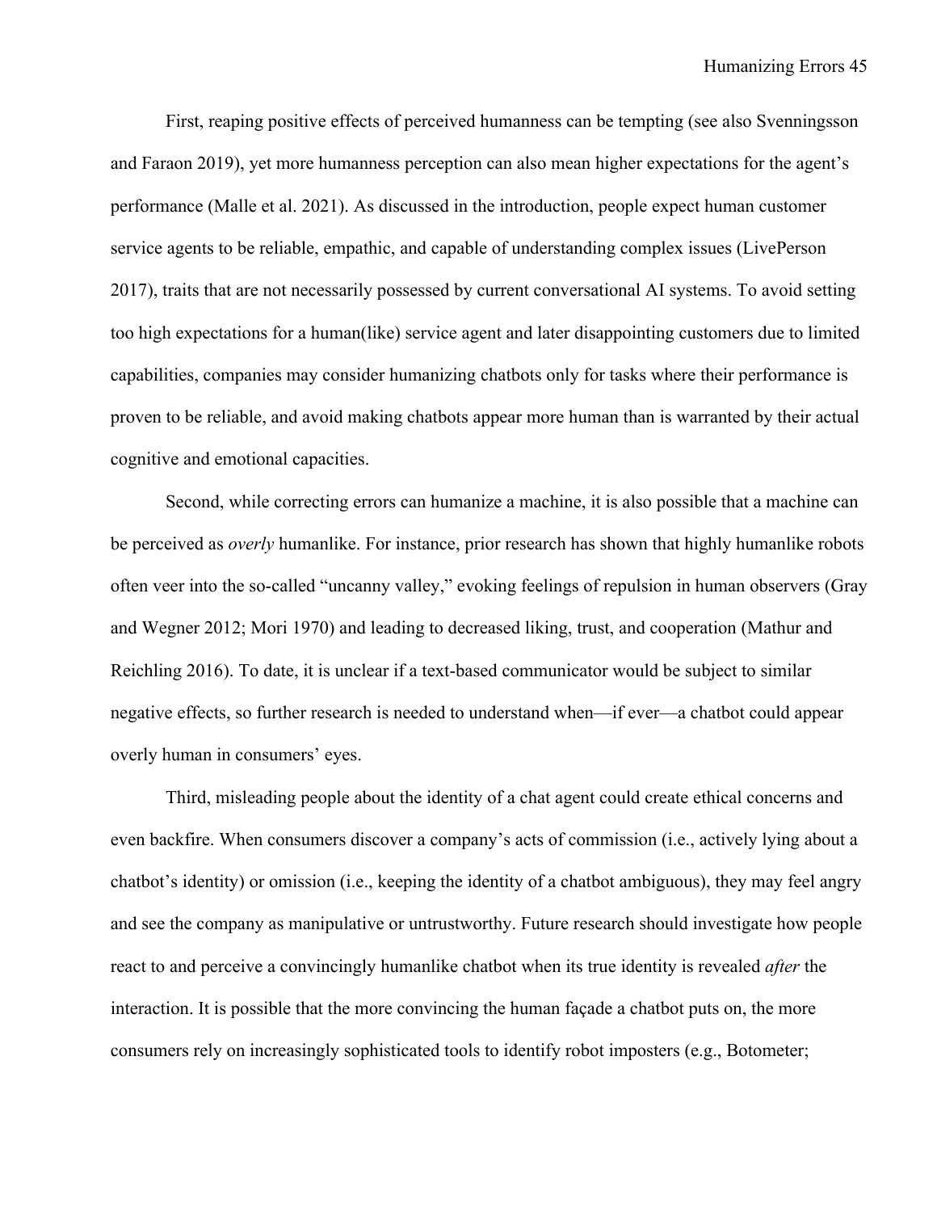First, reaping positive effects of perceived humanness can be tempting (see also Svenningsson and Faraon 2019), yet more humanness perception can also mean higher expectations for the agent's performance (Malle et al. 2021). As discussed in the introduction, people expect human customer service agents to be reliable, empathic, and capable of understanding complex issues (LivePerson 2017), traits that are not necessarily possessed by current conversational AI systems. To avoid setting too high expectations for a human(like) service agent and later disappointing customers due to limited capabilities, companies may consider humanizing chatbots only for tasks where their performance is proven to be reliable, and avoid making chatbots appear more human than is warranted by their actual cognitive and emotional capacities.

Second, while correcting errors can humanize a machine, it is also possible that a machine can be perceived as *overly* humanlike. For instance, prior research has shown that highly humanlike robots often veer into the so-called "uncanny valley," evoking feelings of repulsion in human observers (Gray and Wegner 2012; Mori 1970) and leading to decreased liking, trust, and cooperation (Mathur and Reichling 2016). To date, it is unclear if a text-based communicator would be subject to similar negative effects, so further research is needed to understand when—if ever—a chatbot could appear overly human in consumers' eyes.

Third, misleading people about the identity of a chat agent could create ethical concerns and even backfire. When consumers discover a company's acts of commission (i.e., actively lying about a chatbot's identity) or omission (i.e., keeping the identity of a chatbot ambiguous), they may feel angry and see the company as manipulative or untrustworthy. Future research should investigate how people react to and perceive a convincingly humanlike chatbot when its true identity is revealed *after* the interaction. It is possible that the more convincing the human façade a chatbot puts on, the more consumers rely on increasingly sophisticated tools to identify robot imposters (e.g., Botometer;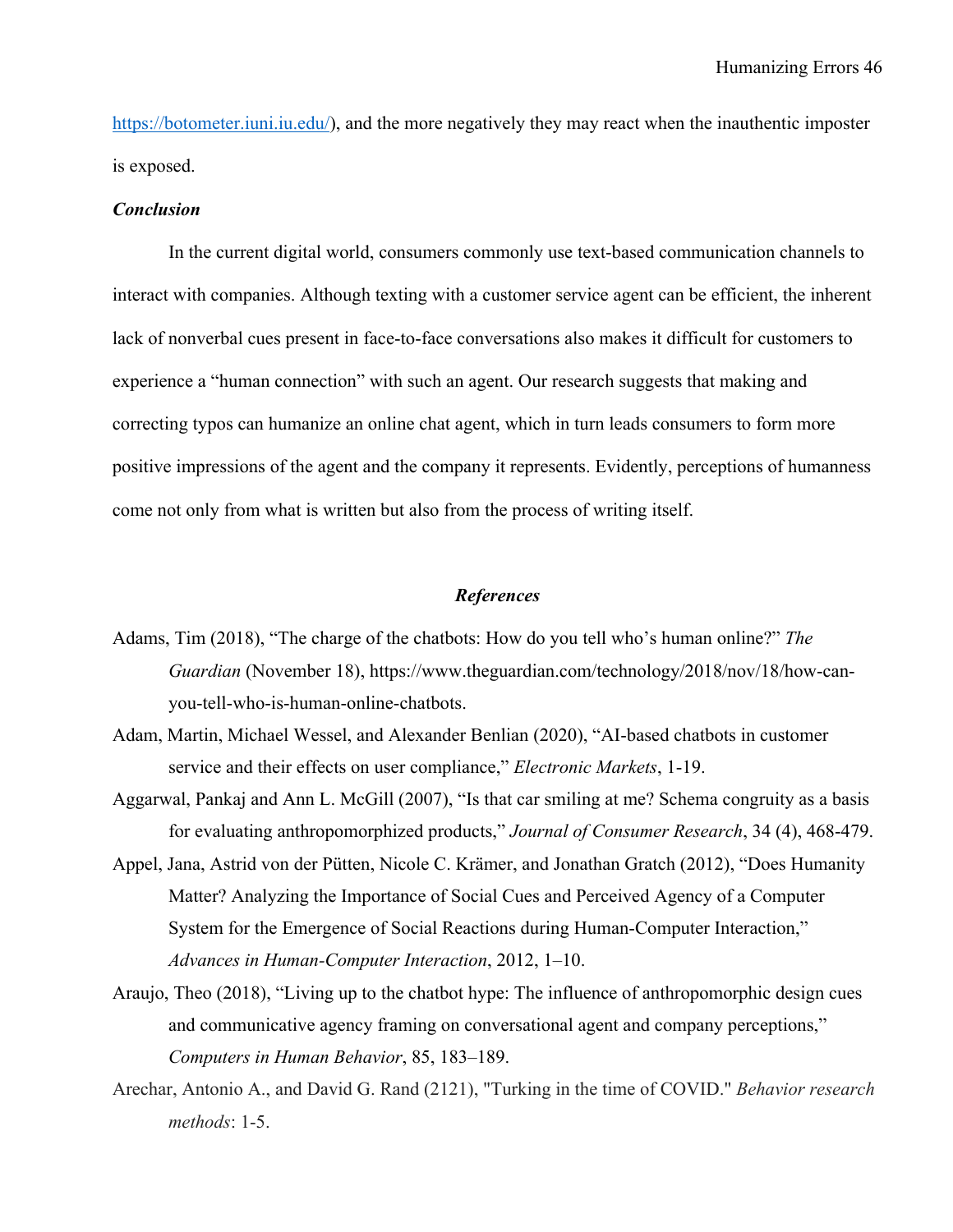https://botometer.iuni.iu.edu/), and the more negatively they may react when the inauthentic imposter is exposed.

***Conclusion***

In the current digital world, consumers commonly use text-based communication channels to interact with companies. Although texting with a customer service agent can be efficient, the inherent lack of nonverbal cues present in face-to-face conversations also makes it difficult for customers to experience a "human connection" with such an agent. Our research suggests that making and correcting typos can humanize an online chat agent, which in turn leads consumers to form more positive impressions of the agent and the company it represents. Evidently, perceptions of humanness come not only from what is written but also from the process of writing itself.

## *References*

Adams, Tim (2018), "The charge of the chatbots: How do you tell who's human online?" *The Guardian* (November 18), https://www.theguardian.com/technology/2018/nov/18/how-can-you-tell-who-is-human-online-chatbots.

Adam, Martin, Michael Wessel, and Alexander Benlian (2020), "AI-based chatbots in customer service and their effects on user compliance," *Electronic Markets*, 1-19.

Aggarwal, Pankaj and Ann L. McGill (2007), "Is that car smiling at me? Schema congruity as a basis for evaluating anthropomorphized products," *Journal of Consumer Research*, 34 (4), 468-479.

Appel, Jana, Astrid von der Pütten, Nicole C. Krämer, and Jonathan Gratch (2012), "Does Humanity Matter? Analyzing the Importance of Social Cues and Perceived Agency of a Computer System for the Emergence of Social Reactions during Human-Computer Interaction," *Advances in Human-Computer Interaction*, 2012, 1–10.

Araujo, Theo (2018), "Living up to the chatbot hype: The influence of anthropomorphic design cues and communicative agency framing on conversational agent and company perceptions," *Computers in Human Behavior*, 85, 183–189.

Arechar, Antonio A., and David G. Rand (2121), "Turking in the time of COVID." *Behavior research methods*: 1-5.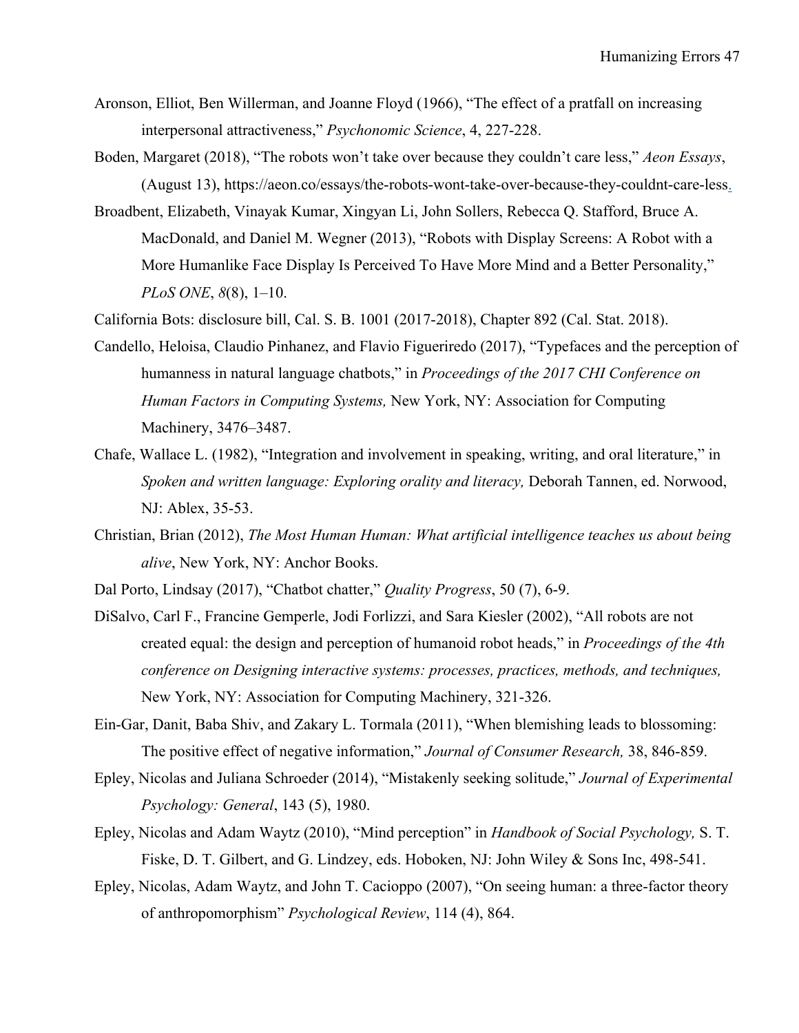Aronson, Elliot, Ben Willerman, and Joanne Floyd (1966), "The effect of a pratfall on increasing interpersonal attractiveness," *Psychonomic Science*, 4, 227-228.

Boden, Margaret (2018), "The robots won't take over because they couldn't care less," *Aeon Essays*, (August 13), https://aeon.co/essays/the-robots-wont-take-over-because-they-couldnt-care-less.

Broadbent, Elizabeth, Vinayak Kumar, Xingyan Li, John Sollers, Rebecca Q. Stafford, Bruce A. MacDonald, and Daniel M. Wegner (2013), "Robots with Display Screens: A Robot with a More Humanlike Face Display Is Perceived To Have More Mind and a Better Personality," *PLoS ONE*, *8*(8), 1–10.

California Bots: disclosure bill, Cal. S. B. 1001 (2017-2018), Chapter 892 (Cal. Stat. 2018).

Candello, Heloisa, Claudio Pinhanez, and Flavio Figueriredo (2017), "Typefaces and the perception of humanness in natural language chatbots," in *Proceedings of the 2017 CHI Conference on Human Factors in Computing Systems,* New York, NY: Association for Computing Machinery, 3476–3487.

Chafe, Wallace L. (1982), "Integration and involvement in speaking, writing, and oral literature," in *Spoken and written language: Exploring orality and literacy,* Deborah Tannen, ed. Norwood, NJ: Ablex, 35-53.

Christian, Brian (2012), *The Most Human Human: What artificial intelligence teaches us about being alive*, New York, NY: Anchor Books.

Dal Porto, Lindsay (2017), "Chatbot chatter," *Quality Progress*, 50 (7), 6-9.

DiSalvo, Carl F., Francine Gemperle, Jodi Forlizzi, and Sara Kiesler (2002), "All robots are not created equal: the design and perception of humanoid robot heads," in *Proceedings of the 4th conference on Designing interactive systems: processes, practices, methods, and techniques,* New York, NY: Association for Computing Machinery, 321-326.

Ein-Gar, Danit, Baba Shiv, and Zakary L. Tormala (2011), "When blemishing leads to blossoming: The positive effect of negative information," *Journal of Consumer Research,* 38, 846-859.

Epley, Nicolas and Juliana Schroeder (2014), "Mistakenly seeking solitude," *Journal of Experimental Psychology: General*, 143 (5), 1980.

Epley, Nicolas and Adam Waytz (2010), "Mind perception" in *Handbook of Social Psychology,* S. T. Fiske, D. T. Gilbert, and G. Lindzey, eds. Hoboken, NJ: John Wiley & Sons Inc, 498-541.

Epley, Nicolas, Adam Waytz, and John T. Cacioppo (2007), "On seeing human: a three-factor theory of anthropomorphism" *Psychological Review*, 114 (4), 864.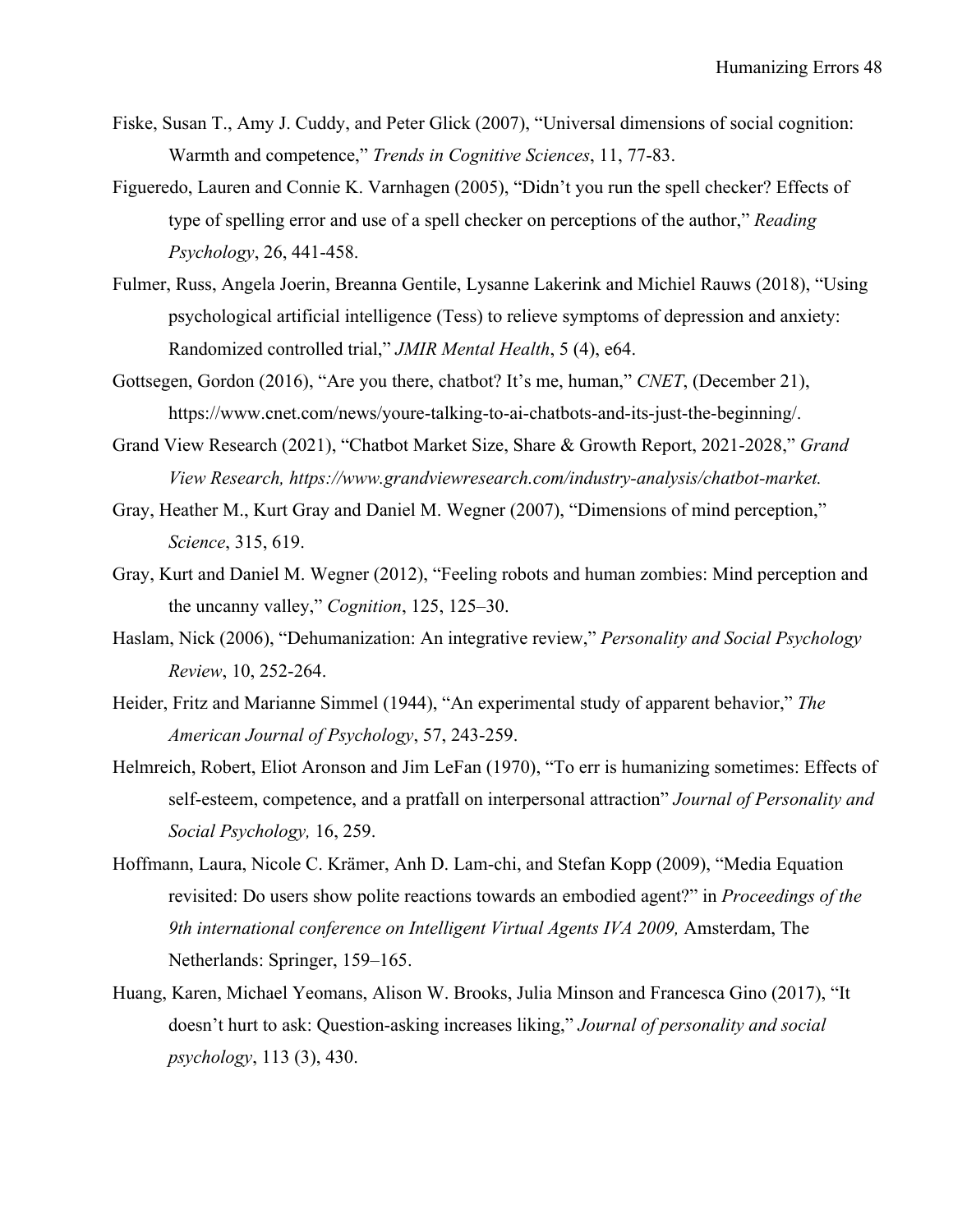Fiske, Susan T., Amy J. Cuddy, and Peter Glick (2007), "Universal dimensions of social cognition: Warmth and competence," *Trends in Cognitive Sciences*, 11, 77-83.

Figueredo, Lauren and Connie K. Varnhagen (2005), "Didn't you run the spell checker? Effects of type of spelling error and use of a spell checker on perceptions of the author," *Reading Psychology*, 26, 441-458.

Fulmer, Russ, Angela Joerin, Breanna Gentile, Lysanne Lakerink and Michiel Rauws (2018), "Using psychological artificial intelligence (Tess) to relieve symptoms of depression and anxiety: Randomized controlled trial," *JMIR Mental Health*, 5 (4), e64.

Gottsegen, Gordon (2016), "Are you there, chatbot? It's me, human," *CNET*, (December 21), https://www.cnet.com/news/youre-talking-to-ai-chatbots-and-its-just-the-beginning/.

Grand View Research (2021), "Chatbot Market Size, Share & Growth Report, 2021-2028," *Grand View Research, https://www.grandviewresearch.com/industry-analysis/chatbot-market.*

Gray, Heather M., Kurt Gray and Daniel M. Wegner (2007), "Dimensions of mind perception," *Science*, 315, 619.

Gray, Kurt and Daniel M. Wegner (2012), "Feeling robots and human zombies: Mind perception and the uncanny valley," *Cognition*, 125, 125–30.

Haslam, Nick (2006), "Dehumanization: An integrative review," *Personality and Social Psychology Review*, 10, 252-264.

Heider, Fritz and Marianne Simmel (1944), "An experimental study of apparent behavior," *The American Journal of Psychology*, 57, 243-259.

Helmreich, Robert, Eliot Aronson and Jim LeFan (1970), "To err is humanizing sometimes: Effects of self-esteem, competence, and a pratfall on interpersonal attraction" *Journal of Personality and Social Psychology,* 16, 259.

Hoffmann, Laura, Nicole C. Krämer, Anh D. Lam-chi, and Stefan Kopp (2009), "Media Equation revisited: Do users show polite reactions towards an embodied agent?" in *Proceedings of the 9th international conference on Intelligent Virtual Agents IVA 2009,* Amsterdam, The Netherlands: Springer, 159–165.

Huang, Karen, Michael Yeomans, Alison W. Brooks, Julia Minson and Francesca Gino (2017), "It doesn't hurt to ask: Question-asking increases liking," *Journal of personality and social psychology*, 113 (3), 430.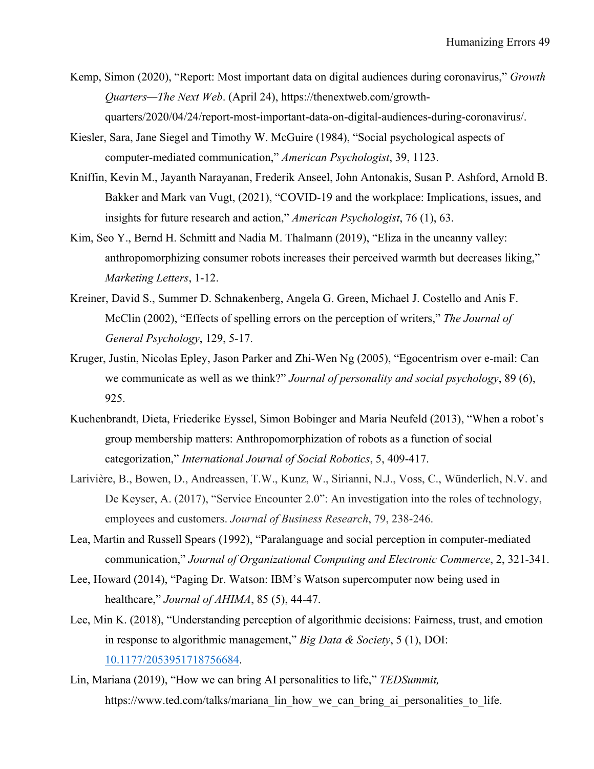Kemp, Simon (2020), "Report: Most important data on digital audiences during coronavirus," *Growth Quarters—The Next Web*. (April 24), https://thenextweb.com/growth-quarters/2020/04/24/report-most-important-data-on-digital-audiences-during-coronavirus/.

Kiesler, Sara, Jane Siegel and Timothy W. McGuire (1984), "Social psychological aspects of computer-mediated communication," *American Psychologist*, 39, 1123.

Kniffin, Kevin M., Jayanth Narayanan, Frederik Anseel, John Antonakis, Susan P. Ashford, Arnold B. Bakker and Mark van Vugt, (2021), "COVID-19 and the workplace: Implications, issues, and insights for future research and action," *American Psychologist*, 76 (1), 63.

Kim, Seo Y., Bernd H. Schmitt and Nadia M. Thalmann (2019), "Eliza in the uncanny valley: anthropomorphizing consumer robots increases their perceived warmth but decreases liking," *Marketing Letters*, 1-12.

Kreiner, David S., Summer D. Schnakenberg, Angela G. Green, Michael J. Costello and Anis F. McClin (2002), "Effects of spelling errors on the perception of writers," *The Journal of General Psychology*, 129, 5-17.

Kruger, Justin, Nicolas Epley, Jason Parker and Zhi-Wen Ng (2005), "Egocentrism over e-mail: Can we communicate as well as we think?" *Journal of personality and social psychology*, 89 (6), 925.

Kuchenbrandt, Dieta, Friederike Eyssel, Simon Bobinger and Maria Neufeld (2013), "When a robot's group membership matters: Anthropomorphization of robots as a function of social categorization," *International Journal of Social Robotics*, 5, 409-417.

Larivière, B., Bowen, D., Andreassen, T.W., Kunz, W., Sirianni, N.J., Voss, C., Wünderlich, N.V. and De Keyser, A. (2017), "Service Encounter 2.0": An investigation into the roles of technology, employees and customers. *Journal of Business Research*, 79, 238-246.

Lea, Martin and Russell Spears (1992), "Paralanguage and social perception in computer-mediated communication," *Journal of Organizational Computing and Electronic Commerce*, 2, 321-341.

Lee, Howard (2014), "Paging Dr. Watson: IBM's Watson supercomputer now being used in healthcare," *Journal of AHIMA*, 85 (5), 44-47.

Lee, Min K. (2018), "Understanding perception of algorithmic decisions: Fairness, trust, and emotion in response to algorithmic management," *Big Data & Society*, 5 (1), DOI: 10.1177/2053951718756684.

Lin, Mariana (2019), "How we can bring AI personalities to life," *TEDSummit,* https://www.ted.com/talks/mariana_lin_how_we_can_bring_ai_personalities_to_life.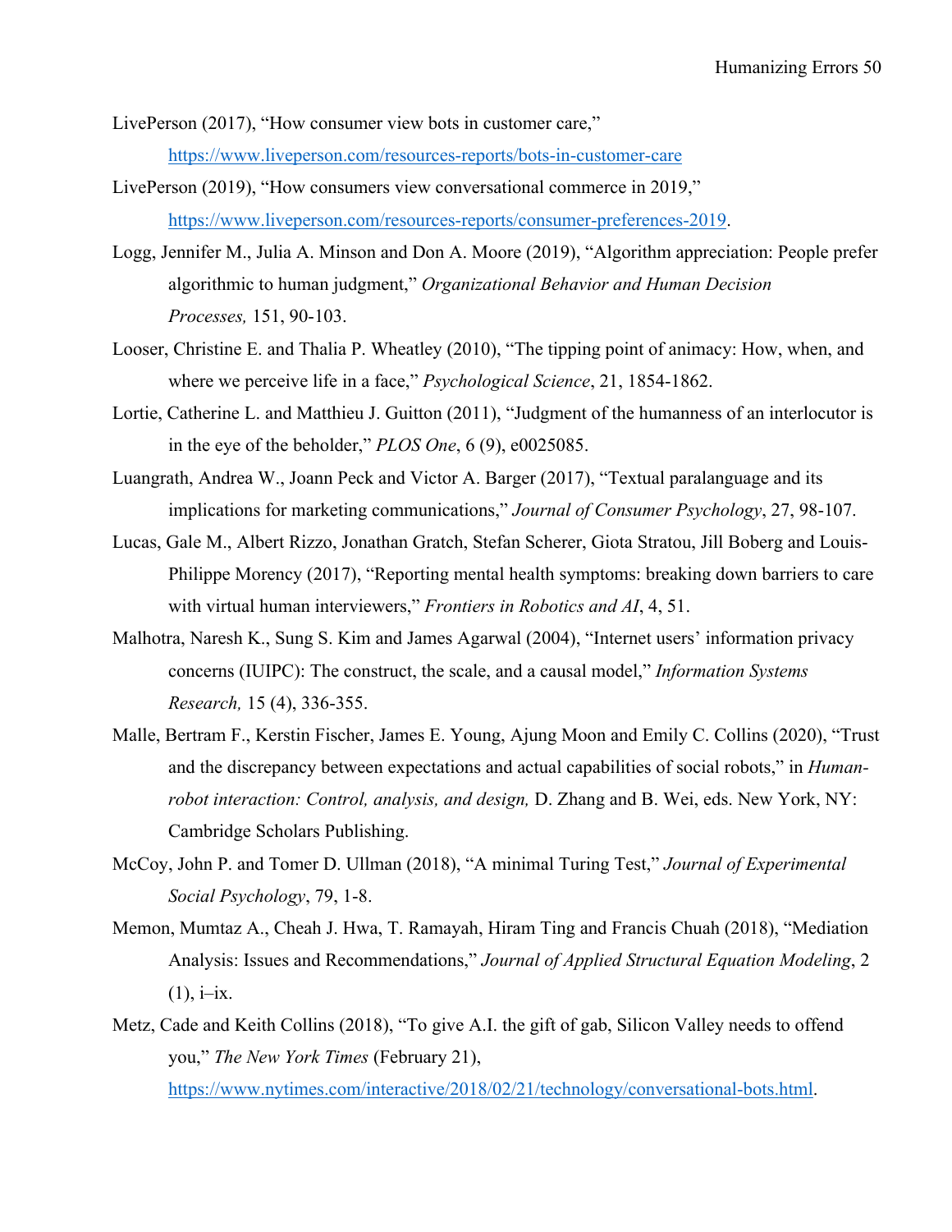LivePerson (2017), "How consumer view bots in customer care," https://www.liveperson.com/resources-reports/bots-in-customer-care

LivePerson (2019), "How consumers view conversational commerce in 2019," https://www.liveperson.com/resources-reports/consumer-preferences-2019.

Logg, Jennifer M., Julia A. Minson and Don A. Moore (2019), "Algorithm appreciation: People prefer algorithmic to human judgment," *Organizational Behavior and Human Decision Processes,* 151, 90-103.

Looser, Christine E. and Thalia P. Wheatley (2010), "The tipping point of animacy: How, when, and where we perceive life in a face," *Psychological Science*, 21, 1854-1862.

Lortie, Catherine L. and Matthieu J. Guitton (2011), "Judgment of the humanness of an interlocutor is in the eye of the beholder," *PLOS One*, 6 (9), e0025085.

Luangrath, Andrea W., Joann Peck and Victor A. Barger (2017), "Textual paralanguage and its implications for marketing communications," *Journal of Consumer Psychology*, 27, 98-107.

Lucas, Gale M., Albert Rizzo, Jonathan Gratch, Stefan Scherer, Giota Stratou, Jill Boberg and Louis-Philippe Morency (2017), "Reporting mental health symptoms: breaking down barriers to care with virtual human interviewers," *Frontiers in Robotics and AI*, 4, 51.

Malhotra, Naresh K., Sung S. Kim and James Agarwal (2004), "Internet users' information privacy concerns (IUIPC): The construct, the scale, and a causal model," *Information Systems Research,* 15 (4), 336-355.

Malle, Bertram F., Kerstin Fischer, James E. Young, Ajung Moon and Emily C. Collins (2020), "Trust and the discrepancy between expectations and actual capabilities of social robots," in *Human-robot interaction: Control, analysis, and design,* D. Zhang and B. Wei, eds. New York, NY: Cambridge Scholars Publishing.

McCoy, John P. and Tomer D. Ullman (2018), "A minimal Turing Test," *Journal of Experimental Social Psychology*, 79, 1-8.

Memon, Mumtaz A., Cheah J. Hwa, T. Ramayah, Hiram Ting and Francis Chuah (2018), "Mediation Analysis: Issues and Recommendations," *Journal of Applied Structural Equation Modeling*, 2 (1), i–ix.

Metz, Cade and Keith Collins (2018), "To give A.I. the gift of gab, Silicon Valley needs to offend you," *The New York Times* (February 21), https://www.nytimes.com/interactive/2018/02/21/technology/conversational-bots.html.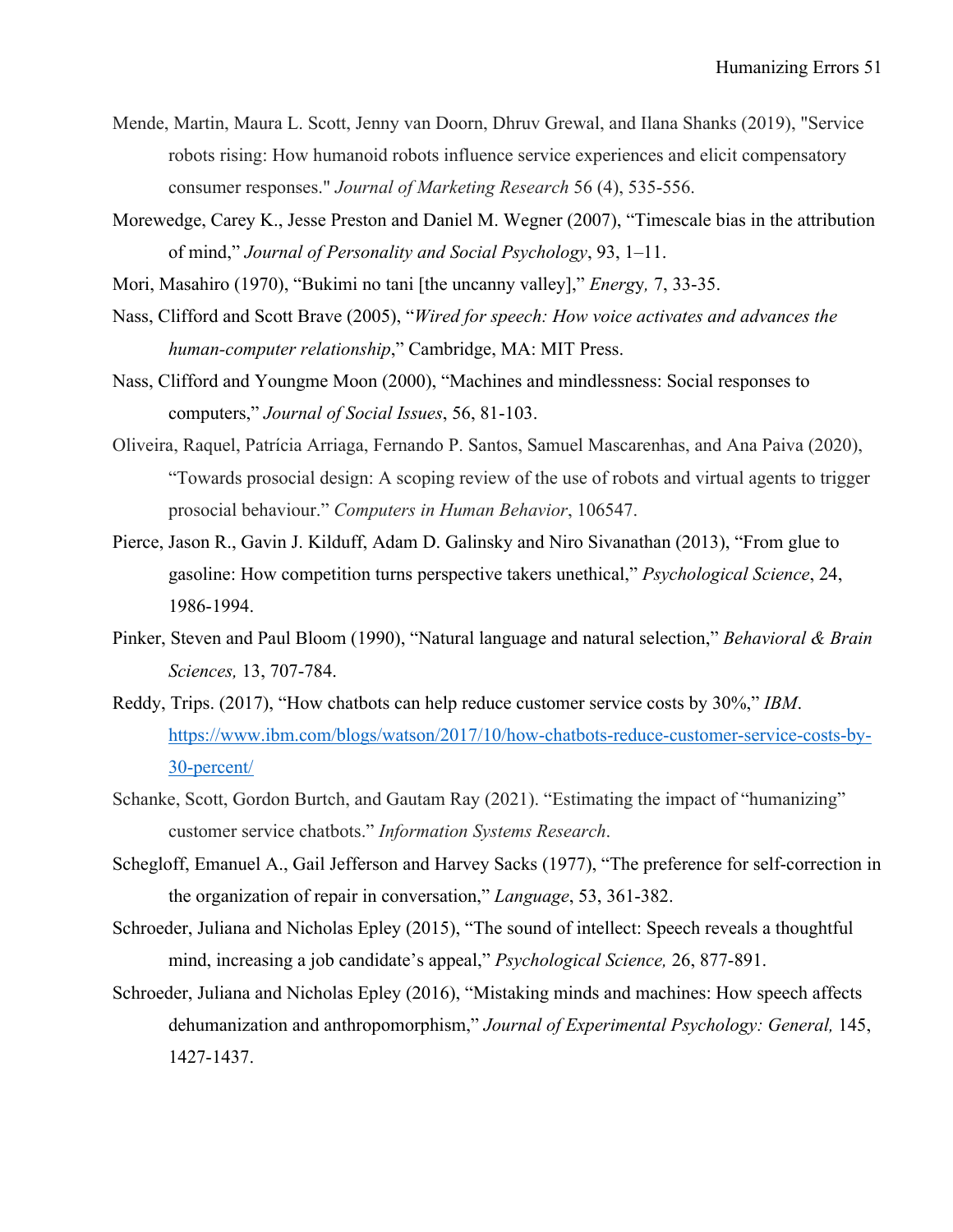Mende, Martin, Maura L. Scott, Jenny van Doorn, Dhruv Grewal, and Ilana Shanks (2019), "Service robots rising: How humanoid robots influence service experiences and elicit compensatory consumer responses." *Journal of Marketing Research* 56 (4), 535-556.

Morewedge, Carey K., Jesse Preston and Daniel M. Wegner (2007), "Timescale bias in the attribution of mind," *Journal of Personality and Social Psychology*, 93, 1–11.

Mori, Masahiro (1970), "Bukimi no tani [the uncanny valley]," *Energy,* 7, 33-35.

Nass, Clifford and Scott Brave (2005), "*Wired for speech: How voice activates and advances the human-computer relationship*," Cambridge, MA: MIT Press.

Nass, Clifford and Youngme Moon (2000), "Machines and mindlessness: Social responses to computers," *Journal of Social Issues*, 56, 81-103.

Oliveira, Raquel, Patrícia Arriaga, Fernando P. Santos, Samuel Mascarenhas, and Ana Paiva (2020), "Towards prosocial design: A scoping review of the use of robots and virtual agents to trigger prosocial behaviour." *Computers in Human Behavior*, 106547.

Pierce, Jason R., Gavin J. Kilduff, Adam D. Galinsky and Niro Sivanathan (2013), "From glue to gasoline: How competition turns perspective takers unethical," *Psychological Science*, 24, 1986-1994.

Pinker, Steven and Paul Bloom (1990), "Natural language and natural selection," *Behavioral & Brain Sciences,* 13, 707-784.

Reddy, Trips. (2017), "How chatbots can help reduce customer service costs by 30%," *IBM*. https://www.ibm.com/blogs/watson/2017/10/how-chatbots-reduce-customer-service-costs-by-30-percent/

Schanke, Scott, Gordon Burtch, and Gautam Ray (2021). "Estimating the impact of "humanizing" customer service chatbots." *Information Systems Research*.

Schegloff, Emanuel A., Gail Jefferson and Harvey Sacks (1977), "The preference for self-correction in the organization of repair in conversation," *Language*, 53, 361-382.

Schroeder, Juliana and Nicholas Epley (2015), "The sound of intellect: Speech reveals a thoughtful mind, increasing a job candidate's appeal," *Psychological Science,* 26, 877-891.

Schroeder, Juliana and Nicholas Epley (2016), "Mistaking minds and machines: How speech affects dehumanization and anthropomorphism," *Journal of Experimental Psychology: General,* 145, 1427-1437.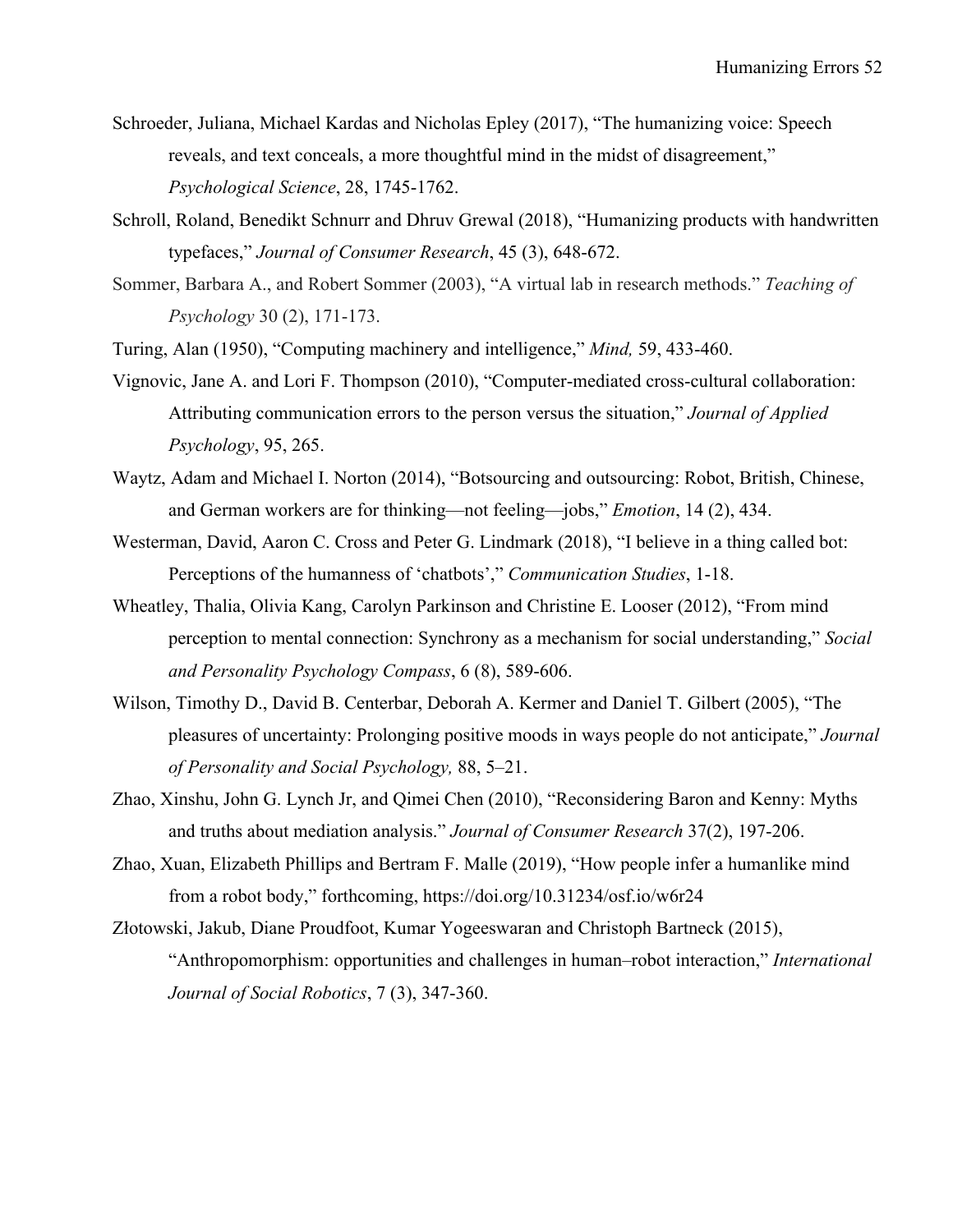Schroeder, Juliana, Michael Kardas and Nicholas Epley (2017), "The humanizing voice: Speech reveals, and text conceals, a more thoughtful mind in the midst of disagreement," *Psychological Science*, 28, 1745-1762.

Schroll, Roland, Benedikt Schnurr and Dhruv Grewal (2018), "Humanizing products with handwritten typefaces," *Journal of Consumer Research*, 45 (3), 648-672.

Sommer, Barbara A., and Robert Sommer (2003), "A virtual lab in research methods." *Teaching of Psychology* 30 (2), 171-173.

Turing, Alan (1950), "Computing machinery and intelligence," *Mind,* 59, 433-460.

Vignovic, Jane A. and Lori F. Thompson (2010), "Computer-mediated cross-cultural collaboration: Attributing communication errors to the person versus the situation," *Journal of Applied Psychology*, 95, 265.

Waytz, Adam and Michael I. Norton (2014), "Botsourcing and outsourcing: Robot, British, Chinese, and German workers are for thinking—not feeling—jobs," *Emotion*, 14 (2), 434.

Westerman, David, Aaron C. Cross and Peter G. Lindmark (2018), "I believe in a thing called bot: Perceptions of the humanness of 'chatbots'," *Communication Studies*, 1-18.

Wheatley, Thalia, Olivia Kang, Carolyn Parkinson and Christine E. Looser (2012), "From mind perception to mental connection: Synchrony as a mechanism for social understanding," *Social and Personality Psychology Compass*, 6 (8), 589-606.

Wilson, Timothy D., David B. Centerbar, Deborah A. Kermer and Daniel T. Gilbert (2005), "The pleasures of uncertainty: Prolonging positive moods in ways people do not anticipate," *Journal of Personality and Social Psychology,* 88, 5–21.

Zhao, Xinshu, John G. Lynch Jr, and Qimei Chen (2010), "Reconsidering Baron and Kenny: Myths and truths about mediation analysis." *Journal of Consumer Research* 37(2), 197-206.

Zhao, Xuan, Elizabeth Phillips and Bertram F. Malle (2019), "How people infer a humanlike mind from a robot body," forthcoming, https://doi.org/10.31234/osf.io/w6r24

Złotowski, Jakub, Diane Proudfoot, Kumar Yogeeswaran and Christoph Bartneck (2015), "Anthropomorphism: opportunities and challenges in human–robot interaction," *International Journal of Social Robotics*, 7 (3), 347-360.